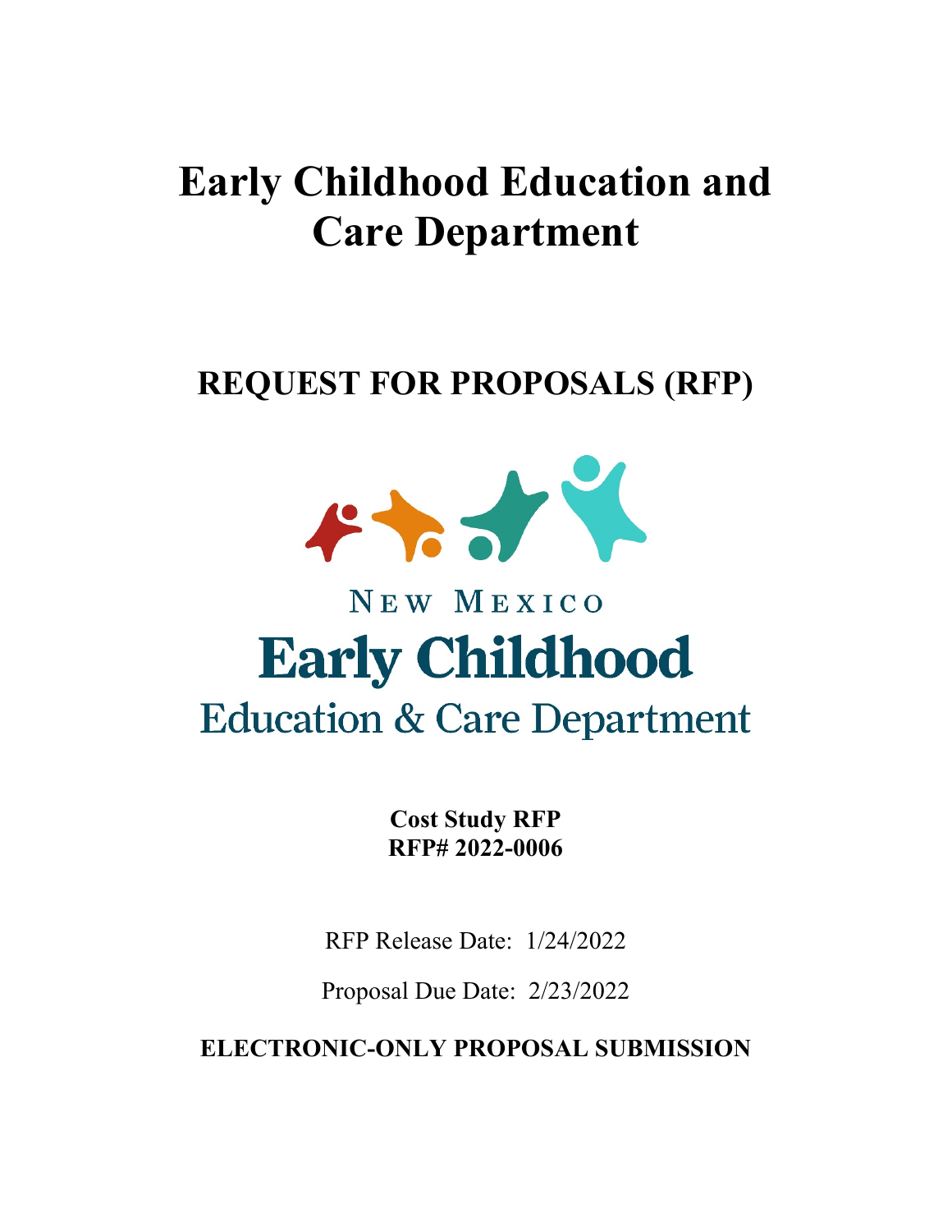# Early Childhood Education and Care Department

## REQUEST FOR PROPOSALS (RFP)

New Mexico
Early Childhood
Education & Care Department

**Cost Study RFP**
**RFP# 2022-0006**

RFP Release Date: 1/24/2022

Proposal Due Date: 2/23/2022

**ELECTRONIC-ONLY PROPOSAL SUBMISSION**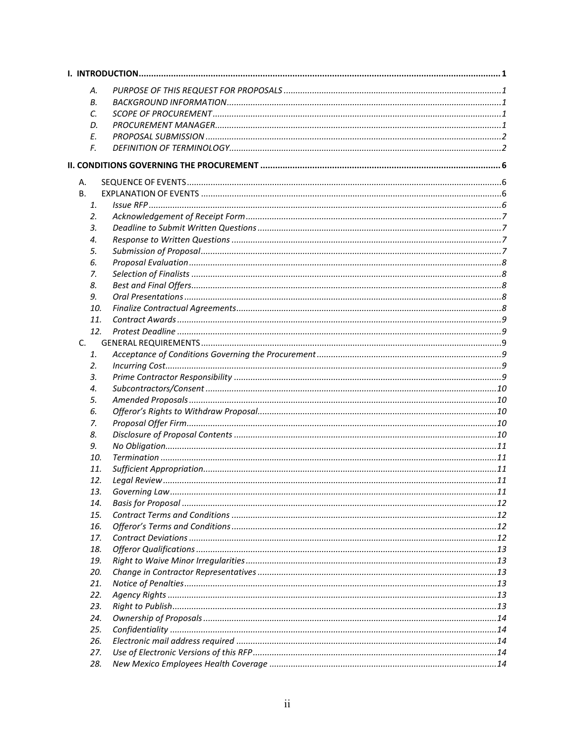**I. INTRODUCTION** ........ **1**

- A. *PURPOSE OF THIS REQUEST FOR PROPOSALS* ........ *1*
- B. *BACKGROUND INFORMATION* ........ *1*
- C. *SCOPE OF PROCUREMENT* ........ *1*
- D. *PROCUREMENT MANAGER* ........ *1*
- E. *PROPOSAL SUBMISSION* ........ *2*
- F. *DEFINITION OF TERMINOLOGY* ........ *2*

**II. CONDITIONS GOVERNING THE PROCUREMENT** ........ **6**

- A. SEQUENCE OF EVENTS ........ 6
- B. EXPLANATION OF EVENTS ........ 6
  1. *Issue RFP* ........ *6*
  2. *Acknowledgement of Receipt Form* ........ *7*
  3. *Deadline to Submit Written Questions* ........ *7*
  4. *Response to Written Questions* ........ *7*
  5. *Submission of Proposal* ........ *7*
  6. *Proposal Evaluation* ........ *8*
  7. *Selection of Finalists* ........ *8*
  8. *Best and Final Offers* ........ *8*
  9. *Oral Presentations* ........ *8*
  10. *Finalize Contractual Agreements* ........ *8*
  11. *Contract Awards* ........ *9*
  12. *Protest Deadline* ........ *9*
- C. GENERAL REQUIREMENTS ........ 9
  1. *Acceptance of Conditions Governing the Procurement* ........ *9*
  2. *Incurring Cost* ........ *9*
  3. *Prime Contractor Responsibility* ........ *9*
  4. *Subcontractors/Consent* ........ *10*
  5. *Amended Proposals* ........ *10*
  6. *Offeror's Rights to Withdraw Proposal* ........ *10*
  7. *Proposal Offer Firm* ........ *10*
  8. *Disclosure of Proposal Contents* ........ *10*
  9. *No Obligation* ........ *11*
  10. *Termination* ........ *11*
  11. *Sufficient Appropriation* ........ *11*
  12. *Legal Review* ........ *11*
  13. *Governing Law* ........ *11*
  14. *Basis for Proposal* ........ *12*
  15. *Contract Terms and Conditions* ........ *12*
  16. *Offeror's Terms and Conditions* ........ *12*
  17. *Contract Deviations* ........ *12*
  18. *Offeror Qualifications* ........ *13*
  19. *Right to Waive Minor Irregularities* ........ *13*
  20. *Change in Contractor Representatives* ........ *13*
  21. *Notice of Penalties* ........ *13*
  22. *Agency Rights* ........ *13*
  23. *Right to Publish* ........ *13*
  24. *Ownership of Proposals* ........ *14*
  25. *Confidentiality* ........ *14*
  26. *Electronic mail address required* ........ *14*
  27. *Use of Electronic Versions of this RFP* ........ *14*
  28. *New Mexico Employees Health Coverage* ........ *14*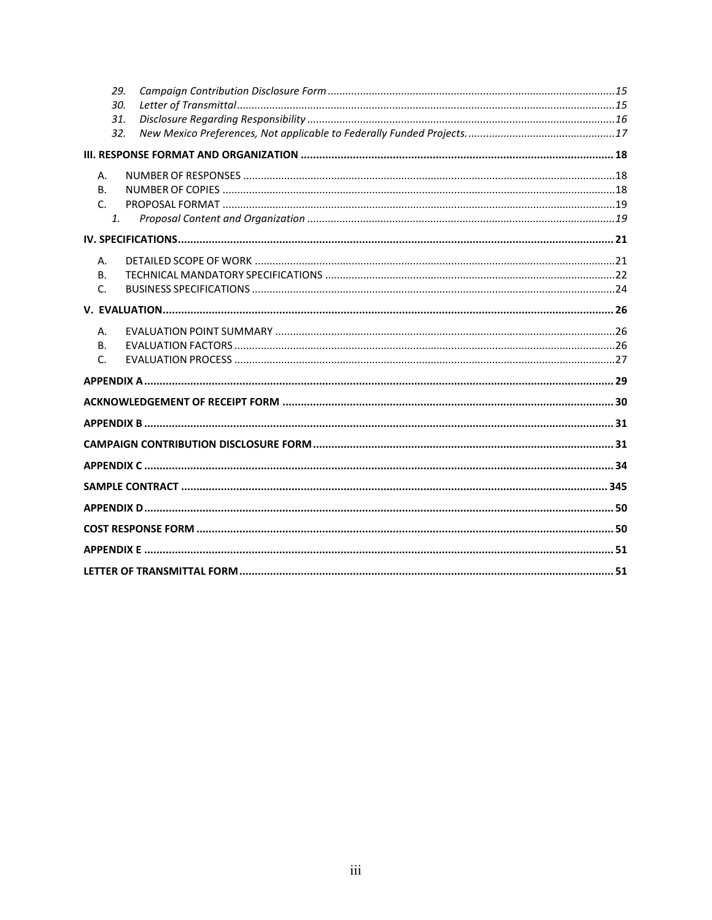29. *Campaign Contribution Disclosure Form* ....................................................................................................15
30. *Letter of Transmittal* ....................................................................................................................................15
31. *Disclosure Regarding Responsibility* ..........................................................................................................16
32. *New Mexico Preferences, Not applicable to Federally Funded Projects.* ...................................................17

**III. RESPONSE FORMAT AND ORGANIZATION** ..................................................................................................... **18**

A. NUMBER OF RESPONSES ............................................................................................................................18
B. NUMBER OF COPIES ...................................................................................................................................18
C. PROPOSAL FORMAT ....................................................................................................................................19
   1. *Proposal Content and Organization* ........................................................................................................19

**IV. SPECIFICATIONS** ............................................................................................................................................ **21**

A. DETAILED SCOPE OF WORK .........................................................................................................................21
B. TECHNICAL MANDATORY SPECIFICATIONS .................................................................................................22
C. BUSINESS SPECIFICATIONS ..........................................................................................................................24

**V. EVALUATION** .................................................................................................................................................. **26**

A. EVALUATION POINT SUMMARY ..................................................................................................................26
B. EVALUATION FACTORS ................................................................................................................................26
C. EVALUATION PROCESS ................................................................................................................................27

**APPENDIX A** ...................................................................................................................................................... **29**

**ACKNOWLEDGEMENT OF RECEIPT FORM** ........................................................................................................... **30**

**APPENDIX B** ...................................................................................................................................................... **31**

**CAMPAIGN CONTRIBUTION DISCLOSURE FORM** ................................................................................................. **31**

**APPENDIX C** ...................................................................................................................................................... **34**

**SAMPLE CONTRACT** .......................................................................................................................................... **345**

**APPENDIX D** ...................................................................................................................................................... **50**

**COST RESPONSE FORM** ..................................................................................................................................... **50**

**APPENDIX E** ...................................................................................................................................................... **51**

**LETTER OF TRANSMITTAL FORM** ......................................................................................................................... **51**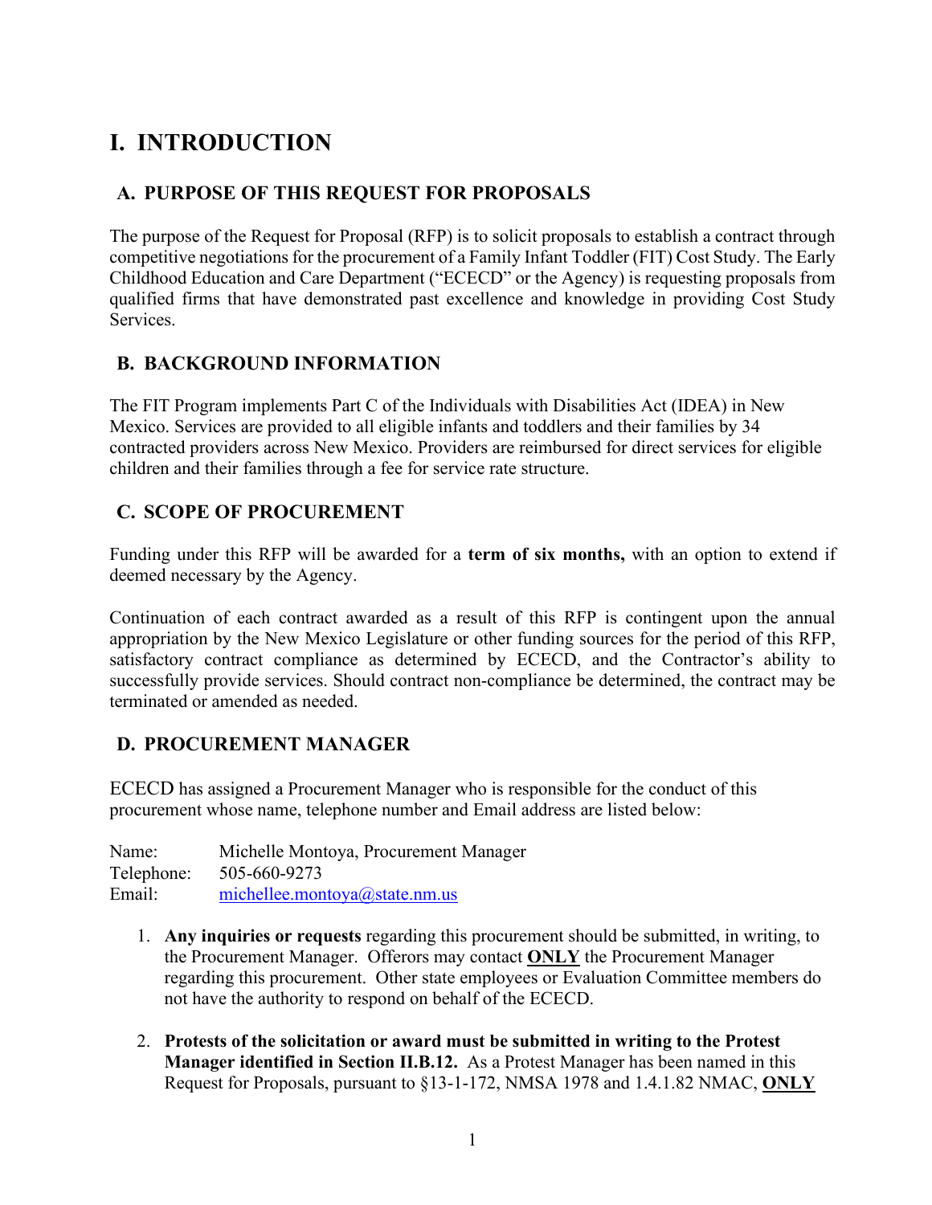# I. INTRODUCTION

## A. PURPOSE OF THIS REQUEST FOR PROPOSALS

The purpose of the Request for Proposal (RFP) is to solicit proposals to establish a contract through competitive negotiations for the procurement of a Family Infant Toddler (FIT) Cost Study. The Early Childhood Education and Care Department ("ECECD" or the Agency) is requesting proposals from qualified firms that have demonstrated past excellence and knowledge in providing Cost Study Services.

## B. BACKGROUND INFORMATION

The FIT Program implements Part C of the Individuals with Disabilities Act (IDEA) in New Mexico. Services are provided to all eligible infants and toddlers and their families by 34 contracted providers across New Mexico. Providers are reimbursed for direct services for eligible children and their families through a fee for service rate structure.

## C. SCOPE OF PROCUREMENT

Funding under this RFP will be awarded for a **term of six months,** with an option to extend if deemed necessary by the Agency.

Continuation of each contract awarded as a result of this RFP is contingent upon the annual appropriation by the New Mexico Legislature or other funding sources for the period of this RFP, satisfactory contract compliance as determined by ECECD, and the Contractor's ability to successfully provide services. Should contract non-compliance be determined, the contract may be terminated or amended as needed.

## D. PROCUREMENT MANAGER

ECECD has assigned a Procurement Manager who is responsible for the conduct of this procurement whose name, telephone number and Email address are listed below:

Name: Michelle Montoya, Procurement Manager
Telephone: 505-660-9273
Email: michellee.montoya@state.nm.us

1. **Any inquiries or requests** regarding this procurement should be submitted, in writing, to the Procurement Manager. Offerors may contact **ONLY** the Procurement Manager regarding this procurement. Other state employees or Evaluation Committee members do not have the authority to respond on behalf of the ECECD.

2. **Protests of the solicitation or award must be submitted in writing to the Protest Manager identified in Section II.B.12.** As a Protest Manager has been named in this Request for Proposals, pursuant to §13-1-172, NMSA 1978 and 1.4.1.82 NMAC, **ONLY**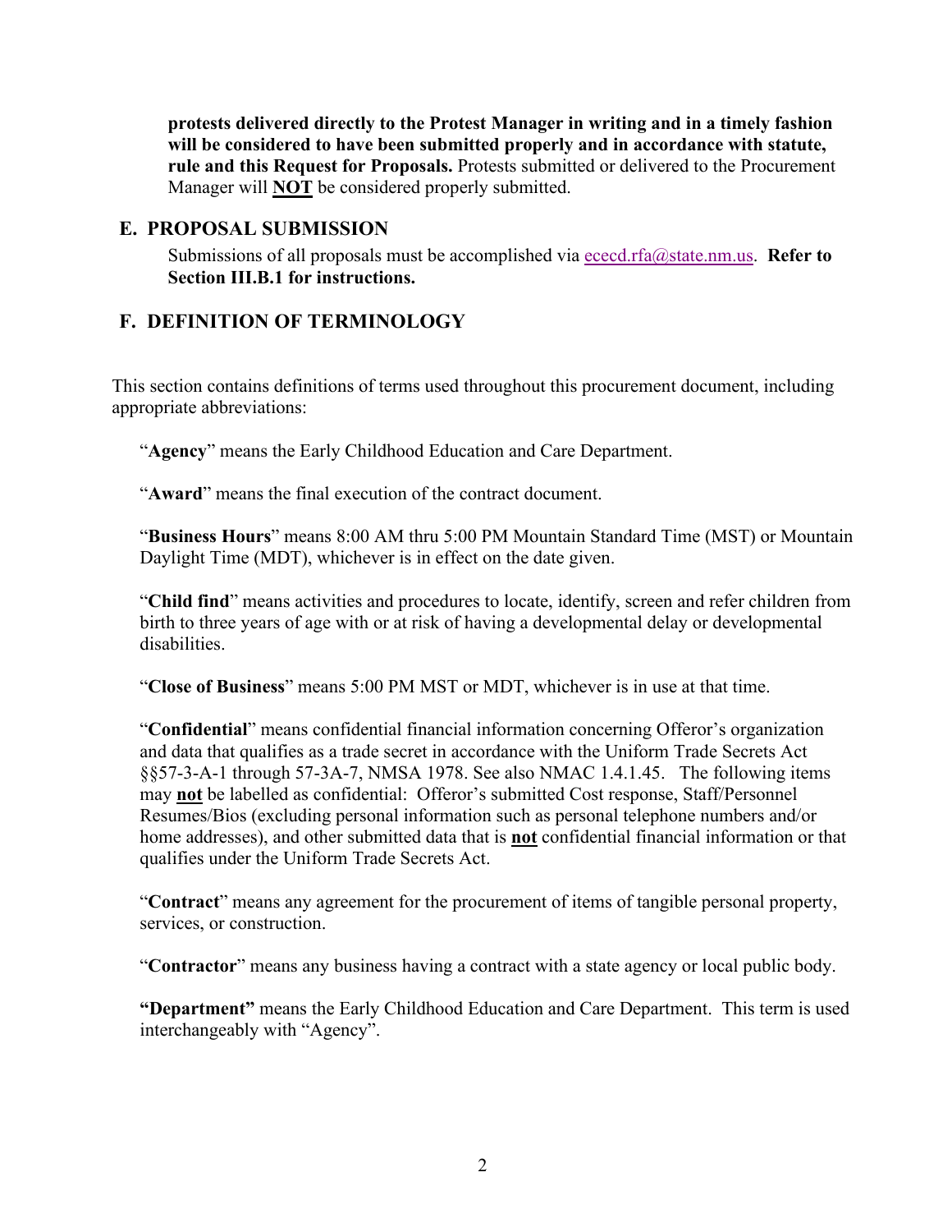**protests delivered directly to the Protest Manager in writing and in a timely fashion will be considered to have been submitted properly and in accordance with statute, rule and this Request for Proposals.** Protests submitted or delivered to the Procurement Manager will **NOT** be considered properly submitted.

## E. PROPOSAL SUBMISSION

Submissions of all proposals must be accomplished via ececd.rfa@state.nm.us. **Refer to Section III.B.1 for instructions.**

## F. DEFINITION OF TERMINOLOGY

This section contains definitions of terms used throughout this procurement document, including appropriate abbreviations:

"**Agency**" means the Early Childhood Education and Care Department.

"**Award**" means the final execution of the contract document.

"**Business Hours**" means 8:00 AM thru 5:00 PM Mountain Standard Time (MST) or Mountain Daylight Time (MDT), whichever is in effect on the date given.

"**Child find**" means activities and procedures to locate, identify, screen and refer children from birth to three years of age with or at risk of having a developmental delay or developmental disabilities.

"**Close of Business**" means 5:00 PM MST or MDT, whichever is in use at that time.

"**Confidential**" means confidential financial information concerning Offeror's organization and data that qualifies as a trade secret in accordance with the Uniform Trade Secrets Act §§57-3-A-1 through 57-3A-7, NMSA 1978. See also NMAC 1.4.1.45. The following items may **not** be labelled as confidential: Offeror's submitted Cost response, Staff/Personnel Resumes/Bios (excluding personal information such as personal telephone numbers and/or home addresses), and other submitted data that is **not** confidential financial information or that qualifies under the Uniform Trade Secrets Act.

"**Contract**" means any agreement for the procurement of items of tangible personal property, services, or construction.

"**Contractor**" means any business having a contract with a state agency or local public body.

**"Department"** means the Early Childhood Education and Care Department. This term is used interchangeably with "Agency".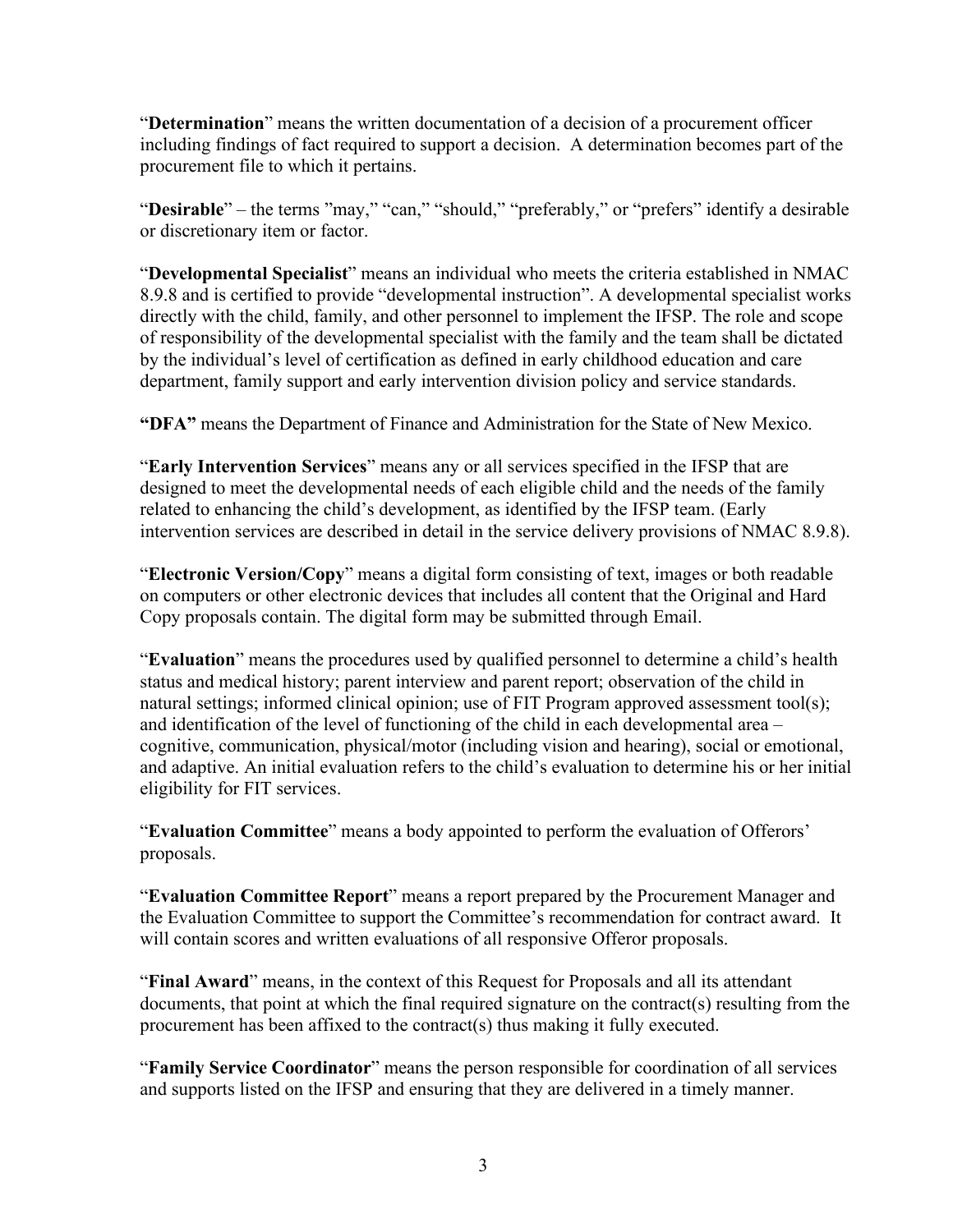"**Determination**" means the written documentation of a decision of a procurement officer including findings of fact required to support a decision. A determination becomes part of the procurement file to which it pertains.

"**Desirable**" – the terms "may," "can," "should," "preferably," or "prefers" identify a desirable or discretionary item or factor.

"**Developmental Specialist**" means an individual who meets the criteria established in NMAC 8.9.8 and is certified to provide "developmental instruction". A developmental specialist works directly with the child, family, and other personnel to implement the IFSP. The role and scope of responsibility of the developmental specialist with the family and the team shall be dictated by the individual's level of certification as defined in early childhood education and care department, family support and early intervention division policy and service standards.

**"DFA"** means the Department of Finance and Administration for the State of New Mexico.

"**Early Intervention Services**" means any or all services specified in the IFSP that are designed to meet the developmental needs of each eligible child and the needs of the family related to enhancing the child's development, as identified by the IFSP team. (Early intervention services are described in detail in the service delivery provisions of NMAC 8.9.8).

"**Electronic Version/Copy**" means a digital form consisting of text, images or both readable on computers or other electronic devices that includes all content that the Original and Hard Copy proposals contain. The digital form may be submitted through Email.

"**Evaluation**" means the procedures used by qualified personnel to determine a child's health status and medical history; parent interview and parent report; observation of the child in natural settings; informed clinical opinion; use of FIT Program approved assessment tool(s); and identification of the level of functioning of the child in each developmental area – cognitive, communication, physical/motor (including vision and hearing), social or emotional, and adaptive. An initial evaluation refers to the child's evaluation to determine his or her initial eligibility for FIT services.

"**Evaluation Committee**" means a body appointed to perform the evaluation of Offerors' proposals.

"**Evaluation Committee Report**" means a report prepared by the Procurement Manager and the Evaluation Committee to support the Committee's recommendation for contract award. It will contain scores and written evaluations of all responsive Offeror proposals.

"**Final Award**" means, in the context of this Request for Proposals and all its attendant documents, that point at which the final required signature on the contract(s) resulting from the procurement has been affixed to the contract(s) thus making it fully executed.

"**Family Service Coordinator**" means the person responsible for coordination of all services and supports listed on the IFSP and ensuring that they are delivered in a timely manner.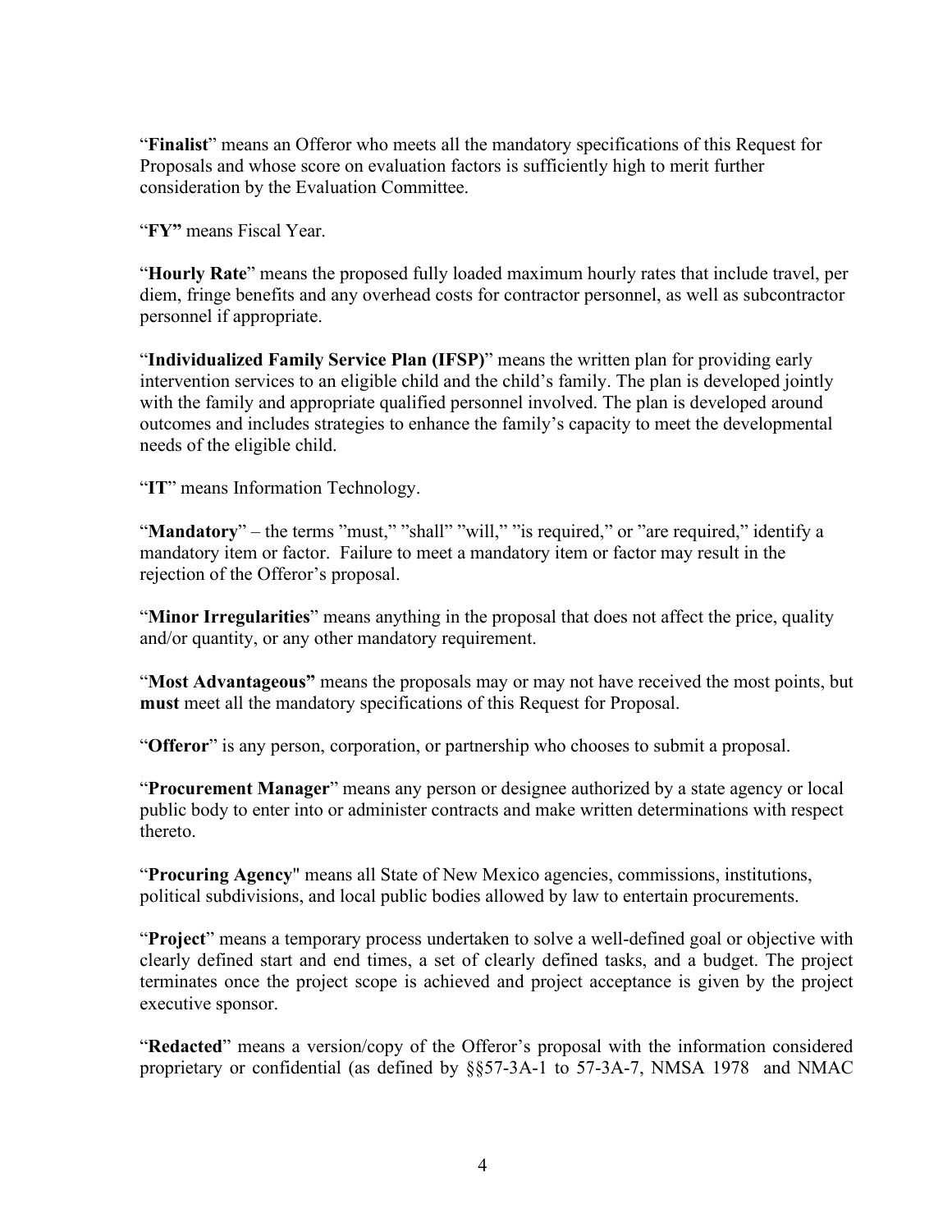"**Finalist**" means an Offeror who meets all the mandatory specifications of this Request for Proposals and whose score on evaluation factors is sufficiently high to merit further consideration by the Evaluation Committee.

"**FY"** means Fiscal Year.

"**Hourly Rate**" means the proposed fully loaded maximum hourly rates that include travel, per diem, fringe benefits and any overhead costs for contractor personnel, as well as subcontractor personnel if appropriate.

"**Individualized Family Service Plan (IFSP)**" means the written plan for providing early intervention services to an eligible child and the child's family. The plan is developed jointly with the family and appropriate qualified personnel involved. The plan is developed around outcomes and includes strategies to enhance the family's capacity to meet the developmental needs of the eligible child.

"**IT**" means Information Technology.

"**Mandatory**" – the terms "must," "shall" "will," "is required," or "are required," identify a mandatory item or factor. Failure to meet a mandatory item or factor may result in the rejection of the Offeror's proposal.

"**Minor Irregularities**" means anything in the proposal that does not affect the price, quality and/or quantity, or any other mandatory requirement.

"**Most Advantageous"** means the proposals may or may not have received the most points, but **must** meet all the mandatory specifications of this Request for Proposal.

"**Offeror**" is any person, corporation, or partnership who chooses to submit a proposal.

"**Procurement Manager**" means any person or designee authorized by a state agency or local public body to enter into or administer contracts and make written determinations with respect thereto.

"**Procuring Agency**" means all State of New Mexico agencies, commissions, institutions, political subdivisions, and local public bodies allowed by law to entertain procurements.

"**Project**" means a temporary process undertaken to solve a well-defined goal or objective with clearly defined start and end times, a set of clearly defined tasks, and a budget. The project terminates once the project scope is achieved and project acceptance is given by the project executive sponsor.

"**Redacted**" means a version/copy of the Offeror's proposal with the information considered proprietary or confidential (as defined by §§57-3A-1 to 57-3A-7, NMSA 1978 and NMAC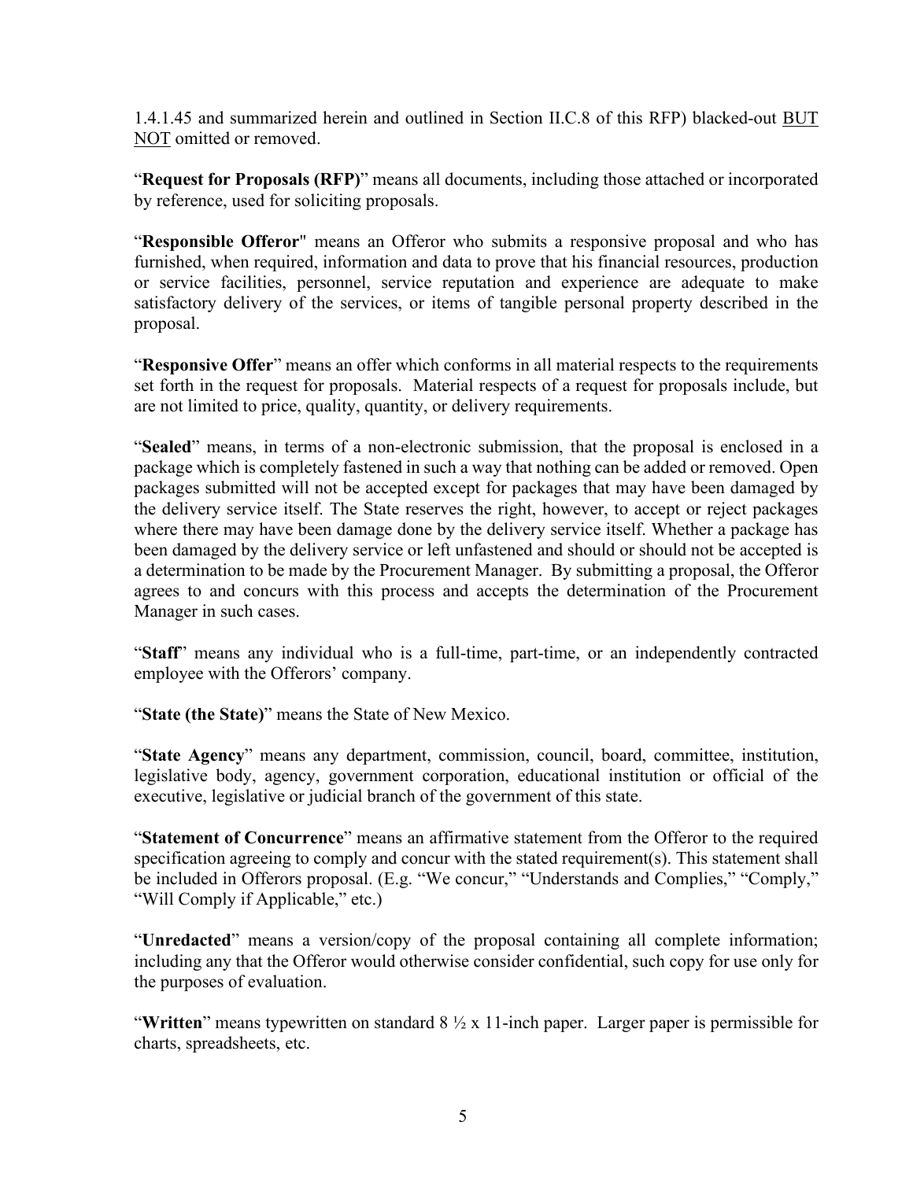1.4.1.45 and summarized herein and outlined in Section II.C.8 of this RFP) blacked-out <u>BUT NOT</u> omitted or removed.

"**Request for Proposals (RFP)**" means all documents, including those attached or incorporated by reference, used for soliciting proposals.

"**Responsible Offeror**" means an Offeror who submits a responsive proposal and who has furnished, when required, information and data to prove that his financial resources, production or service facilities, personnel, service reputation and experience are adequate to make satisfactory delivery of the services, or items of tangible personal property described in the proposal.

"**Responsive Offer**" means an offer which conforms in all material respects to the requirements set forth in the request for proposals. Material respects of a request for proposals include, but are not limited to price, quality, quantity, or delivery requirements.

"**Sealed**" means, in terms of a non-electronic submission, that the proposal is enclosed in a package which is completely fastened in such a way that nothing can be added or removed. Open packages submitted will not be accepted except for packages that may have been damaged by the delivery service itself. The State reserves the right, however, to accept or reject packages where there may have been damage done by the delivery service itself. Whether a package has been damaged by the delivery service or left unfastened and should or should not be accepted is a determination to be made by the Procurement Manager. By submitting a proposal, the Offeror agrees to and concurs with this process and accepts the determination of the Procurement Manager in such cases.

"**Staff**" means any individual who is a full-time, part-time, or an independently contracted employee with the Offerors' company.

"**State (the State)**" means the State of New Mexico.

"**State Agency**" means any department, commission, council, board, committee, institution, legislative body, agency, government corporation, educational institution or official of the executive, legislative or judicial branch of the government of this state.

"**Statement of Concurrence**" means an affirmative statement from the Offeror to the required specification agreeing to comply and concur with the stated requirement(s). This statement shall be included in Offerors proposal. (E.g. "We concur," "Understands and Complies," "Comply," "Will Comply if Applicable," etc.)

"**Unredacted**" means a version/copy of the proposal containing all complete information; including any that the Offeror would otherwise consider confidential, such copy for use only for the purposes of evaluation.

"**Written**" means typewritten on standard 8 ½ x 11-inch paper. Larger paper is permissible for charts, spreadsheets, etc.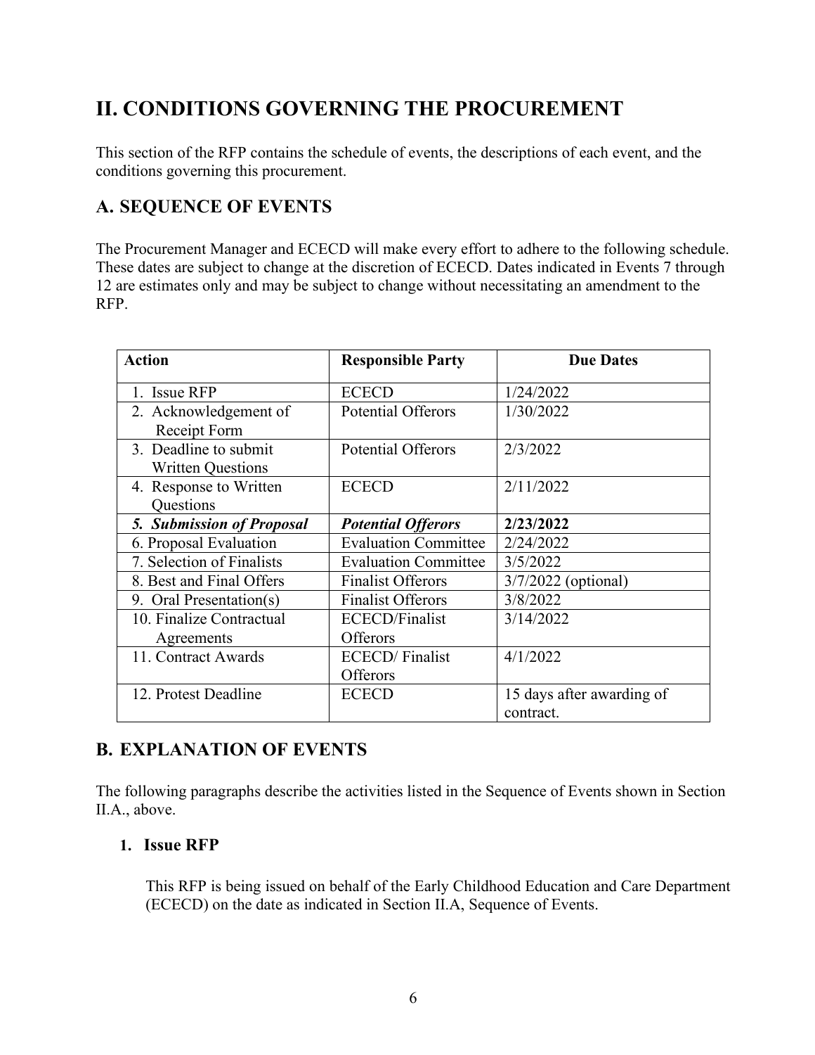# II. CONDITIONS GOVERNING THE PROCUREMENT

This section of the RFP contains the schedule of events, the descriptions of each event, and the conditions governing this procurement.

## A. SEQUENCE OF EVENTS

The Procurement Manager and ECECD will make every effort to adhere to the following schedule. These dates are subject to change at the discretion of ECECD. Dates indicated in Events 7 through 12 are estimates only and may be subject to change without necessitating an amendment to the RFP.

| Action | Responsible Party | Due Dates |
|---|---|---|
| 1. Issue RFP | ECECD | 1/24/2022 |
| 2. Acknowledgement of Receipt Form | Potential Offerors | 1/30/2022 |
| 3. Deadline to submit Written Questions | Potential Offerors | 2/3/2022 |
| 4. Response to Written Questions | ECECD | 2/11/2022 |
| ***5. Submission of Proposal*** | ***Potential Offerors*** | **2/23/2022** |
| 6. Proposal Evaluation | Evaluation Committee | 2/24/2022 |
| 7. Selection of Finalists | Evaluation Committee | 3/5/2022 |
| 8. Best and Final Offers | Finalist Offerors | 3/7/2022 (optional) |
| 9. Oral Presentation(s) | Finalist Offerors | 3/8/2022 |
| 10. Finalize Contractual Agreements | ECECD/Finalist Offerors | 3/14/2022 |
| 11. Contract Awards | ECECD/ Finalist Offerors | 4/1/2022 |
| 12. Protest Deadline | ECECD | 15 days after awarding of contract. |

## B. EXPLANATION OF EVENTS

The following paragraphs describe the activities listed in the Sequence of Events shown in Section II.A., above.

### 1. Issue RFP

This RFP is being issued on behalf of the Early Childhood Education and Care Department (ECECD) on the date as indicated in Section II.A, Sequence of Events.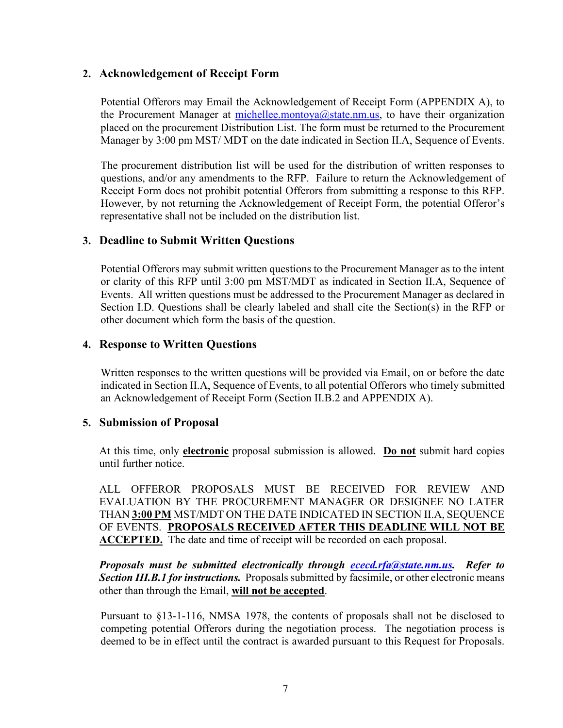### 2. Acknowledgement of Receipt Form

Potential Offerors may Email the Acknowledgement of Receipt Form (APPENDIX A), to the Procurement Manager at michellee.montoya@state.nm.us, to have their organization placed on the procurement Distribution List. The form must be returned to the Procurement Manager by 3:00 pm MST/ MDT on the date indicated in Section II.A, Sequence of Events.

The procurement distribution list will be used for the distribution of written responses to questions, and/or any amendments to the RFP. Failure to return the Acknowledgement of Receipt Form does not prohibit potential Offerors from submitting a response to this RFP. However, by not returning the Acknowledgement of Receipt Form, the potential Offeror's representative shall not be included on the distribution list.

### 3. Deadline to Submit Written Questions

Potential Offerors may submit written questions to the Procurement Manager as to the intent or clarity of this RFP until 3:00 pm MST/MDT as indicated in Section II.A, Sequence of Events. All written questions must be addressed to the Procurement Manager as declared in Section I.D. Questions shall be clearly labeled and shall cite the Section(s) in the RFP or other document which form the basis of the question.

### 4. Response to Written Questions

Written responses to the written questions will be provided via Email, on or before the date indicated in Section II.A, Sequence of Events, to all potential Offerors who timely submitted an Acknowledgement of Receipt Form (Section II.B.2 and APPENDIX A).

### 5. Submission of Proposal

At this time, only **electronic** proposal submission is allowed. **Do not** submit hard copies until further notice.

ALL OFFEROR PROPOSALS MUST BE RECEIVED FOR REVIEW AND EVALUATION BY THE PROCUREMENT MANAGER OR DESIGNEE NO LATER THAN **3:00 PM** MST/MDT ON THE DATE INDICATED IN SECTION II.A, SEQUENCE OF EVENTS. **PROPOSALS RECEIVED AFTER THIS DEADLINE WILL NOT BE ACCEPTED.** The date and time of receipt will be recorded on each proposal.

***Proposals must be submitted electronically through ececd.rfa@state.nm.us. Refer to Section III.B.1 for instructions.*** Proposals submitted by facsimile, or other electronic means other than through the Email, **will not be accepted**.

Pursuant to §13-1-116, NMSA 1978, the contents of proposals shall not be disclosed to competing potential Offerors during the negotiation process. The negotiation process is deemed to be in effect until the contract is awarded pursuant to this Request for Proposals.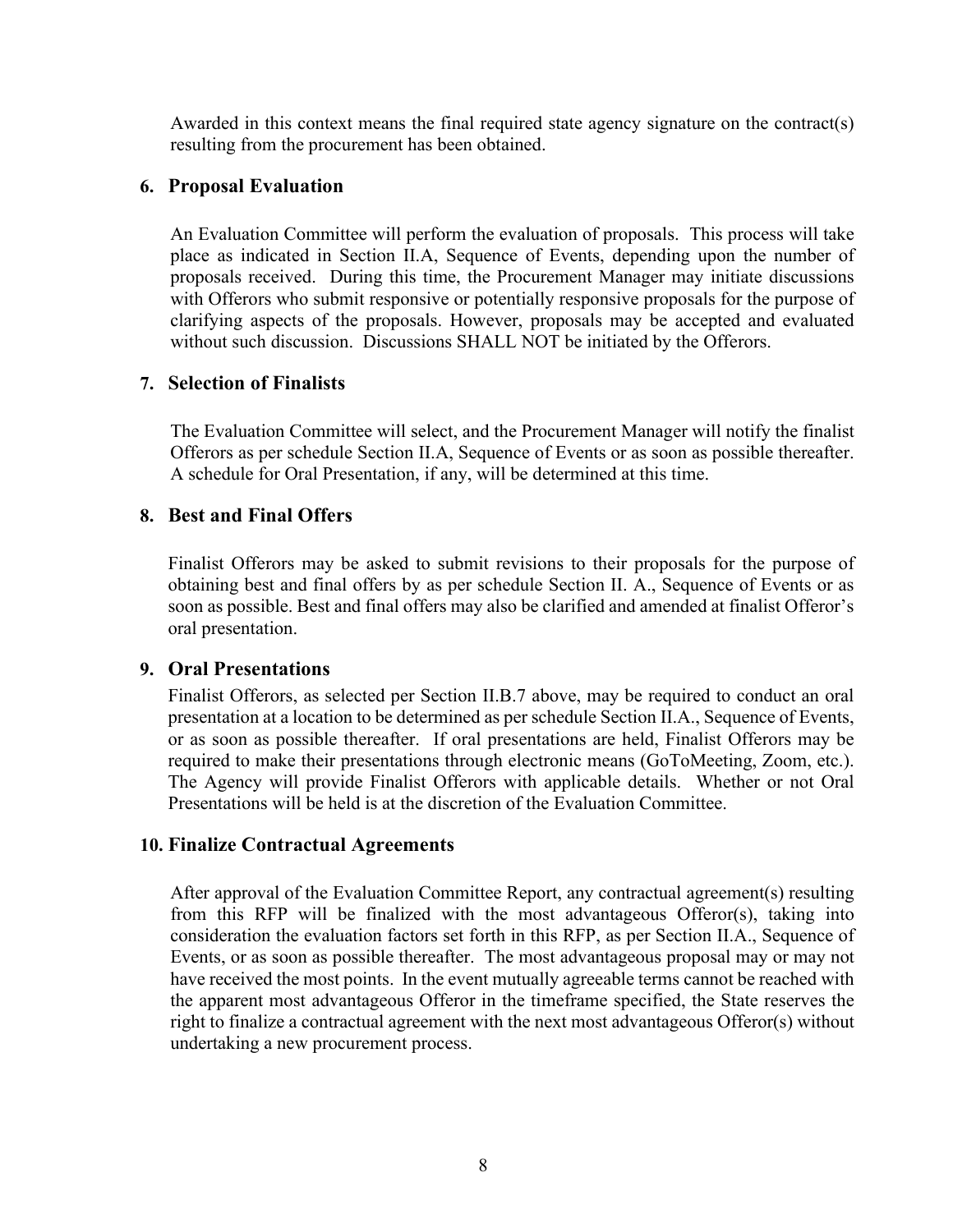Awarded in this context means the final required state agency signature on the contract(s) resulting from the procurement has been obtained.

### 6. Proposal Evaluation

An Evaluation Committee will perform the evaluation of proposals. This process will take place as indicated in Section II.A, Sequence of Events, depending upon the number of proposals received. During this time, the Procurement Manager may initiate discussions with Offerors who submit responsive or potentially responsive proposals for the purpose of clarifying aspects of the proposals. However, proposals may be accepted and evaluated without such discussion. Discussions SHALL NOT be initiated by the Offerors.

### 7. Selection of Finalists

The Evaluation Committee will select, and the Procurement Manager will notify the finalist Offerors as per schedule Section II.A, Sequence of Events or as soon as possible thereafter. A schedule for Oral Presentation, if any, will be determined at this time.

### 8. Best and Final Offers

Finalist Offerors may be asked to submit revisions to their proposals for the purpose of obtaining best and final offers by as per schedule Section II. A., Sequence of Events or as soon as possible. Best and final offers may also be clarified and amended at finalist Offeror's oral presentation.

### 9. Oral Presentations

Finalist Offerors, as selected per Section II.B.7 above, may be required to conduct an oral presentation at a location to be determined as per schedule Section II.A., Sequence of Events, or as soon as possible thereafter. If oral presentations are held, Finalist Offerors may be required to make their presentations through electronic means (GoToMeeting, Zoom, etc.). The Agency will provide Finalist Offerors with applicable details. Whether or not Oral Presentations will be held is at the discretion of the Evaluation Committee.

### 10. Finalize Contractual Agreements

After approval of the Evaluation Committee Report, any contractual agreement(s) resulting from this RFP will be finalized with the most advantageous Offeror(s), taking into consideration the evaluation factors set forth in this RFP, as per Section II.A., Sequence of Events, or as soon as possible thereafter. The most advantageous proposal may or may not have received the most points. In the event mutually agreeable terms cannot be reached with the apparent most advantageous Offeror in the timeframe specified, the State reserves the right to finalize a contractual agreement with the next most advantageous Offeror(s) without undertaking a new procurement process.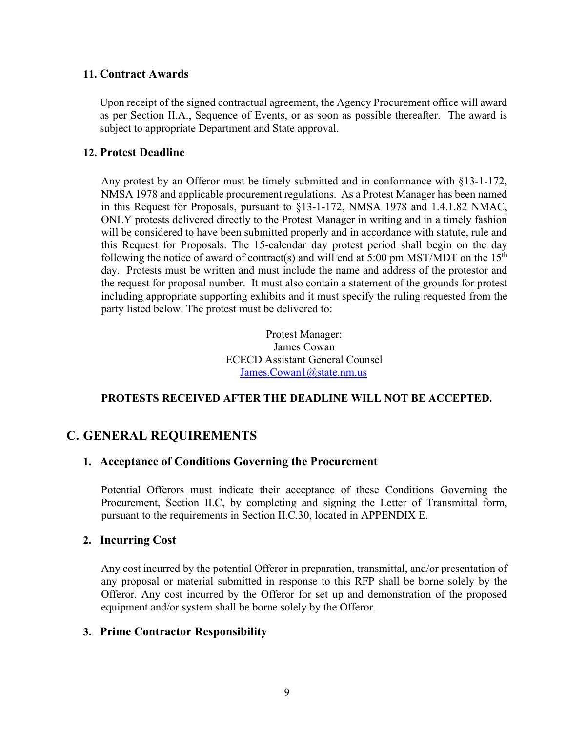### 11. Contract Awards

Upon receipt of the signed contractual agreement, the Agency Procurement office will award as per Section II.A., Sequence of Events, or as soon as possible thereafter. The award is subject to appropriate Department and State approval.

### 12. Protest Deadline

Any protest by an Offeror must be timely submitted and in conformance with §13-1-172, NMSA 1978 and applicable procurement regulations. As a Protest Manager has been named in this Request for Proposals, pursuant to §13-1-172, NMSA 1978 and 1.4.1.82 NMAC, ONLY protests delivered directly to the Protest Manager in writing and in a timely fashion will be considered to have been submitted properly and in accordance with statute, rule and this Request for Proposals. The 15-calendar day protest period shall begin on the day following the notice of award of contract(s) and will end at 5:00 pm MST/MDT on the 15th day. Protests must be written and must include the name and address of the protestor and the request for proposal number. It must also contain a statement of the grounds for protest including appropriate supporting exhibits and it must specify the ruling requested from the party listed below. The protest must be delivered to:

Protest Manager:
James Cowan
ECECD Assistant General Counsel
James.Cowan1@state.nm.us

**PROTESTS RECEIVED AFTER THE DEADLINE WILL NOT BE ACCEPTED.**

## C. GENERAL REQUIREMENTS

### 1. Acceptance of Conditions Governing the Procurement

Potential Offerors must indicate their acceptance of these Conditions Governing the Procurement, Section II.C, by completing and signing the Letter of Transmittal form, pursuant to the requirements in Section II.C.30, located in APPENDIX E.

### 2. Incurring Cost

Any cost incurred by the potential Offeror in preparation, transmittal, and/or presentation of any proposal or material submitted in response to this RFP shall be borne solely by the Offeror. Any cost incurred by the Offeror for set up and demonstration of the proposed equipment and/or system shall be borne solely by the Offeror.

### 3. Prime Contractor Responsibility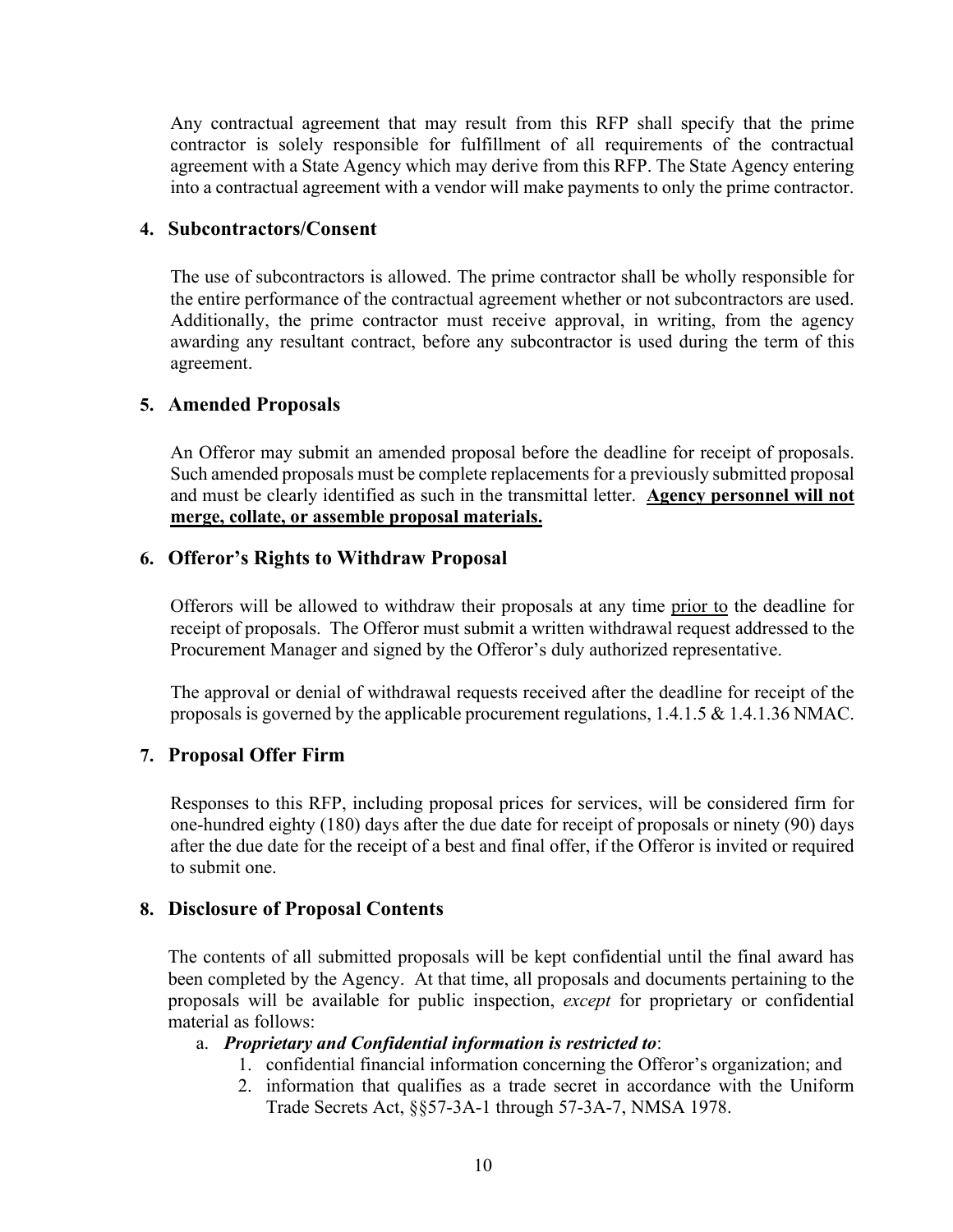Any contractual agreement that may result from this RFP shall specify that the prime contractor is solely responsible for fulfillment of all requirements of the contractual agreement with a State Agency which may derive from this RFP. The State Agency entering into a contractual agreement with a vendor will make payments to only the prime contractor.

### 4. Subcontractors/Consent

The use of subcontractors is allowed. The prime contractor shall be wholly responsible for the entire performance of the contractual agreement whether or not subcontractors are used. Additionally, the prime contractor must receive approval, in writing, from the agency awarding any resultant contract, before any subcontractor is used during the term of this agreement.

### 5. Amended Proposals

An Offeror may submit an amended proposal before the deadline for receipt of proposals. Such amended proposals must be complete replacements for a previously submitted proposal and must be clearly identified as such in the transmittal letter. <u>**Agency personnel will not merge, collate, or assemble proposal materials.**</u>

### 6. Offeror's Rights to Withdraw Proposal

Offerors will be allowed to withdraw their proposals at any time <u>prior to</u> the deadline for receipt of proposals. The Offeror must submit a written withdrawal request addressed to the Procurement Manager and signed by the Offeror's duly authorized representative.

The approval or denial of withdrawal requests received after the deadline for receipt of the proposals is governed by the applicable procurement regulations, 1.4.1.5 & 1.4.1.36 NMAC.

### 7. Proposal Offer Firm

Responses to this RFP, including proposal prices for services, will be considered firm for one-hundred eighty (180) days after the due date for receipt of proposals or ninety (90) days after the due date for the receipt of a best and final offer, if the Offeror is invited or required to submit one.

### 8. Disclosure of Proposal Contents

The contents of all submitted proposals will be kept confidential until the final award has been completed by the Agency. At that time, all proposals and documents pertaining to the proposals will be available for public inspection, *except* for proprietary or confidential material as follows:

a. ***Proprietary and Confidential information is restricted to***:
   1. confidential financial information concerning the Offeror's organization; and
   2. information that qualifies as a trade secret in accordance with the Uniform Trade Secrets Act, §§57-3A-1 through 57-3A-7, NMSA 1978.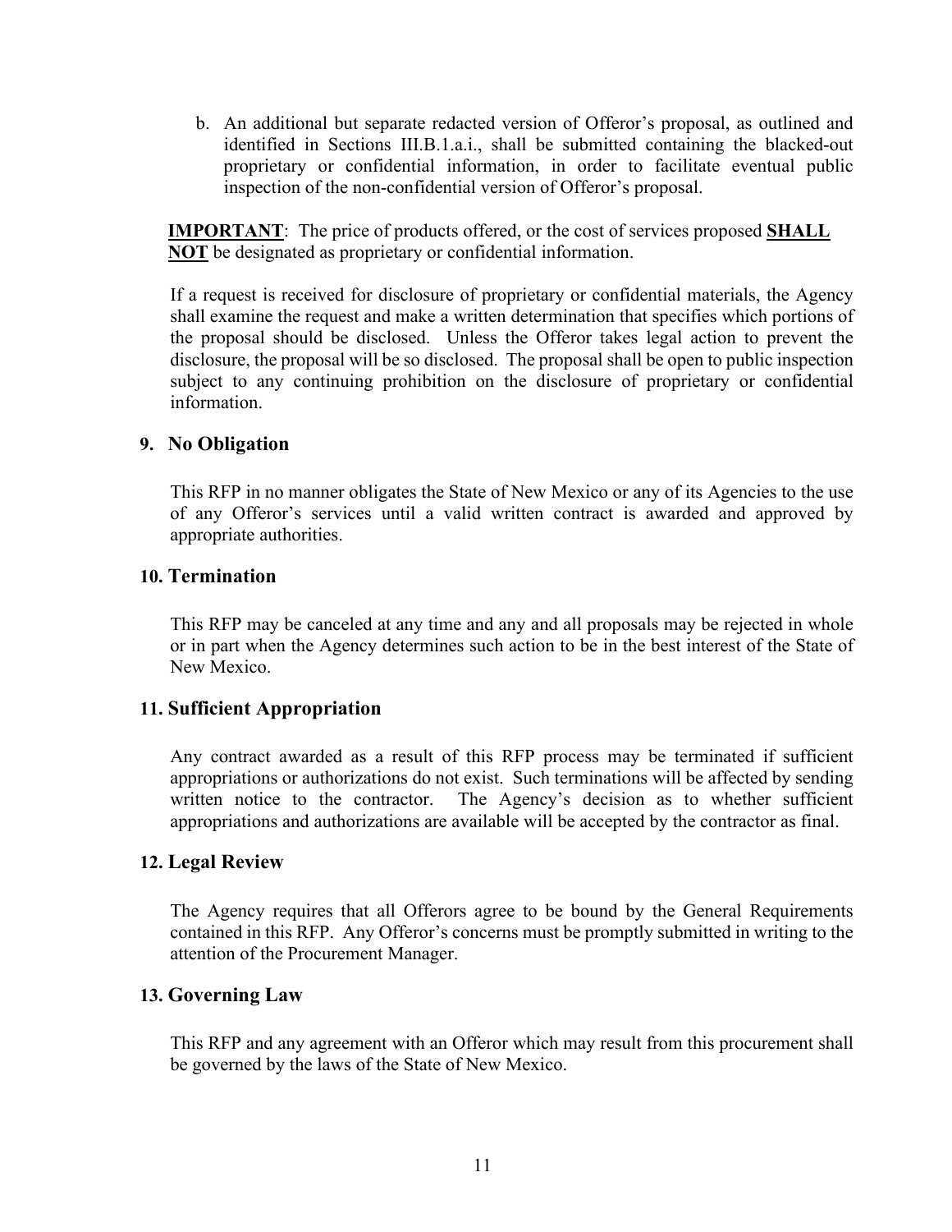b. An additional but separate redacted version of Offeror's proposal, as outlined and identified in Sections III.B.1.a.i., shall be submitted containing the blacked-out proprietary or confidential information, in order to facilitate eventual public inspection of the non-confidential version of Offeror's proposal.

**IMPORTANT**: The price of products offered, or the cost of services proposed **SHALL NOT** be designated as proprietary or confidential information.

If a request is received for disclosure of proprietary or confidential materials, the Agency shall examine the request and make a written determination that specifies which portions of the proposal should be disclosed. Unless the Offeror takes legal action to prevent the disclosure, the proposal will be so disclosed. The proposal shall be open to public inspection subject to any continuing prohibition on the disclosure of proprietary or confidential information.

### 9. No Obligation

This RFP in no manner obligates the State of New Mexico or any of its Agencies to the use of any Offeror's services until a valid written contract is awarded and approved by appropriate authorities.

### 10. Termination

This RFP may be canceled at any time and any and all proposals may be rejected in whole or in part when the Agency determines such action to be in the best interest of the State of New Mexico.

### 11. Sufficient Appropriation

Any contract awarded as a result of this RFP process may be terminated if sufficient appropriations or authorizations do not exist. Such terminations will be affected by sending written notice to the contractor. The Agency's decision as to whether sufficient appropriations and authorizations are available will be accepted by the contractor as final.

### 12. Legal Review

The Agency requires that all Offerors agree to be bound by the General Requirements contained in this RFP. Any Offeror's concerns must be promptly submitted in writing to the attention of the Procurement Manager.

### 13. Governing Law

This RFP and any agreement with an Offeror which may result from this procurement shall be governed by the laws of the State of New Mexico.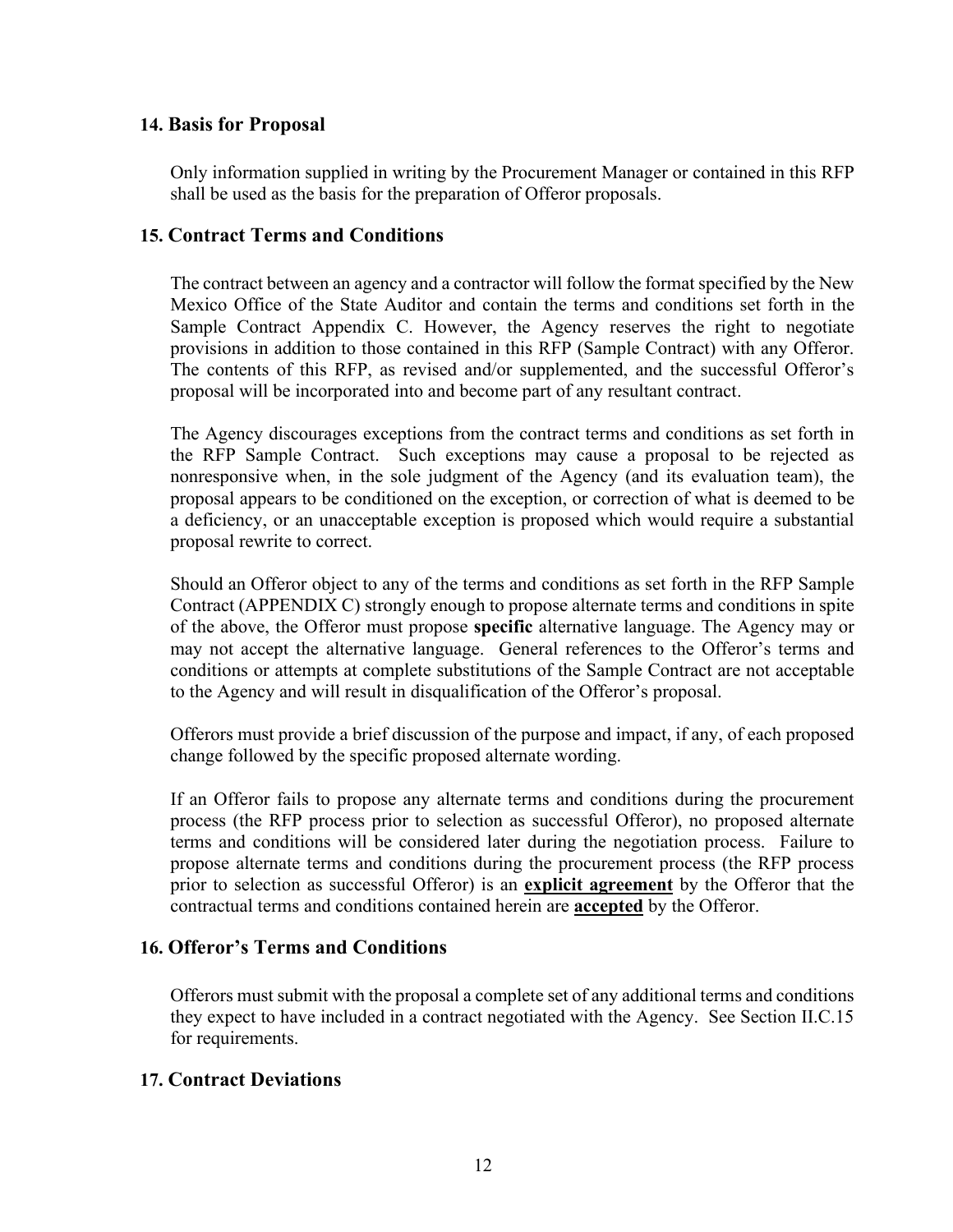### 14. Basis for Proposal

Only information supplied in writing by the Procurement Manager or contained in this RFP shall be used as the basis for the preparation of Offeror proposals.

### 15. Contract Terms and Conditions

The contract between an agency and a contractor will follow the format specified by the New Mexico Office of the State Auditor and contain the terms and conditions set forth in the Sample Contract Appendix C. However, the Agency reserves the right to negotiate provisions in addition to those contained in this RFP (Sample Contract) with any Offeror. The contents of this RFP, as revised and/or supplemented, and the successful Offeror's proposal will be incorporated into and become part of any resultant contract.

The Agency discourages exceptions from the contract terms and conditions as set forth in the RFP Sample Contract. Such exceptions may cause a proposal to be rejected as nonresponsive when, in the sole judgment of the Agency (and its evaluation team), the proposal appears to be conditioned on the exception, or correction of what is deemed to be a deficiency, or an unacceptable exception is proposed which would require a substantial proposal rewrite to correct.

Should an Offeror object to any of the terms and conditions as set forth in the RFP Sample Contract (APPENDIX C) strongly enough to propose alternate terms and conditions in spite of the above, the Offeror must propose **specific** alternative language. The Agency may or may not accept the alternative language. General references to the Offeror's terms and conditions or attempts at complete substitutions of the Sample Contract are not acceptable to the Agency and will result in disqualification of the Offeror's proposal.

Offerors must provide a brief discussion of the purpose and impact, if any, of each proposed change followed by the specific proposed alternate wording.

If an Offeror fails to propose any alternate terms and conditions during the procurement process (the RFP process prior to selection as successful Offeror), no proposed alternate terms and conditions will be considered later during the negotiation process. Failure to propose alternate terms and conditions during the procurement process (the RFP process prior to selection as successful Offeror) is an **explicit agreement** by the Offeror that the contractual terms and conditions contained herein are **accepted** by the Offeror.

### 16. Offeror's Terms and Conditions

Offerors must submit with the proposal a complete set of any additional terms and conditions they expect to have included in a contract negotiated with the Agency. See Section II.C.15 for requirements.

### 17. Contract Deviations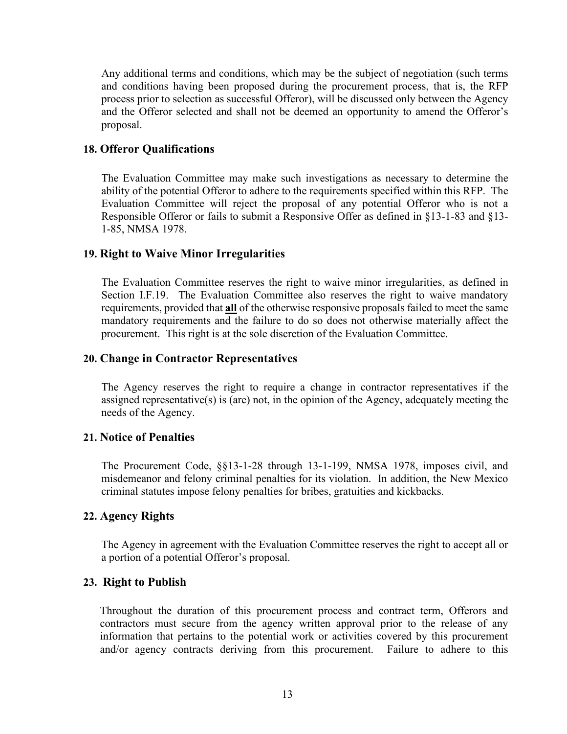Any additional terms and conditions, which may be the subject of negotiation (such terms and conditions having been proposed during the procurement process, that is, the RFP process prior to selection as successful Offeror), will be discussed only between the Agency and the Offeror selected and shall not be deemed an opportunity to amend the Offeror's proposal.

### 18. Offeror Qualifications

The Evaluation Committee may make such investigations as necessary to determine the ability of the potential Offeror to adhere to the requirements specified within this RFP. The Evaluation Committee will reject the proposal of any potential Offeror who is not a Responsible Offeror or fails to submit a Responsive Offer as defined in §13-1-83 and §13-1-85, NMSA 1978.

### 19. Right to Waive Minor Irregularities

The Evaluation Committee reserves the right to waive minor irregularities, as defined in Section I.F.19. The Evaluation Committee also reserves the right to waive mandatory requirements, provided that **all** of the otherwise responsive proposals failed to meet the same mandatory requirements and the failure to do so does not otherwise materially affect the procurement. This right is at the sole discretion of the Evaluation Committee.

### 20. Change in Contractor Representatives

The Agency reserves the right to require a change in contractor representatives if the assigned representative(s) is (are) not, in the opinion of the Agency, adequately meeting the needs of the Agency.

### 21. Notice of Penalties

The Procurement Code, §§13-1-28 through 13-1-199, NMSA 1978, imposes civil, and misdemeanor and felony criminal penalties for its violation. In addition, the New Mexico criminal statutes impose felony penalties for bribes, gratuities and kickbacks.

### 22. Agency Rights

The Agency in agreement with the Evaluation Committee reserves the right to accept all or a portion of a potential Offeror's proposal.

### 23. Right to Publish

Throughout the duration of this procurement process and contract term, Offerors and contractors must secure from the agency written approval prior to the release of any information that pertains to the potential work or activities covered by this procurement and/or agency contracts deriving from this procurement. Failure to adhere to this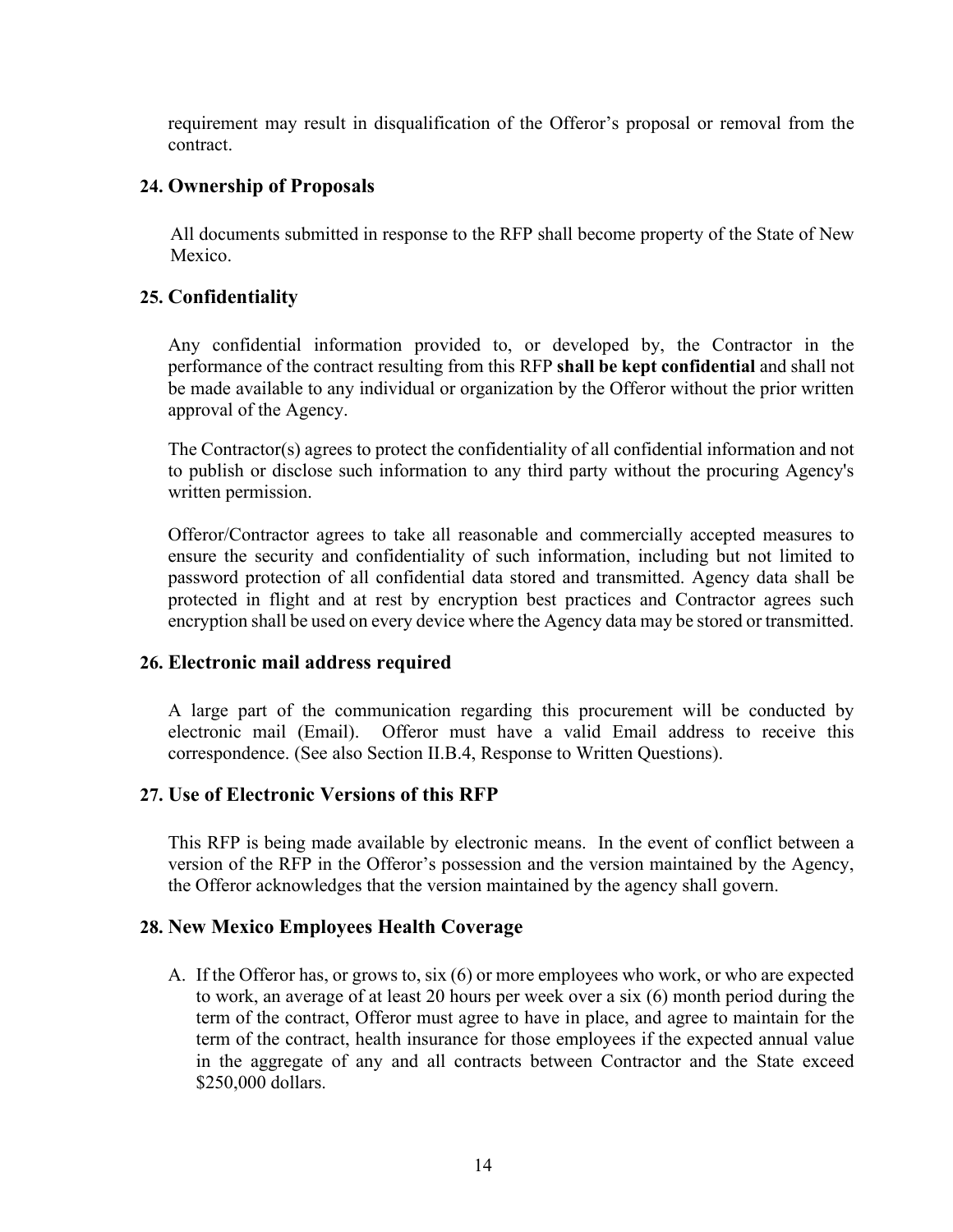requirement may result in disqualification of the Offeror's proposal or removal from the contract.

### 24. Ownership of Proposals

All documents submitted in response to the RFP shall become property of the State of New Mexico.

### 25. Confidentiality

Any confidential information provided to, or developed by, the Contractor in the performance of the contract resulting from this RFP **shall be kept confidential** and shall not be made available to any individual or organization by the Offeror without the prior written approval of the Agency.

The Contractor(s) agrees to protect the confidentiality of all confidential information and not to publish or disclose such information to any third party without the procuring Agency's written permission.

Offeror/Contractor agrees to take all reasonable and commercially accepted measures to ensure the security and confidentiality of such information, including but not limited to password protection of all confidential data stored and transmitted. Agency data shall be protected in flight and at rest by encryption best practices and Contractor agrees such encryption shall be used on every device where the Agency data may be stored or transmitted.

### 26. Electronic mail address required

A large part of the communication regarding this procurement will be conducted by electronic mail (Email). Offeror must have a valid Email address to receive this correspondence. (See also Section II.B.4, Response to Written Questions).

### 27. Use of Electronic Versions of this RFP

This RFP is being made available by electronic means. In the event of conflict between a version of the RFP in the Offeror's possession and the version maintained by the Agency, the Offeror acknowledges that the version maintained by the agency shall govern.

### 28. New Mexico Employees Health Coverage

A. If the Offeror has, or grows to, six (6) or more employees who work, or who are expected to work, an average of at least 20 hours per week over a six (6) month period during the term of the contract, Offeror must agree to have in place, and agree to maintain for the term of the contract, health insurance for those employees if the expected annual value in the aggregate of any and all contracts between Contractor and the State exceed $250,000 dollars.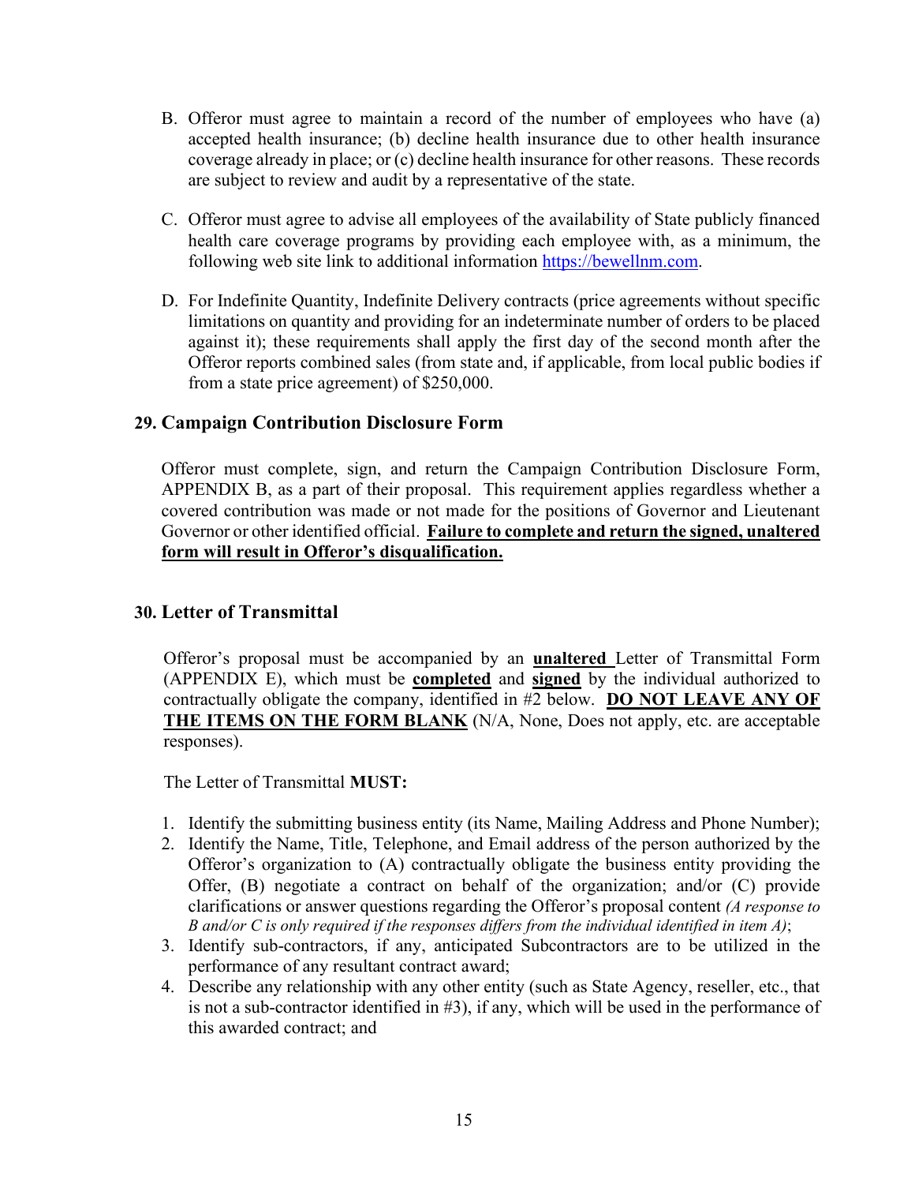B. Offeror must agree to maintain a record of the number of employees who have (a) accepted health insurance; (b) decline health insurance due to other health insurance coverage already in place; or (c) decline health insurance for other reasons. These records are subject to review and audit by a representative of the state.

C. Offeror must agree to advise all employees of the availability of State publicly financed health care coverage programs by providing each employee with, as a minimum, the following web site link to additional information [https://bewellnm.com](https://bewellnm.com).

D. For Indefinite Quantity, Indefinite Delivery contracts (price agreements without specific limitations on quantity and providing for an indeterminate number of orders to be placed against it); these requirements shall apply the first day of the second month after the Offeror reports combined sales (from state and, if applicable, from local public bodies if from a state price agreement) of $250,000.

## 29. Campaign Contribution Disclosure Form

Offeror must complete, sign, and return the Campaign Contribution Disclosure Form, APPENDIX B, as a part of their proposal. This requirement applies regardless whether a covered contribution was made or not made for the positions of Governor and Lieutenant Governor or other identified official. **Failure to complete and return the signed, unaltered form will result in Offeror's disqualification.**

## 30. Letter of Transmittal

Offeror's proposal must be accompanied by an **unaltered** Letter of Transmittal Form (APPENDIX E), which must be **completed** and **signed** by the individual authorized to contractually obligate the company, identified in #2 below. **DO NOT LEAVE ANY OF THE ITEMS ON THE FORM BLANK** (N/A, None, Does not apply, etc. are acceptable responses).

The Letter of Transmittal **MUST:**

1. Identify the submitting business entity (its Name, Mailing Address and Phone Number);
2. Identify the Name, Title, Telephone, and Email address of the person authorized by the Offeror's organization to (A) contractually obligate the business entity providing the Offer, (B) negotiate a contract on behalf of the organization; and/or (C) provide clarifications or answer questions regarding the Offeror's proposal content *(A response to B and/or C is only required if the responses differs from the individual identified in item A)*;
3. Identify sub-contractors, if any, anticipated Subcontractors are to be utilized in the performance of any resultant contract award;
4. Describe any relationship with any other entity (such as State Agency, reseller, etc., that is not a sub-contractor identified in #3), if any, which will be used in the performance of this awarded contract; and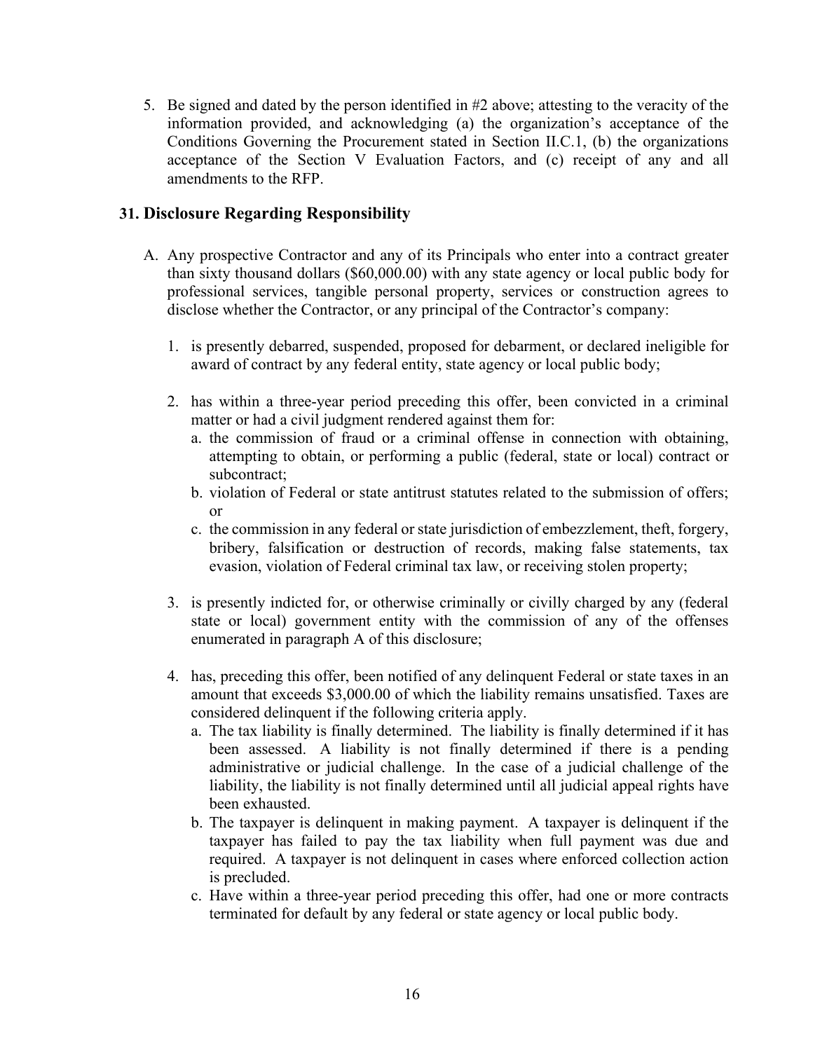5. Be signed and dated by the person identified in #2 above; attesting to the veracity of the information provided, and acknowledging (a) the organization's acceptance of the Conditions Governing the Procurement stated in Section II.C.1, (b) the organizations acceptance of the Section V Evaluation Factors, and (c) receipt of any and all amendments to the RFP.

## 31. Disclosure Regarding Responsibility

A. Any prospective Contractor and any of its Principals who enter into a contract greater than sixty thousand dollars ($60,000.00) with any state agency or local public body for professional services, tangible personal property, services or construction agrees to disclose whether the Contractor, or any principal of the Contractor's company:

   1. is presently debarred, suspended, proposed for debarment, or declared ineligible for award of contract by any federal entity, state agency or local public body;

   2. has within a three-year period preceding this offer, been convicted in a criminal matter or had a civil judgment rendered against them for:
      a. the commission of fraud or a criminal offense in connection with obtaining, attempting to obtain, or performing a public (federal, state or local) contract or subcontract;
      b. violation of Federal or state antitrust statutes related to the submission of offers; or
      c. the commission in any federal or state jurisdiction of embezzlement, theft, forgery, bribery, falsification or destruction of records, making false statements, tax evasion, violation of Federal criminal tax law, or receiving stolen property;

   3. is presently indicted for, or otherwise criminally or civilly charged by any (federal state or local) government entity with the commission of any of the offenses enumerated in paragraph A of this disclosure;

   4. has, preceding this offer, been notified of any delinquent Federal or state taxes in an amount that exceeds $3,000.00 of which the liability remains unsatisfied. Taxes are considered delinquent if the following criteria apply.
      a. The tax liability is finally determined. The liability is finally determined if it has been assessed. A liability is not finally determined if there is a pending administrative or judicial challenge. In the case of a judicial challenge of the liability, the liability is not finally determined until all judicial appeal rights have been exhausted.
      b. The taxpayer is delinquent in making payment. A taxpayer is delinquent if the taxpayer has failed to pay the tax liability when full payment was due and required. A taxpayer is not delinquent in cases where enforced collection action is precluded.
      c. Have within a three-year period preceding this offer, had one or more contracts terminated for default by any federal or state agency or local public body.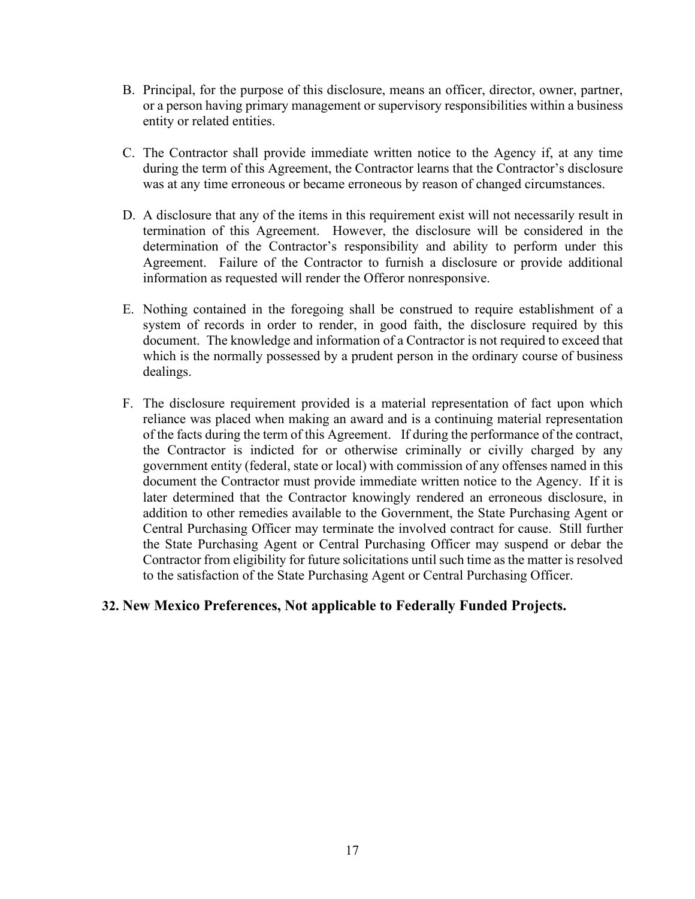B. Principal, for the purpose of this disclosure, means an officer, director, owner, partner, or a person having primary management or supervisory responsibilities within a business entity or related entities.

C. The Contractor shall provide immediate written notice to the Agency if, at any time during the term of this Agreement, the Contractor learns that the Contractor's disclosure was at any time erroneous or became erroneous by reason of changed circumstances.

D. A disclosure that any of the items in this requirement exist will not necessarily result in termination of this Agreement. However, the disclosure will be considered in the determination of the Contractor's responsibility and ability to perform under this Agreement. Failure of the Contractor to furnish a disclosure or provide additional information as requested will render the Offeror nonresponsive.

E. Nothing contained in the foregoing shall be construed to require establishment of a system of records in order to render, in good faith, the disclosure required by this document. The knowledge and information of a Contractor is not required to exceed that which is the normally possessed by a prudent person in the ordinary course of business dealings.

F. The disclosure requirement provided is a material representation of fact upon which reliance was placed when making an award and is a continuing material representation of the facts during the term of this Agreement. If during the performance of the contract, the Contractor is indicted for or otherwise criminally or civilly charged by any government entity (federal, state or local) with commission of any offenses named in this document the Contractor must provide immediate written notice to the Agency. If it is later determined that the Contractor knowingly rendered an erroneous disclosure, in addition to other remedies available to the Government, the State Purchasing Agent or Central Purchasing Officer may terminate the involved contract for cause. Still further the State Purchasing Agent or Central Purchasing Officer may suspend or debar the Contractor from eligibility for future solicitations until such time as the matter is resolved to the satisfaction of the State Purchasing Agent or Central Purchasing Officer.

## 32. New Mexico Preferences, Not applicable to Federally Funded Projects.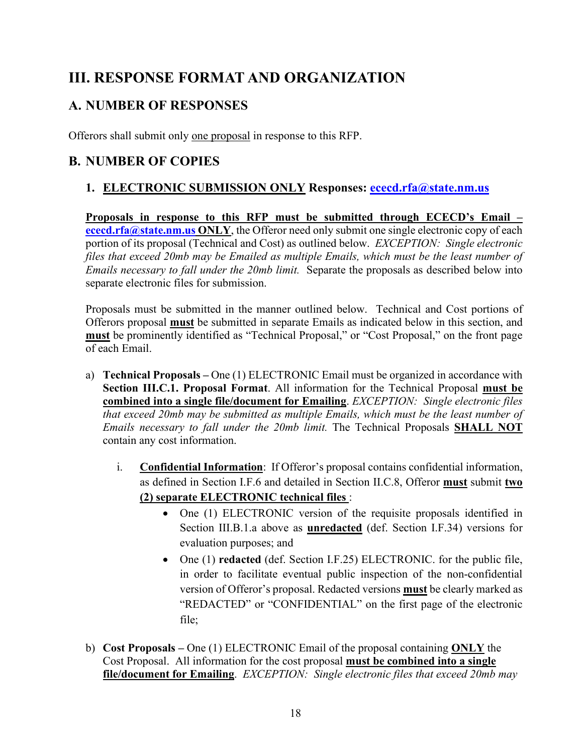# III. RESPONSE FORMAT AND ORGANIZATION

## A. NUMBER OF RESPONSES

Offerors shall submit only one proposal in response to this RFP.

## B. NUMBER OF COPIES

### 1. ELECTRONIC SUBMISSION ONLY Responses: ececd.rfa@state.nm.us

**Proposals in response to this RFP must be submitted through ECECD's Email – ececd.rfa@state.nm.us ONLY**, the Offeror need only submit one single electronic copy of each portion of its proposal (Technical and Cost) as outlined below. *EXCEPTION: Single electronic files that exceed 20mb may be Emailed as multiple Emails, which must be the least number of Emails necessary to fall under the 20mb limit.* Separate the proposals as described below into separate electronic files for submission.

Proposals must be submitted in the manner outlined below. Technical and Cost portions of Offerors proposal **must** be submitted in separate Emails as indicated below in this section, and **must** be prominently identified as "Technical Proposal," or "Cost Proposal," on the front page of each Email.

a) **Technical Proposals –** One (1) ELECTRONIC Email must be organized in accordance with **Section III.C.1. Proposal Format**. All information for the Technical Proposal **must be combined into a single file/document for Emailing**. *EXCEPTION: Single electronic files that exceed 20mb may be submitted as multiple Emails, which must be the least number of Emails necessary to fall under the 20mb limit.* The Technical Proposals **SHALL NOT** contain any cost information.

   i. **Confidential Information**: If Offeror's proposal contains confidential information, as defined in Section I.F.6 and detailed in Section II.C.8, Offeror **must** submit **two (2) separate ELECTRONIC technical files** :

   - One (1) ELECTRONIC version of the requisite proposals identified in Section III.B.1.a above as **unredacted** (def. Section I.F.34) versions for evaluation purposes; and
   - One (1) **redacted** (def. Section I.F.25) ELECTRONIC. for the public file, in order to facilitate eventual public inspection of the non-confidential version of Offeror's proposal. Redacted versions **must** be clearly marked as "REDACTED" or "CONFIDENTIAL" on the first page of the electronic file;

b) **Cost Proposals –** One (1) ELECTRONIC Email of the proposal containing **ONLY** the Cost Proposal. All information for the cost proposal **must be combined into a single file/document for Emailing**. *EXCEPTION: Single electronic files that exceed 20mb may*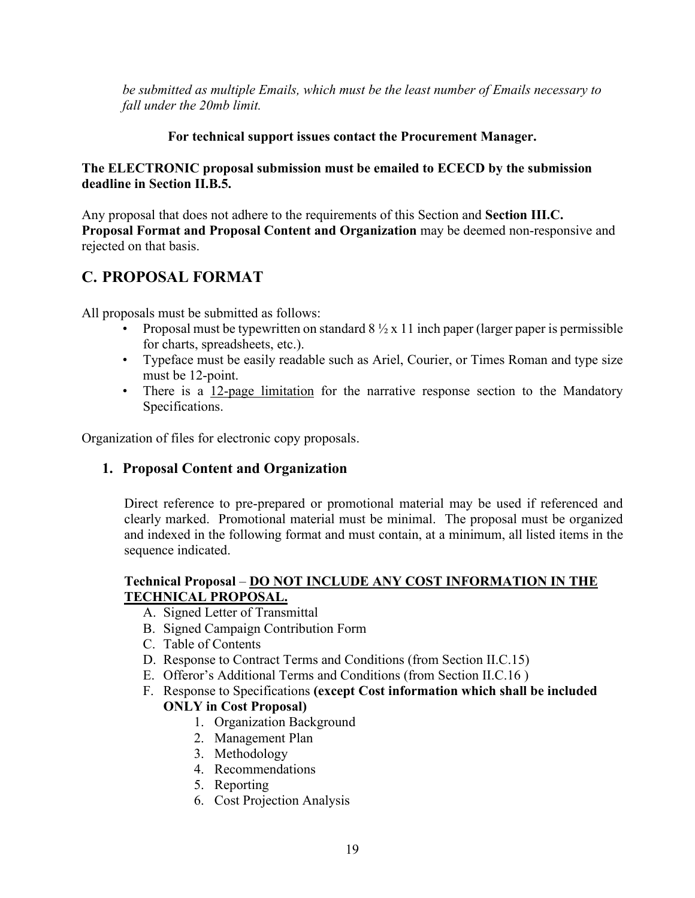*be submitted as multiple Emails, which must be the least number of Emails necessary to fall under the 20mb limit.*

**For technical support issues contact the Procurement Manager.**

**The ELECTRONIC proposal submission must be emailed to ECECD by the submission deadline in Section II.B.5.**

Any proposal that does not adhere to the requirements of this Section and **Section III.C. Proposal Format and Proposal Content and Organization** may be deemed non-responsive and rejected on that basis.

## C. PROPOSAL FORMAT

All proposals must be submitted as follows:

- Proposal must be typewritten on standard 8 ½ x 11 inch paper (larger paper is permissible for charts, spreadsheets, etc.).
- Typeface must be easily readable such as Ariel, Courier, or Times Roman and type size must be 12-point.
- There is a <u>12-page limitation</u> for the narrative response section to the Mandatory Specifications.

Organization of files for electronic copy proposals.

### 1. Proposal Content and Organization

Direct reference to pre-prepared or promotional material may be used if referenced and clearly marked. Promotional material must be minimal. The proposal must be organized and indexed in the following format and must contain, at a minimum, all listed items in the sequence indicated.

**Technical Proposal** – **<u>DO NOT INCLUDE ANY COST INFORMATION IN THE TECHNICAL PROPOSAL.</u>**

A. Signed Letter of Transmittal
B. Signed Campaign Contribution Form
C. Table of Contents
D. Response to Contract Terms and Conditions (from Section II.C.15)
E. Offeror's Additional Terms and Conditions (from Section II.C.16 )
F. Response to Specifications **(except Cost information which shall be included ONLY in Cost Proposal)**
   1. Organization Background
   2. Management Plan
   3. Methodology
   4. Recommendations
   5. Reporting
   6. Cost Projection Analysis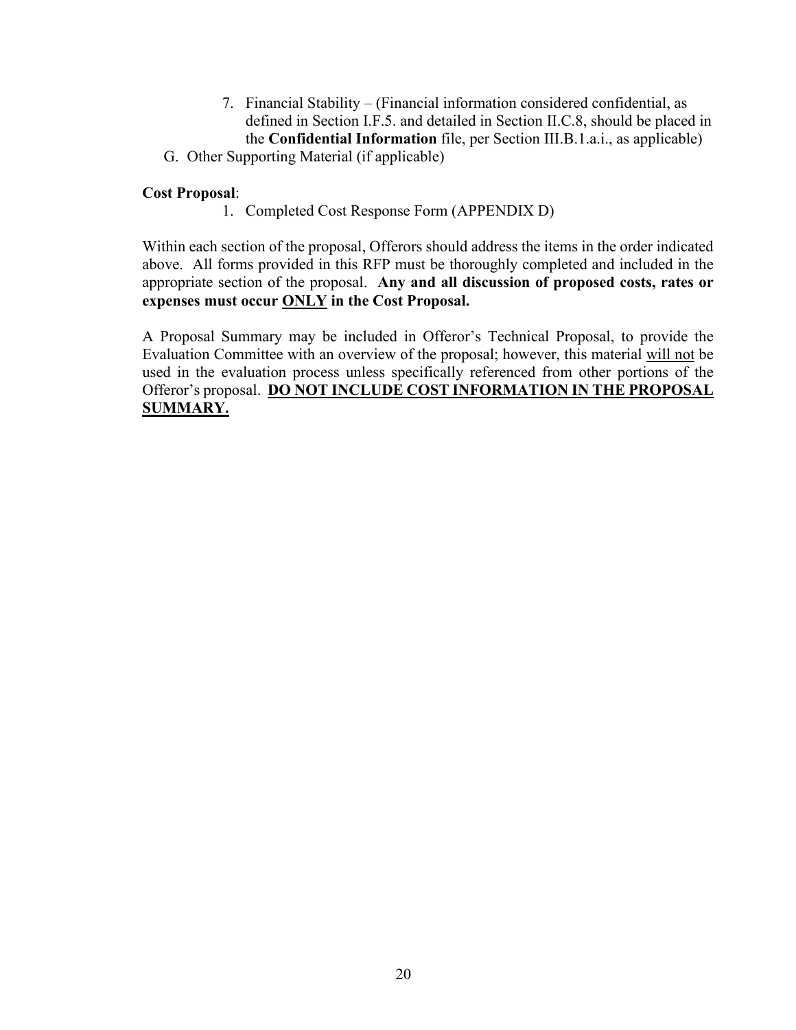7. Financial Stability – (Financial information considered confidential, as defined in Section I.F.5. and detailed in Section II.C.8, should be placed in the **Confidential Information** file, per Section III.B.1.a.i., as applicable)

G. Other Supporting Material (if applicable)

**Cost Proposal**:

1. Completed Cost Response Form (APPENDIX D)

Within each section of the proposal, Offerors should address the items in the order indicated above. All forms provided in this RFP must be thoroughly completed and included in the appropriate section of the proposal. **Any and all discussion of proposed costs, rates or expenses must occur <u>ONLY</u> in the Cost Proposal.**

A Proposal Summary may be included in Offeror's Technical Proposal, to provide the Evaluation Committee with an overview of the proposal; however, this material <u>will not</u> be used in the evaluation process unless specifically referenced from other portions of the Offeror's proposal. **<u>DO NOT INCLUDE COST INFORMATION IN THE PROPOSAL SUMMARY.</u>**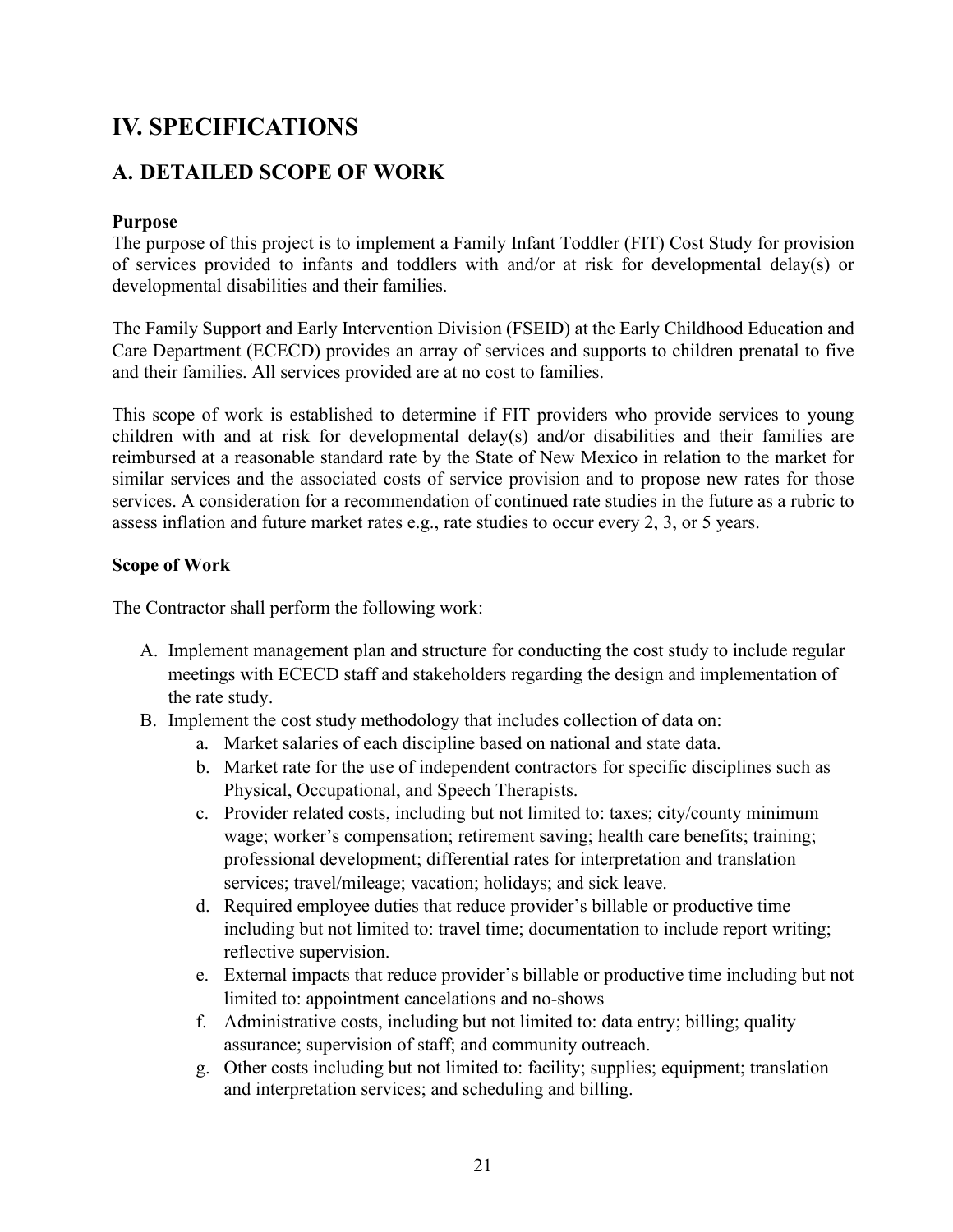# IV. SPECIFICATIONS

## A. DETAILED SCOPE OF WORK

**Purpose**
The purpose of this project is to implement a Family Infant Toddler (FIT) Cost Study for provision of services provided to infants and toddlers with and/or at risk for developmental delay(s) or developmental disabilities and their families.

The Family Support and Early Intervention Division (FSEID) at the Early Childhood Education and Care Department (ECECD) provides an array of services and supports to children prenatal to five and their families. All services provided are at no cost to families.

This scope of work is established to determine if FIT providers who provide services to young children with and at risk for developmental delay(s) and/or disabilities and their families are reimbursed at a reasonable standard rate by the State of New Mexico in relation to the market for similar services and the associated costs of service provision and to propose new rates for those services. A consideration for a recommendation of continued rate studies in the future as a rubric to assess inflation and future market rates e.g., rate studies to occur every 2, 3, or 5 years.

**Scope of Work**

The Contractor shall perform the following work:

A. Implement management plan and structure for conducting the cost study to include regular meetings with ECECD staff and stakeholders regarding the design and implementation of the rate study.
B. Implement the cost study methodology that includes collection of data on:
    a. Market salaries of each discipline based on national and state data.
    b. Market rate for the use of independent contractors for specific disciplines such as Physical, Occupational, and Speech Therapists.
    c. Provider related costs, including but not limited to: taxes; city/county minimum wage; worker's compensation; retirement saving; health care benefits; training; professional development; differential rates for interpretation and translation services; travel/mileage; vacation; holidays; and sick leave.
    d. Required employee duties that reduce provider's billable or productive time including but not limited to: travel time; documentation to include report writing; reflective supervision.
    e. External impacts that reduce provider's billable or productive time including but not limited to: appointment cancelations and no-shows
    f. Administrative costs, including but not limited to: data entry; billing; quality assurance; supervision of staff; and community outreach.
    g. Other costs including but not limited to: facility; supplies; equipment; translation and interpretation services; and scheduling and billing.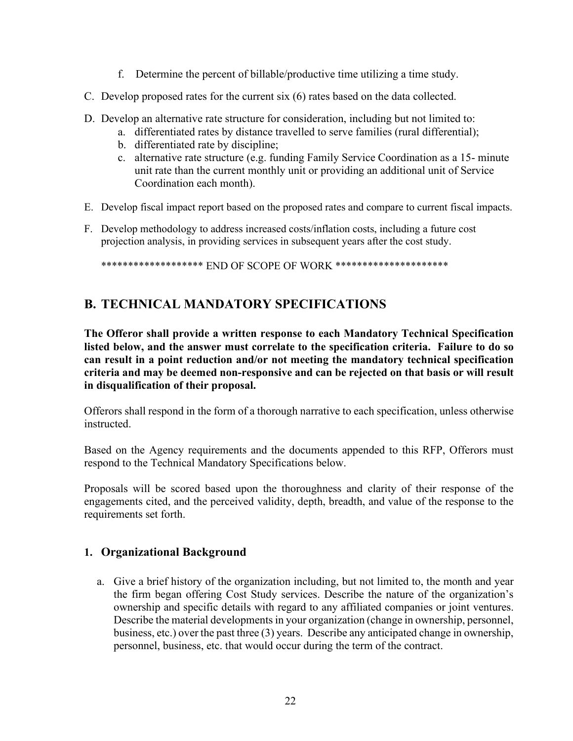f. Determine the percent of billable/productive time utilizing a time study.

C. Develop proposed rates for the current six (6) rates based on the data collected.

D. Develop an alternative rate structure for consideration, including but not limited to:
   a. differentiated rates by distance travelled to serve families (rural differential);
   b. differentiated rate by discipline;
   c. alternative rate structure (e.g. funding Family Service Coordination as a 15- minute unit rate than the current monthly unit or providing an additional unit of Service Coordination each month).

E. Develop fiscal impact report based on the proposed rates and compare to current fiscal impacts.

F. Develop methodology to address increased costs/inflation costs, including a future cost projection analysis, in providing services in subsequent years after the cost study.

******************* END OF SCOPE OF WORK *********************

## B. TECHNICAL MANDATORY SPECIFICATIONS

**The Offeror shall provide a written response to each Mandatory Technical Specification listed below, and the answer must correlate to the specification criteria. Failure to do so can result in a point reduction and/or not meeting the mandatory technical specification criteria and may be deemed non-responsive and can be rejected on that basis or will result in disqualification of their proposal.**

Offerors shall respond in the form of a thorough narrative to each specification, unless otherwise instructed.

Based on the Agency requirements and the documents appended to this RFP, Offerors must respond to the Technical Mandatory Specifications below.

Proposals will be scored based upon the thoroughness and clarity of their response of the engagements cited, and the perceived validity, depth, breadth, and value of the response to the requirements set forth.

### 1. Organizational Background

a. Give a brief history of the organization including, but not limited to, the month and year the firm began offering Cost Study services. Describe the nature of the organization's ownership and specific details with regard to any affiliated companies or joint ventures. Describe the material developments in your organization (change in ownership, personnel, business, etc.) over the past three (3) years. Describe any anticipated change in ownership, personnel, business, etc. that would occur during the term of the contract.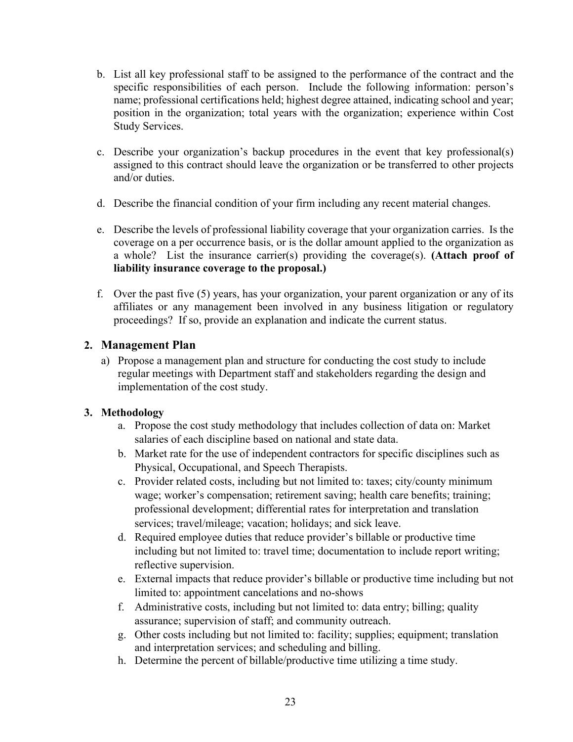b. List all key professional staff to be assigned to the performance of the contract and the specific responsibilities of each person. Include the following information: person's name; professional certifications held; highest degree attained, indicating school and year; position in the organization; total years with the organization; experience within Cost Study Services.

c. Describe your organization's backup procedures in the event that key professional(s) assigned to this contract should leave the organization or be transferred to other projects and/or duties.

d. Describe the financial condition of your firm including any recent material changes.

e. Describe the levels of professional liability coverage that your organization carries. Is the coverage on a per occurrence basis, or is the dollar amount applied to the organization as a whole? List the insurance carrier(s) providing the coverage(s). **(Attach proof of liability insurance coverage to the proposal.)**

f. Over the past five (5) years, has your organization, your parent organization or any of its affiliates or any management been involved in any business litigation or regulatory proceedings? If so, provide an explanation and indicate the current status.

## 2. Management Plan

a) Propose a management plan and structure for conducting the cost study to include regular meetings with Department staff and stakeholders regarding the design and implementation of the cost study.

## 3. Methodology

a. Propose the cost study methodology that includes collection of data on: Market salaries of each discipline based on national and state data.
b. Market rate for the use of independent contractors for specific disciplines such as Physical, Occupational, and Speech Therapists.
c. Provider related costs, including but not limited to: taxes; city/county minimum wage; worker's compensation; retirement saving; health care benefits; training; professional development; differential rates for interpretation and translation services; travel/mileage; vacation; holidays; and sick leave.
d. Required employee duties that reduce provider's billable or productive time including but not limited to: travel time; documentation to include report writing; reflective supervision.
e. External impacts that reduce provider's billable or productive time including but not limited to: appointment cancelations and no-shows
f. Administrative costs, including but not limited to: data entry; billing; quality assurance; supervision of staff; and community outreach.
g. Other costs including but not limited to: facility; supplies; equipment; translation and interpretation services; and scheduling and billing.
h. Determine the percent of billable/productive time utilizing a time study.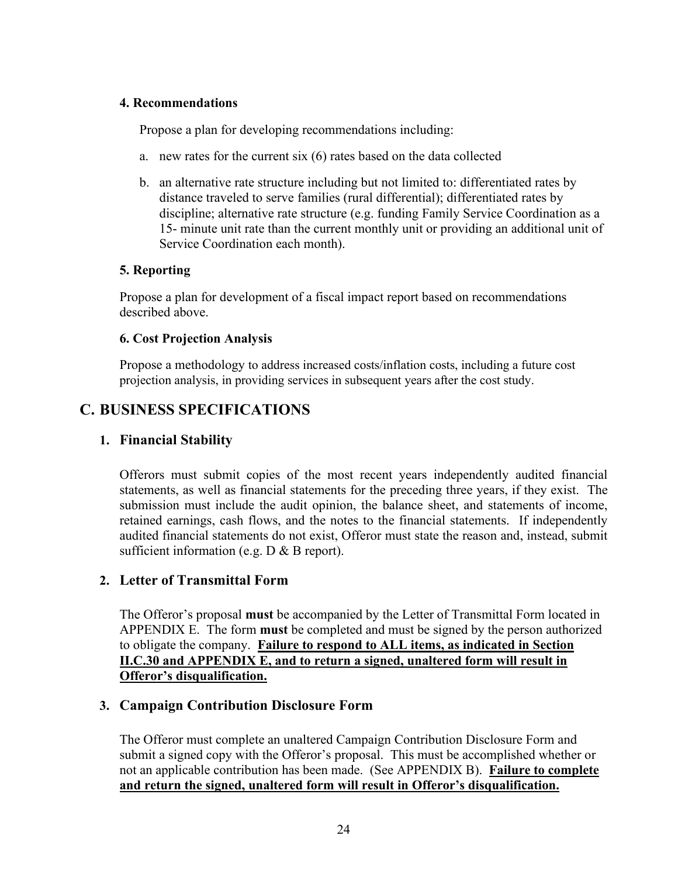#### 4. Recommendations

Propose a plan for developing recommendations including:

a. new rates for the current six (6) rates based on the data collected

b. an alternative rate structure including but not limited to: differentiated rates by distance traveled to serve families (rural differential); differentiated rates by discipline; alternative rate structure (e.g. funding Family Service Coordination as a 15- minute unit rate than the current monthly unit or providing an additional unit of Service Coordination each month).

#### 5. Reporting

Propose a plan for development of a fiscal impact report based on recommendations described above.

#### 6. Cost Projection Analysis

Propose a methodology to address increased costs/inflation costs, including a future cost projection analysis, in providing services in subsequent years after the cost study.

## C. BUSINESS SPECIFICATIONS

### 1. Financial Stability

Offerors must submit copies of the most recent years independently audited financial statements, as well as financial statements for the preceding three years, if they exist. The submission must include the audit opinion, the balance sheet, and statements of income, retained earnings, cash flows, and the notes to the financial statements. If independently audited financial statements do not exist, Offeror must state the reason and, instead, submit sufficient information (e.g. D & B report).

### 2. Letter of Transmittal Form

The Offeror's proposal **must** be accompanied by the Letter of Transmittal Form located in APPENDIX E. The form **must** be completed and must be signed by the person authorized to obligate the company. **Failure to respond to ALL items, as indicated in Section II.C.30 and APPENDIX E, and to return a signed, unaltered form will result in Offeror's disqualification.**

### 3. Campaign Contribution Disclosure Form

The Offeror must complete an unaltered Campaign Contribution Disclosure Form and submit a signed copy with the Offeror's proposal. This must be accomplished whether or not an applicable contribution has been made. (See APPENDIX B). **Failure to complete and return the signed, unaltered form will result in Offeror's disqualification.**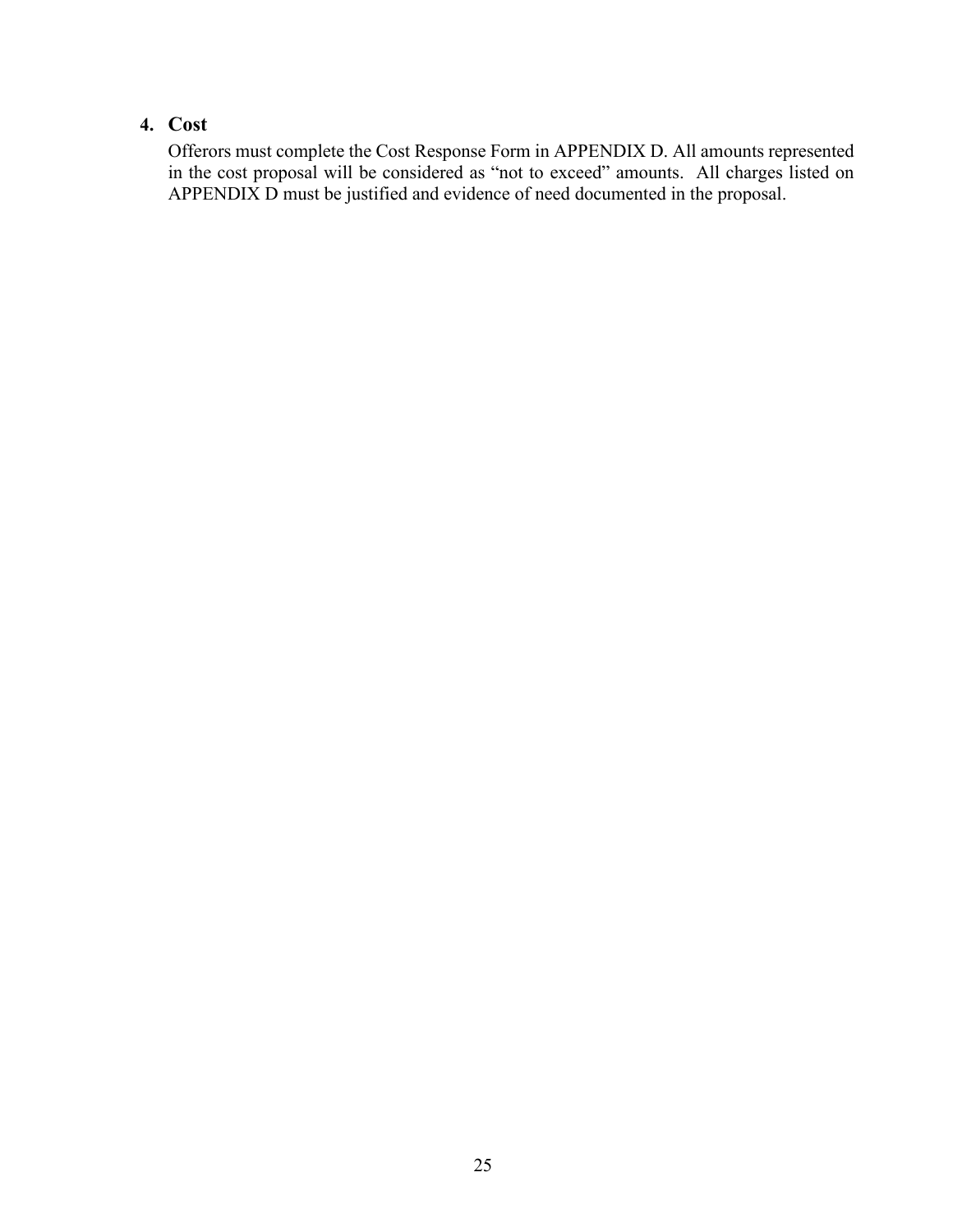### 4. Cost

Offerors must complete the Cost Response Form in APPENDIX D. All amounts represented in the cost proposal will be considered as “not to exceed” amounts. All charges listed on APPENDIX D must be justified and evidence of need documented in the proposal.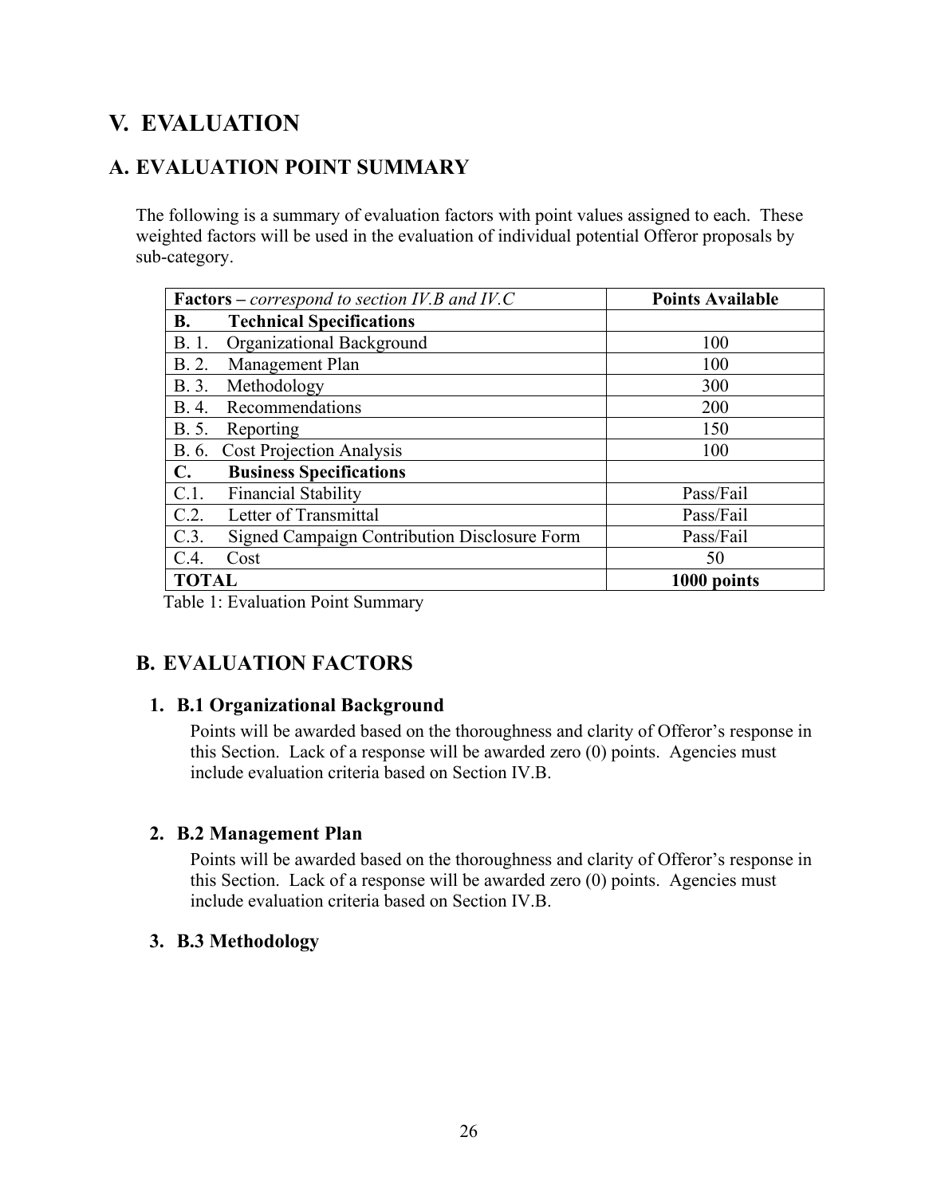# V. EVALUATION

## A. EVALUATION POINT SUMMARY

The following is a summary of evaluation factors with point values assigned to each. These weighted factors will be used in the evaluation of individual potential Offeror proposals by sub-category.

| **Factors –** *correspond to section IV.B and IV.C* | **Points Available** |
|---|---|
| **B. Technical Specifications** | |
| B. 1. Organizational Background | 100 |
| B. 2. Management Plan | 100 |
| B. 3. Methodology | 300 |
| B. 4. Recommendations | 200 |
| B. 5. Reporting | 150 |
| B. 6. Cost Projection Analysis | 100 |
| **C. Business Specifications** | |
| C.1. Financial Stability | Pass/Fail |
| C.2. Letter of Transmittal | Pass/Fail |
| C.3. Signed Campaign Contribution Disclosure Form | Pass/Fail |
| C.4. Cost | 50 |
| **TOTAL** | **1000 points** |

Table 1: Evaluation Point Summary

## B. EVALUATION FACTORS

### 1. B.1 Organizational Background

Points will be awarded based on the thoroughness and clarity of Offeror's response in this Section. Lack of a response will be awarded zero (0) points. Agencies must include evaluation criteria based on Section IV.B.

### 2. B.2 Management Plan

Points will be awarded based on the thoroughness and clarity of Offeror's response in this Section. Lack of a response will be awarded zero (0) points. Agencies must include evaluation criteria based on Section IV.B.

### 3. B.3 Methodology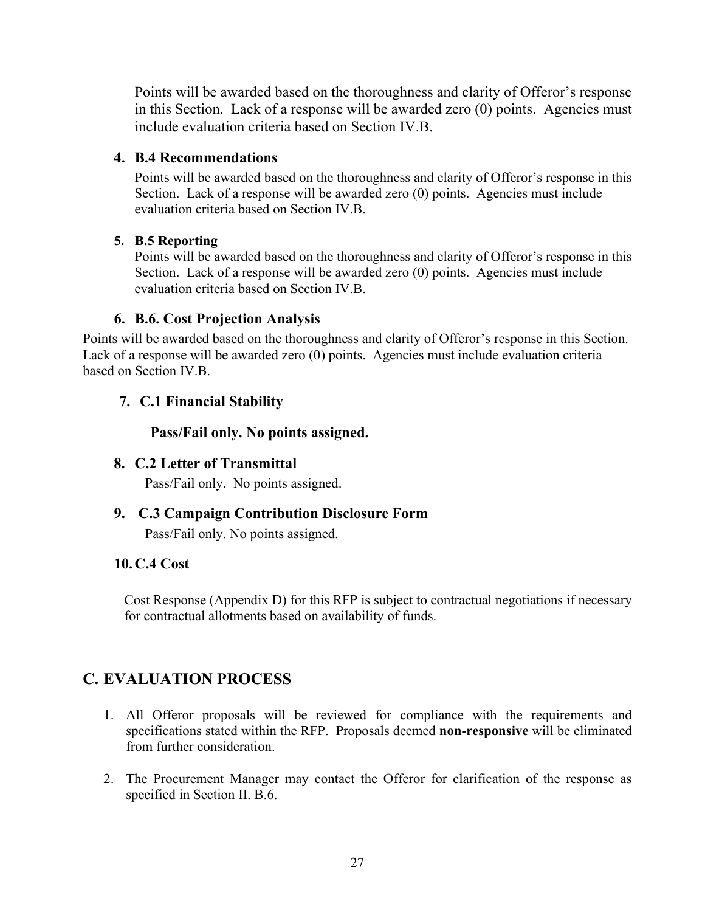Points will be awarded based on the thoroughness and clarity of Offeror's response in this Section. Lack of a response will be awarded zero (0) points. Agencies must include evaluation criteria based on Section IV.B.

4. **B.4 Recommendations**

   Points will be awarded based on the thoroughness and clarity of Offeror's response in this Section. Lack of a response will be awarded zero (0) points. Agencies must include evaluation criteria based on Section IV.B.

5. **B.5 Reporting**

   Points will be awarded based on the thoroughness and clarity of Offeror's response in this Section. Lack of a response will be awarded zero (0) points. Agencies must include evaluation criteria based on Section IV.B.

6. **B.6. Cost Projection Analysis**

Points will be awarded based on the thoroughness and clarity of Offeror's response in this Section. Lack of a response will be awarded zero (0) points. Agencies must include evaluation criteria based on Section IV.B.

7. **C.1 Financial Stability**

   **Pass/Fail only. No points assigned.**

8. **C.2 Letter of Transmittal**

   Pass/Fail only. No points assigned.

9. **C.3 Campaign Contribution Disclosure Form**

   Pass/Fail only. No points assigned.

10. **C.4 Cost**

    Cost Response (Appendix D) for this RFP is subject to contractual negotiations if necessary for contractual allotments based on availability of funds.

## C. EVALUATION PROCESS

1. All Offeror proposals will be reviewed for compliance with the requirements and specifications stated within the RFP. Proposals deemed **non-responsive** will be eliminated from further consideration.
2. The Procurement Manager may contact the Offeror for clarification of the response as specified in Section II. B.6.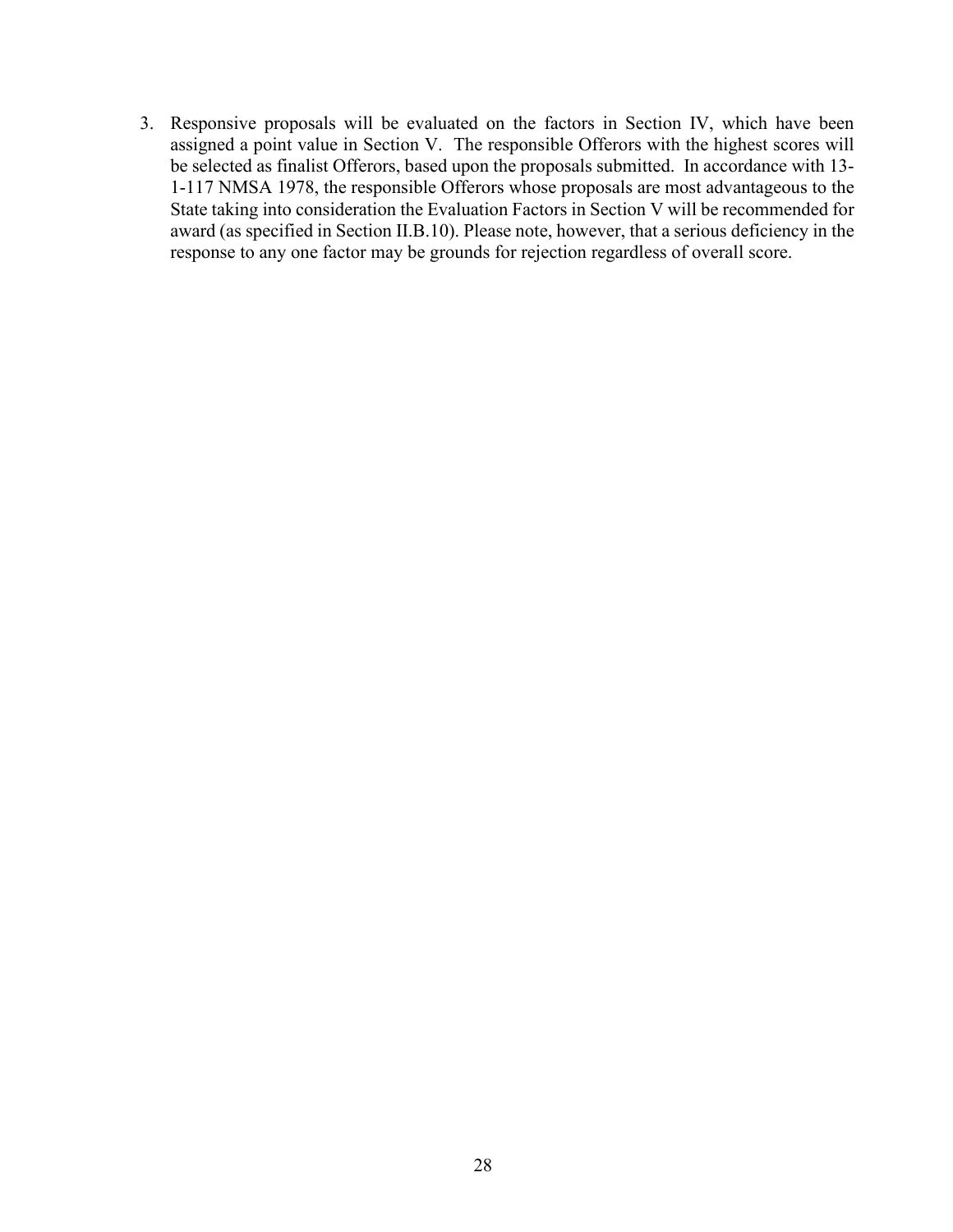3. Responsive proposals will be evaluated on the factors in Section IV, which have been assigned a point value in Section V. The responsible Offerors with the highest scores will be selected as finalist Offerors, based upon the proposals submitted. In accordance with 13-1-117 NMSA 1978, the responsible Offerors whose proposals are most advantageous to the State taking into consideration the Evaluation Factors in Section V will be recommended for award (as specified in Section II.B.10). Please note, however, that a serious deficiency in the response to any one factor may be grounds for rejection regardless of overall score.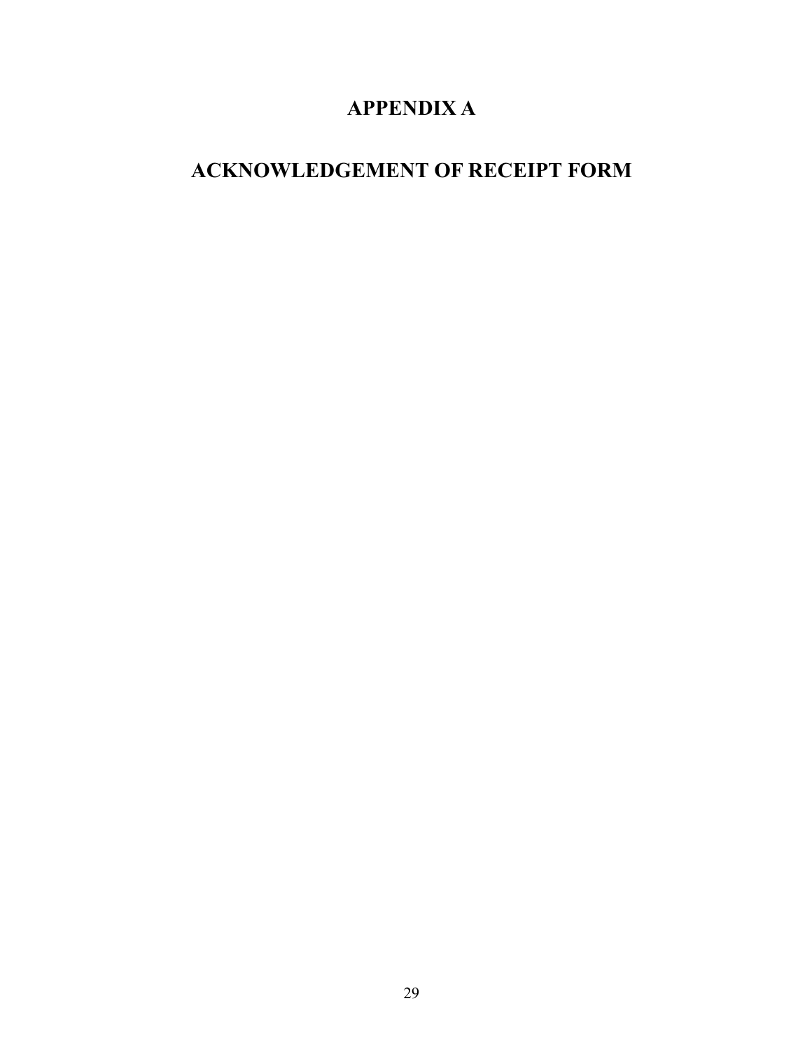# APPENDIX A

# ACKNOWLEDGEMENT OF RECEIPT FORM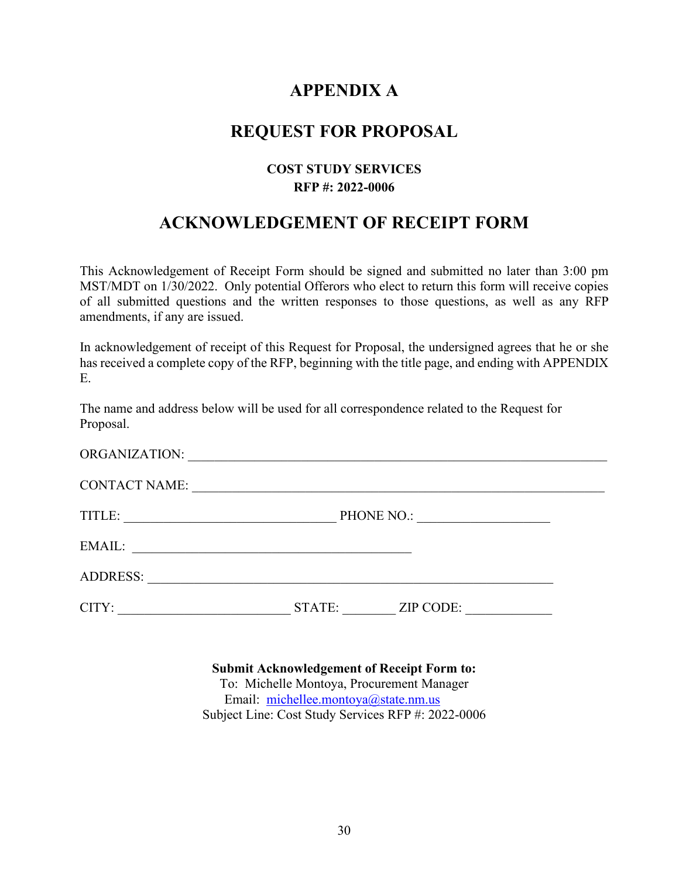# APPENDIX A

# REQUEST FOR PROPOSAL

### COST STUDY SERVICES
### RFP #: 2022-0006

# ACKNOWLEDGEMENT OF RECEIPT FORM

This Acknowledgement of Receipt Form should be signed and submitted no later than 3:00 pm MST/MDT on 1/30/2022. Only potential Offerors who elect to return this form will receive copies of all submitted questions and the written responses to those questions, as well as any RFP amendments, if any are issued.

In acknowledgement of receipt of this Request for Proposal, the undersigned agrees that he or she has received a complete copy of the RFP, beginning with the title page, and ending with APPENDIX E.

The name and address below will be used for all correspondence related to the Request for Proposal.

ORGANIZATION: ___________________________________________________________________

CONTACT NAME: __________________________________________________________________

TITLE: ________________________________ PHONE NO.: ___________________

EMAIL: __________________________________________

ADDRESS: ______________________________________________________________

CITY: __________________________ STATE: ________ ZIP CODE: ____________

**Submit Acknowledgement of Receipt Form to:**
To: Michelle Montoya, Procurement Manager
Email: michellee.montoya@state.nm.us
Subject Line: Cost Study Services RFP #: 2022-0006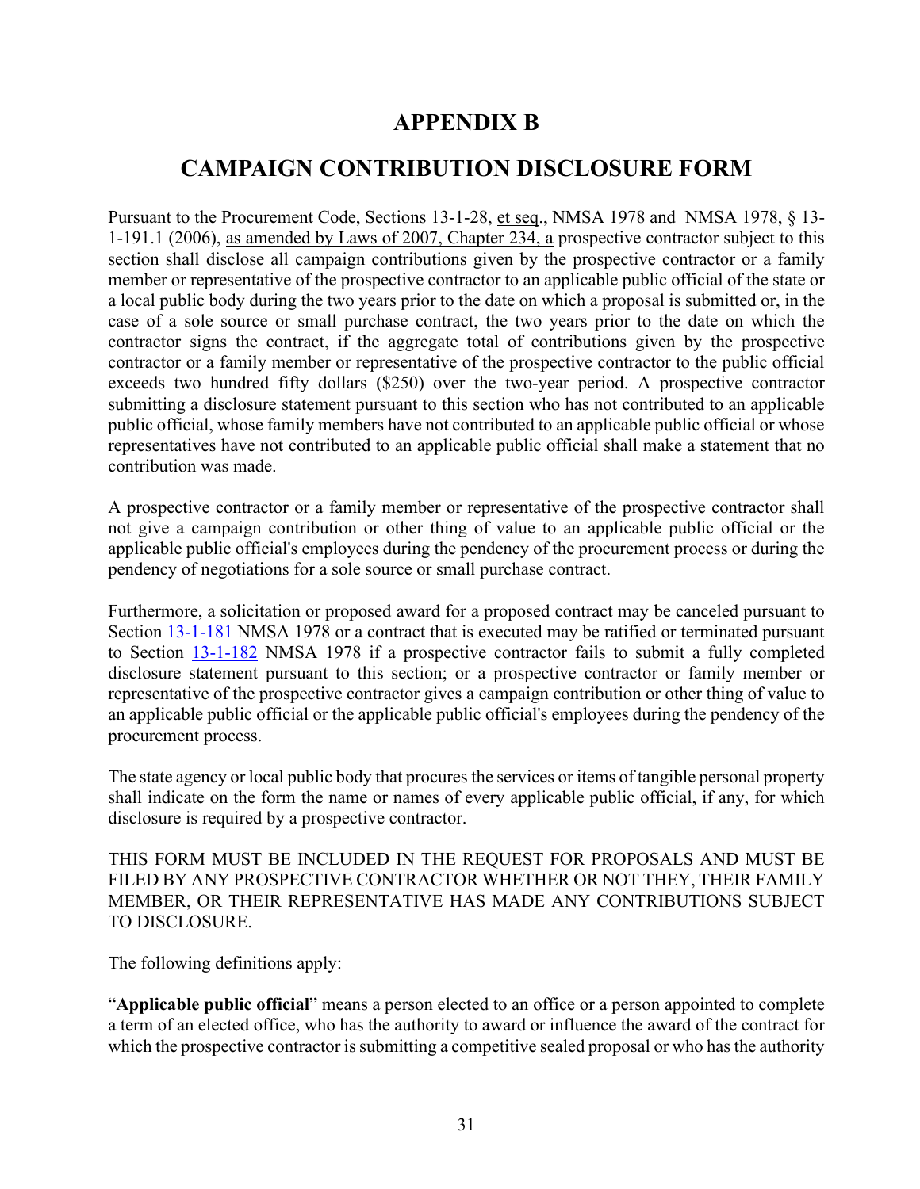# APPENDIX B

# CAMPAIGN CONTRIBUTION DISCLOSURE FORM

Pursuant to the Procurement Code, Sections 13-1-28, et seq., NMSA 1978 and NMSA 1978, § 13-1-191.1 (2006), as amended by Laws of 2007, Chapter 234, a prospective contractor subject to this section shall disclose all campaign contributions given by the prospective contractor or a family member or representative of the prospective contractor to an applicable public official of the state or a local public body during the two years prior to the date on which a proposal is submitted or, in the case of a sole source or small purchase contract, the two years prior to the date on which the contractor signs the contract, if the aggregate total of contributions given by the prospective contractor or a family member or representative of the prospective contractor to the public official exceeds two hundred fifty dollars ($250) over the two-year period. A prospective contractor submitting a disclosure statement pursuant to this section who has not contributed to an applicable public official, whose family members have not contributed to an applicable public official or whose representatives have not contributed to an applicable public official shall make a statement that no contribution was made.

A prospective contractor or a family member or representative of the prospective contractor shall not give a campaign contribution or other thing of value to an applicable public official or the applicable public official's employees during the pendency of the procurement process or during the pendency of negotiations for a sole source or small purchase contract.

Furthermore, a solicitation or proposed award for a proposed contract may be canceled pursuant to Section 13-1-181 NMSA 1978 or a contract that is executed may be ratified or terminated pursuant to Section 13-1-182 NMSA 1978 if a prospective contractor fails to submit a fully completed disclosure statement pursuant to this section; or a prospective contractor or family member or representative of the prospective contractor gives a campaign contribution or other thing of value to an applicable public official or the applicable public official's employees during the pendency of the procurement process.

The state agency or local public body that procures the services or items of tangible personal property shall indicate on the form the name or names of every applicable public official, if any, for which disclosure is required by a prospective contractor.

THIS FORM MUST BE INCLUDED IN THE REQUEST FOR PROPOSALS AND MUST BE FILED BY ANY PROSPECTIVE CONTRACTOR WHETHER OR NOT THEY, THEIR FAMILY MEMBER, OR THEIR REPRESENTATIVE HAS MADE ANY CONTRIBUTIONS SUBJECT TO DISCLOSURE.

The following definitions apply:

"**Applicable public official**" means a person elected to an office or a person appointed to complete a term of an elected office, who has the authority to award or influence the award of the contract for which the prospective contractor is submitting a competitive sealed proposal or who has the authority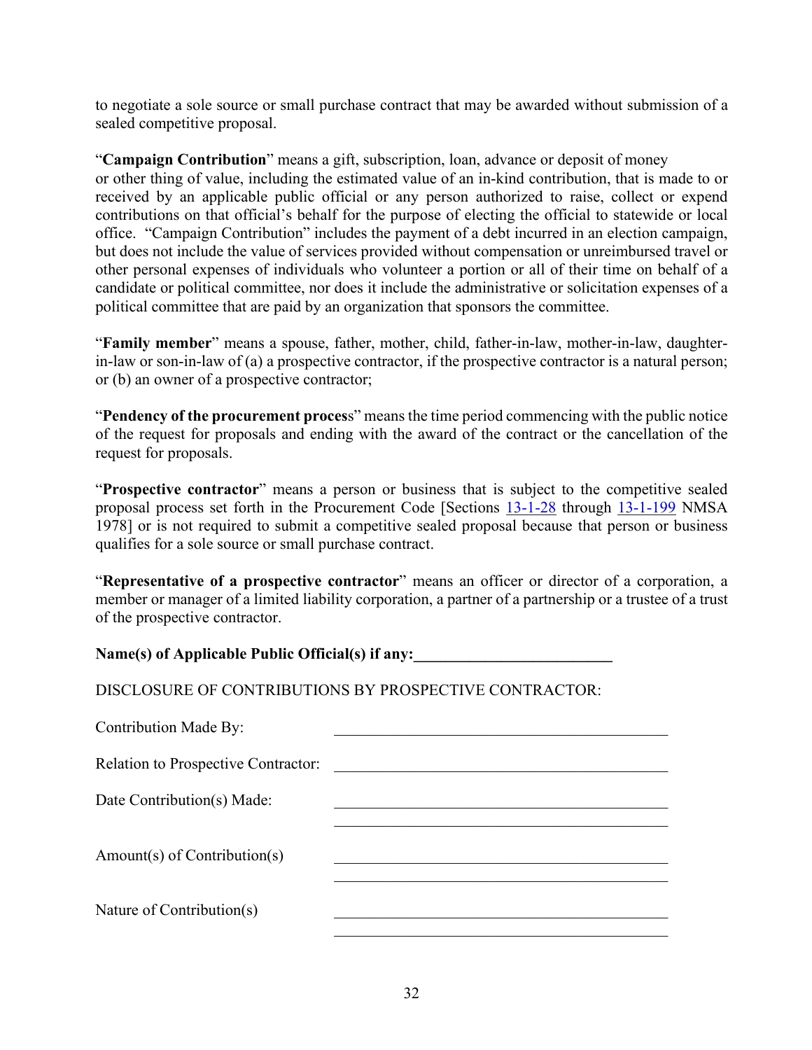to negotiate a sole source or small purchase contract that may be awarded without submission of a sealed competitive proposal.

"**Campaign Contribution**" means a gift, subscription, loan, advance or deposit of money or other thing of value, including the estimated value of an in-kind contribution, that is made to or received by an applicable public official or any person authorized to raise, collect or expend contributions on that official's behalf for the purpose of electing the official to statewide or local office. "Campaign Contribution" includes the payment of a debt incurred in an election campaign, but does not include the value of services provided without compensation or unreimbursed travel or other personal expenses of individuals who volunteer a portion or all of their time on behalf of a candidate or political committee, nor does it include the administrative or solicitation expenses of a political committee that are paid by an organization that sponsors the committee.

"**Family member**" means a spouse, father, mother, child, father-in-law, mother-in-law, daughter-in-law or son-in-law of (a) a prospective contractor, if the prospective contractor is a natural person; or (b) an owner of a prospective contractor;

"**Pendency of the procurement process**" means the time period commencing with the public notice of the request for proposals and ending with the award of the contract or the cancellation of the request for proposals.

"**Prospective contractor**" means a person or business that is subject to the competitive sealed proposal process set forth in the Procurement Code [Sections 13-1-28 through 13-1-199 NMSA 1978] or is not required to submit a competitive sealed proposal because that person or business qualifies for a sole source or small purchase contract.

"**Representative of a prospective contractor**" means an officer or director of a corporation, a member or manager of a limited liability corporation, a partner of a partnership or a trustee of a trust of the prospective contractor.

**Name(s) of Applicable Public Official(s) if any:_________________________**

DISCLOSURE OF CONTRIBUTIONS BY PROSPECTIVE CONTRACTOR:

Contribution Made By: ____________________________________________

Relation to Prospective Contractor: ____________________________________________

Date Contribution(s) Made: ____________________________________________

____________________________________________

Amount(s) of Contribution(s) ____________________________________________

____________________________________________

Nature of Contribution(s) ____________________________________________

____________________________________________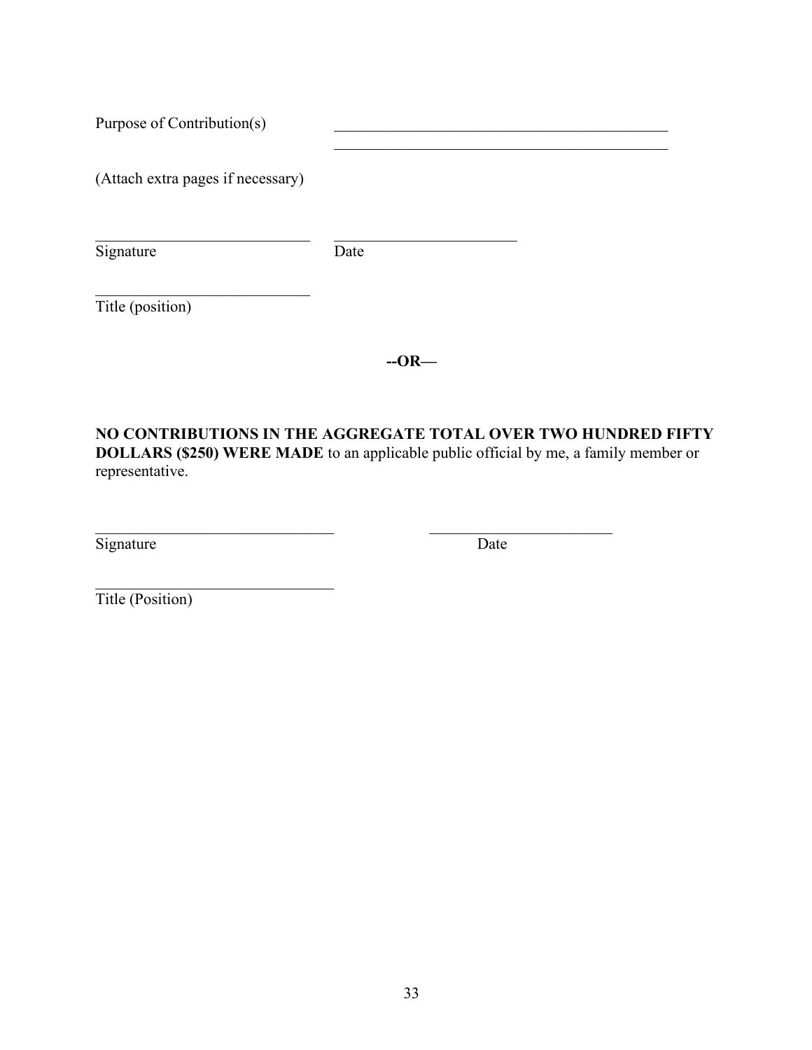Purpose of Contribution(s) \_\_\_\_\_\_\_\_\_\_\_\_\_\_\_\_\_\_\_\_\_\_\_\_\_\_\_\_\_\_\_\_\_\_\_\_\_\_\_\_\_\_\_\_

\_\_\_\_\_\_\_\_\_\_\_\_\_\_\_\_\_\_\_\_\_\_\_\_\_\_\_\_\_\_\_\_\_\_\_\_\_\_\_\_\_\_\_\_

(Attach extra pages if necessary)

\_\_\_\_\_\_\_\_\_\_\_\_\_\_\_\_\_\_\_\_\_\_\_\_\_\_\_\_ \_\_\_\_\_\_\_\_\_\_\_\_\_\_\_\_\_\_\_\_\_\_\_\_

Signature Date

\_\_\_\_\_\_\_\_\_\_\_\_\_\_\_\_\_\_\_\_\_\_\_\_\_\_\_\_

Title (position)

**--OR—**

**NO CONTRIBUTIONS IN THE AGGREGATE TOTAL OVER TWO HUNDRED FIFTY DOLLARS ($250) WERE MADE** to an applicable public official by me, a family member or representative.

\_\_\_\_\_\_\_\_\_\_\_\_\_\_\_\_\_\_\_\_\_\_\_\_\_\_\_\_\_\_\_ \_\_\_\_\_\_\_\_\_\_\_\_\_\_\_\_\_\_\_\_\_\_\_\_

Signature Date

\_\_\_\_\_\_\_\_\_\_\_\_\_\_\_\_\_\_\_\_\_\_\_\_\_\_\_\_\_\_\_

Title (Position)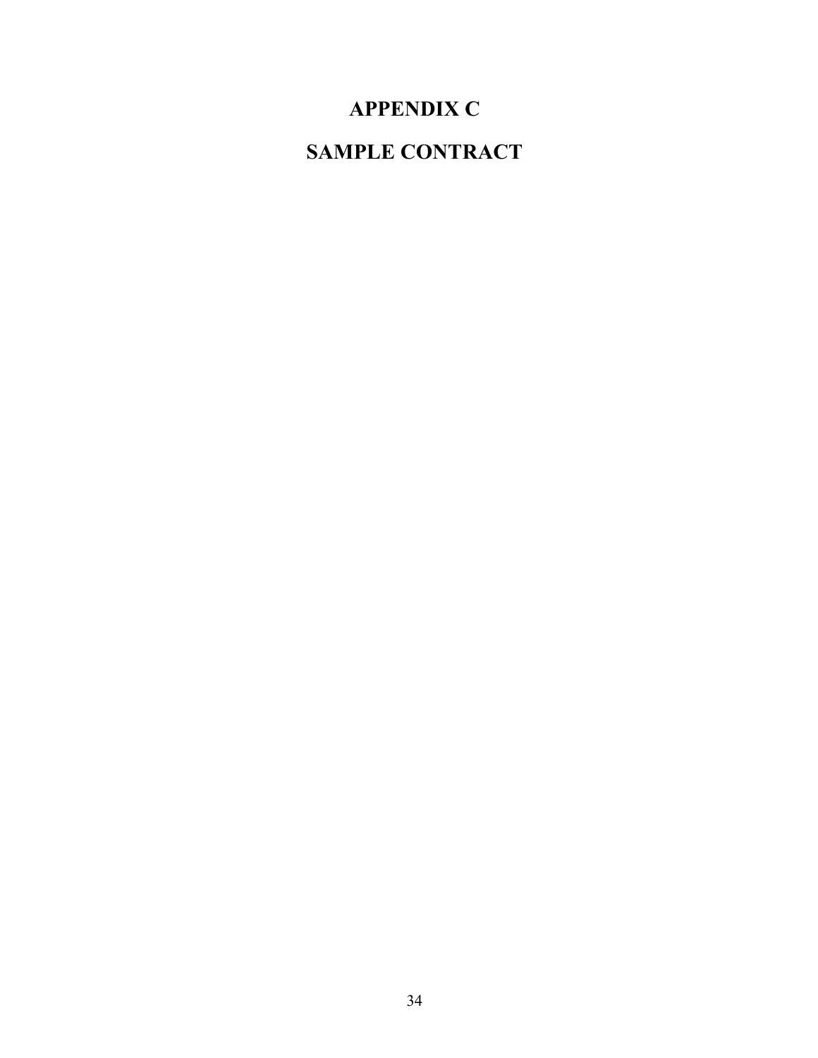# APPENDIX C

# SAMPLE CONTRACT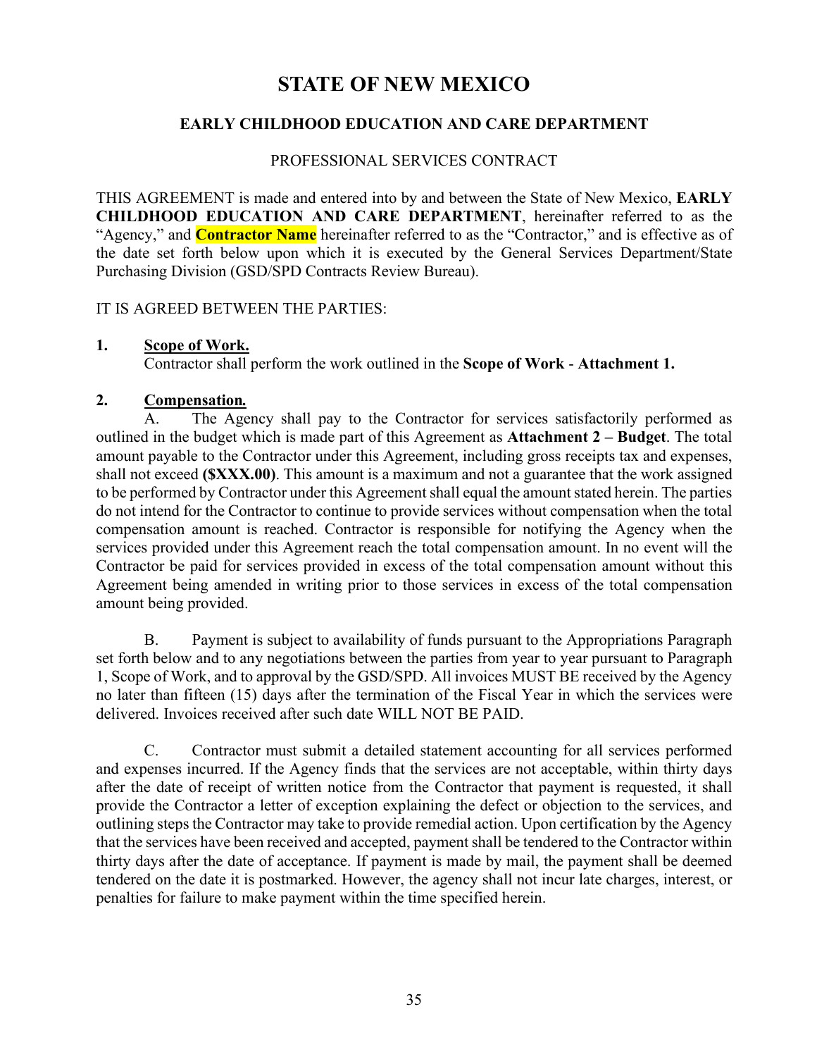# STATE OF NEW MEXICO

## EARLY CHILDHOOD EDUCATION AND CARE DEPARTMENT

PROFESSIONAL SERVICES CONTRACT

THIS AGREEMENT is made and entered into by and between the State of New Mexico, **EARLY CHILDHOOD EDUCATION AND CARE DEPARTMENT**, hereinafter referred to as the "Agency," and **Contractor Name** hereinafter referred to as the "Contractor," and is effective as of the date set forth below upon which it is executed by the General Services Department/State Purchasing Division (GSD/SPD Contracts Review Bureau).

IT IS AGREED BETWEEN THE PARTIES:

**1. Scope of Work.**

Contractor shall perform the work outlined in the **Scope of Work** - **Attachment 1.**

**2. Compensation.**

A. The Agency shall pay to the Contractor for services satisfactorily performed as outlined in the budget which is made part of this Agreement as **Attachment 2 – Budget**. The total amount payable to the Contractor under this Agreement, including gross receipts tax and expenses, shall not exceed **($XXX.00)**. This amount is a maximum and not a guarantee that the work assigned to be performed by Contractor under this Agreement shall equal the amount stated herein. The parties do not intend for the Contractor to continue to provide services without compensation when the total compensation amount is reached. Contractor is responsible for notifying the Agency when the services provided under this Agreement reach the total compensation amount. In no event will the Contractor be paid for services provided in excess of the total compensation amount without this Agreement being amended in writing prior to those services in excess of the total compensation amount being provided.

B. Payment is subject to availability of funds pursuant to the Appropriations Paragraph set forth below and to any negotiations between the parties from year to year pursuant to Paragraph 1, Scope of Work, and to approval by the GSD/SPD. All invoices MUST BE received by the Agency no later than fifteen (15) days after the termination of the Fiscal Year in which the services were delivered. Invoices received after such date WILL NOT BE PAID.

C. Contractor must submit a detailed statement accounting for all services performed and expenses incurred. If the Agency finds that the services are not acceptable, within thirty days after the date of receipt of written notice from the Contractor that payment is requested, it shall provide the Contractor a letter of exception explaining the defect or objection to the services, and outlining steps the Contractor may take to provide remedial action. Upon certification by the Agency that the services have been received and accepted, payment shall be tendered to the Contractor within thirty days after the date of acceptance. If payment is made by mail, the payment shall be deemed tendered on the date it is postmarked. However, the agency shall not incur late charges, interest, or penalties for failure to make payment within the time specified herein.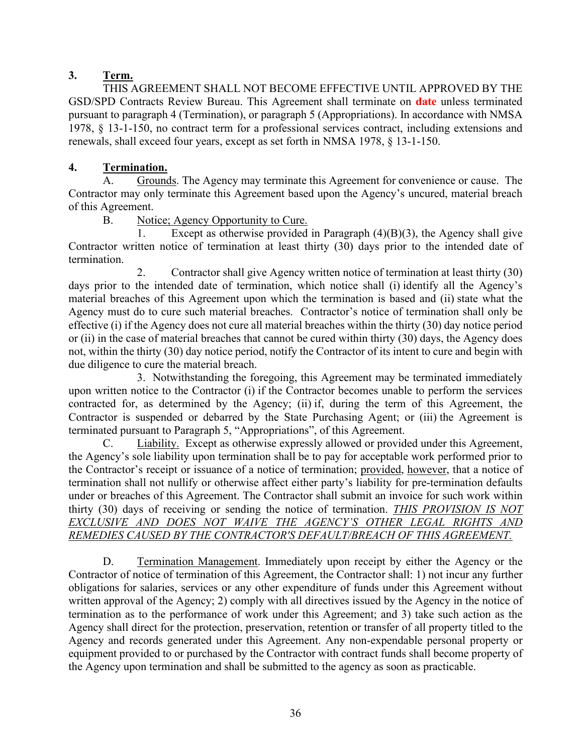**3. Term.**

THIS AGREEMENT SHALL NOT BECOME EFFECTIVE UNTIL APPROVED BY THE GSD/SPD Contracts Review Bureau. This Agreement shall terminate on **date** unless terminated pursuant to paragraph 4 (Termination), or paragraph 5 (Appropriations). In accordance with NMSA 1978, § 13-1-150, no contract term for a professional services contract, including extensions and renewals, shall exceed four years, except as set forth in NMSA 1978, § 13-1-150.

**4. Termination.**

A. Grounds. The Agency may terminate this Agreement for convenience or cause. The Contractor may only terminate this Agreement based upon the Agency's uncured, material breach of this Agreement.

B. Notice; Agency Opportunity to Cure.

1. Except as otherwise provided in Paragraph (4)(B)(3), the Agency shall give Contractor written notice of termination at least thirty (30) days prior to the intended date of termination.

2. Contractor shall give Agency written notice of termination at least thirty (30) days prior to the intended date of termination, which notice shall (i) identify all the Agency's material breaches of this Agreement upon which the termination is based and (ii) state what the Agency must do to cure such material breaches. Contractor's notice of termination shall only be effective (i) if the Agency does not cure all material breaches within the thirty (30) day notice period or (ii) in the case of material breaches that cannot be cured within thirty (30) days, the Agency does not, within the thirty (30) day notice period, notify the Contractor of its intent to cure and begin with due diligence to cure the material breach.

3. Notwithstanding the foregoing, this Agreement may be terminated immediately upon written notice to the Contractor (i) if the Contractor becomes unable to perform the services contracted for, as determined by the Agency; (ii) if, during the term of this Agreement, the Contractor is suspended or debarred by the State Purchasing Agent; or (iii) the Agreement is terminated pursuant to Paragraph 5, "Appropriations", of this Agreement.

C. Liability. Except as otherwise expressly allowed or provided under this Agreement, the Agency's sole liability upon termination shall be to pay for acceptable work performed prior to the Contractor's receipt or issuance of a notice of termination; provided, however, that a notice of termination shall not nullify or otherwise affect either party's liability for pre-termination defaults under or breaches of this Agreement. The Contractor shall submit an invoice for such work within thirty (30) days of receiving or sending the notice of termination. *THIS PROVISION IS NOT EXCLUSIVE AND DOES NOT WAIVE THE AGENCY'S OTHER LEGAL RIGHTS AND REMEDIES CAUSED BY THE CONTRACTOR'S DEFAULT/BREACH OF THIS AGREEMENT.*

D. Termination Management. Immediately upon receipt by either the Agency or the Contractor of notice of termination of this Agreement, the Contractor shall: 1) not incur any further obligations for salaries, services or any other expenditure of funds under this Agreement without written approval of the Agency; 2) comply with all directives issued by the Agency in the notice of termination as to the performance of work under this Agreement; and 3) take such action as the Agency shall direct for the protection, preservation, retention or transfer of all property titled to the Agency and records generated under this Agreement. Any non-expendable personal property or equipment provided to or purchased by the Contractor with contract funds shall become property of the Agency upon termination and shall be submitted to the agency as soon as practicable.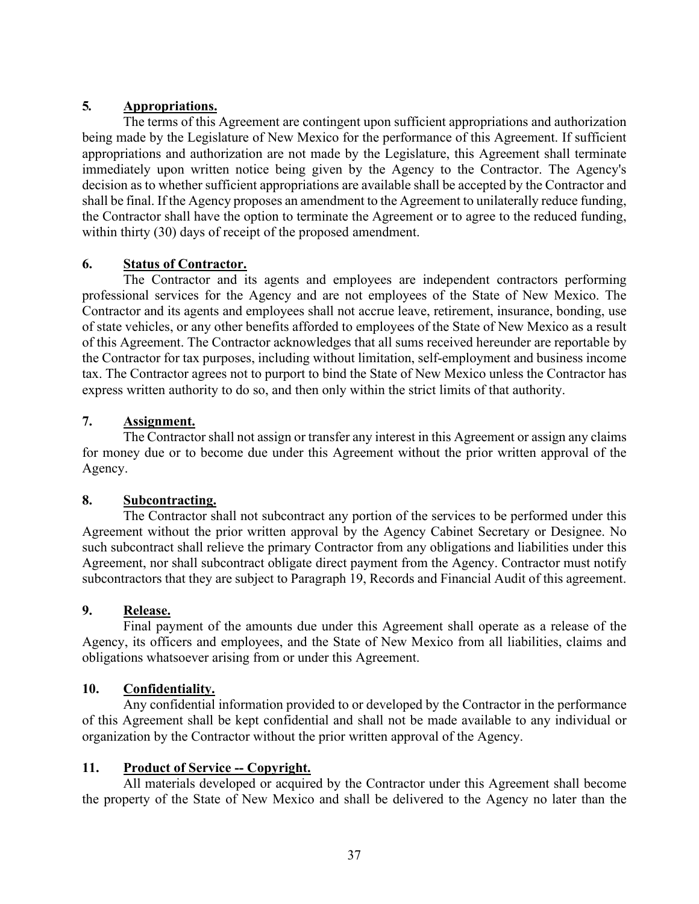**5. Appropriations.**

The terms of this Agreement are contingent upon sufficient appropriations and authorization being made by the Legislature of New Mexico for the performance of this Agreement. If sufficient appropriations and authorization are not made by the Legislature, this Agreement shall terminate immediately upon written notice being given by the Agency to the Contractor. The Agency's decision as to whether sufficient appropriations are available shall be accepted by the Contractor and shall be final. If the Agency proposes an amendment to the Agreement to unilaterally reduce funding, the Contractor shall have the option to terminate the Agreement or to agree to the reduced funding, within thirty (30) days of receipt of the proposed amendment.

**6. Status of Contractor.**

The Contractor and its agents and employees are independent contractors performing professional services for the Agency and are not employees of the State of New Mexico. The Contractor and its agents and employees shall not accrue leave, retirement, insurance, bonding, use of state vehicles, or any other benefits afforded to employees of the State of New Mexico as a result of this Agreement. The Contractor acknowledges that all sums received hereunder are reportable by the Contractor for tax purposes, including without limitation, self-employment and business income tax. The Contractor agrees not to purport to bind the State of New Mexico unless the Contractor has express written authority to do so, and then only within the strict limits of that authority.

**7. Assignment.**

The Contractor shall not assign or transfer any interest in this Agreement or assign any claims for money due or to become due under this Agreement without the prior written approval of the Agency.

**8. Subcontracting.**

The Contractor shall not subcontract any portion of the services to be performed under this Agreement without the prior written approval by the Agency Cabinet Secretary or Designee. No such subcontract shall relieve the primary Contractor from any obligations and liabilities under this Agreement, nor shall subcontract obligate direct payment from the Agency. Contractor must notify subcontractors that they are subject to Paragraph 19, Records and Financial Audit of this agreement.

**9. Release.**

Final payment of the amounts due under this Agreement shall operate as a release of the Agency, its officers and employees, and the State of New Mexico from all liabilities, claims and obligations whatsoever arising from or under this Agreement.

**10. Confidentiality.**

Any confidential information provided to or developed by the Contractor in the performance of this Agreement shall be kept confidential and shall not be made available to any individual or organization by the Contractor without the prior written approval of the Agency.

**11. Product of Service -- Copyright.**

All materials developed or acquired by the Contractor under this Agreement shall become the property of the State of New Mexico and shall be delivered to the Agency no later than the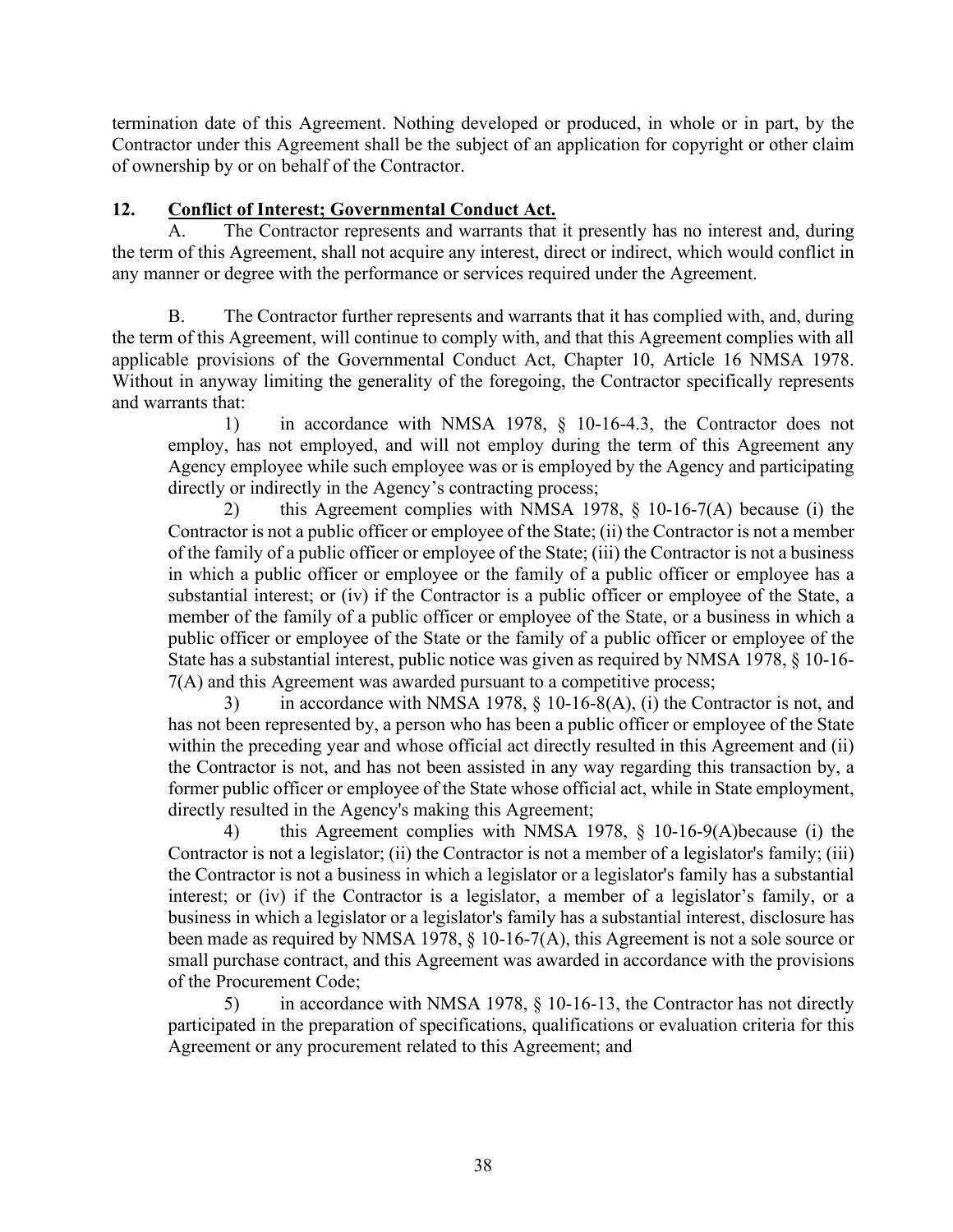termination date of this Agreement. Nothing developed or produced, in whole or in part, by the Contractor under this Agreement shall be the subject of an application for copyright or other claim of ownership by or on behalf of the Contractor.

**12. Conflict of Interest; Governmental Conduct Act.**

A. The Contractor represents and warrants that it presently has no interest and, during the term of this Agreement, shall not acquire any interest, direct or indirect, which would conflict in any manner or degree with the performance or services required under the Agreement.

B. The Contractor further represents and warrants that it has complied with, and, during the term of this Agreement, will continue to comply with, and that this Agreement complies with all applicable provisions of the Governmental Conduct Act, Chapter 10, Article 16 NMSA 1978. Without in anyway limiting the generality of the foregoing, the Contractor specifically represents and warrants that:

1) in accordance with NMSA 1978, § 10-16-4.3, the Contractor does not employ, has not employed, and will not employ during the term of this Agreement any Agency employee while such employee was or is employed by the Agency and participating directly or indirectly in the Agency's contracting process;

2) this Agreement complies with NMSA 1978, § 10-16-7(A) because (i) the Contractor is not a public officer or employee of the State; (ii) the Contractor is not a member of the family of a public officer or employee of the State; (iii) the Contractor is not a business in which a public officer or employee or the family of a public officer or employee has a substantial interest; or (iv) if the Contractor is a public officer or employee of the State, a member of the family of a public officer or employee of the State, or a business in which a public officer or employee of the State or the family of a public officer or employee of the State has a substantial interest, public notice was given as required by NMSA 1978, § 10-16-7(A) and this Agreement was awarded pursuant to a competitive process;

3) in accordance with NMSA 1978, § 10-16-8(A), (i) the Contractor is not, and has not been represented by, a person who has been a public officer or employee of the State within the preceding year and whose official act directly resulted in this Agreement and (ii) the Contractor is not, and has not been assisted in any way regarding this transaction by, a former public officer or employee of the State whose official act, while in State employment, directly resulted in the Agency's making this Agreement;

4) this Agreement complies with NMSA 1978, § 10-16-9(A)because (i) the Contractor is not a legislator; (ii) the Contractor is not a member of a legislator's family; (iii) the Contractor is not a business in which a legislator or a legislator's family has a substantial interest; or (iv) if the Contractor is a legislator, a member of a legislator's family, or a business in which a legislator or a legislator's family has a substantial interest, disclosure has been made as required by NMSA 1978, § 10-16-7(A), this Agreement is not a sole source or small purchase contract, and this Agreement was awarded in accordance with the provisions of the Procurement Code;

5) in accordance with NMSA 1978, § 10-16-13, the Contractor has not directly participated in the preparation of specifications, qualifications or evaluation criteria for this Agreement or any procurement related to this Agreement; and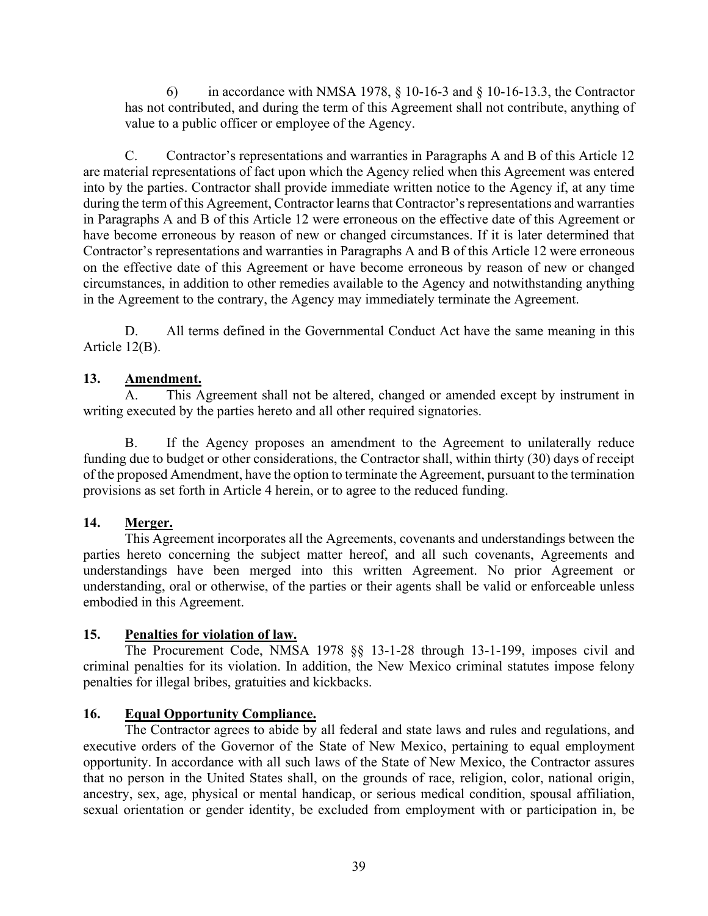6) in accordance with NMSA 1978, § 10-16-3 and § 10-16-13.3, the Contractor has not contributed, and during the term of this Agreement shall not contribute, anything of value to a public officer or employee of the Agency.

C. Contractor's representations and warranties in Paragraphs A and B of this Article 12 are material representations of fact upon which the Agency relied when this Agreement was entered into by the parties. Contractor shall provide immediate written notice to the Agency if, at any time during the term of this Agreement, Contractor learns that Contractor's representations and warranties in Paragraphs A and B of this Article 12 were erroneous on the effective date of this Agreement or have become erroneous by reason of new or changed circumstances. If it is later determined that Contractor's representations and warranties in Paragraphs A and B of this Article 12 were erroneous on the effective date of this Agreement or have become erroneous by reason of new or changed circumstances, in addition to other remedies available to the Agency and notwithstanding anything in the Agreement to the contrary, the Agency may immediately terminate the Agreement.

D. All terms defined in the Governmental Conduct Act have the same meaning in this Article 12(B).

**13. Amendment.**

A. This Agreement shall not be altered, changed or amended except by instrument in writing executed by the parties hereto and all other required signatories.

B. If the Agency proposes an amendment to the Agreement to unilaterally reduce funding due to budget or other considerations, the Contractor shall, within thirty (30) days of receipt of the proposed Amendment, have the option to terminate the Agreement, pursuant to the termination provisions as set forth in Article 4 herein, or to agree to the reduced funding.

**14. Merger.**

This Agreement incorporates all the Agreements, covenants and understandings between the parties hereto concerning the subject matter hereof, and all such covenants, Agreements and understandings have been merged into this written Agreement. No prior Agreement or understanding, oral or otherwise, of the parties or their agents shall be valid or enforceable unless embodied in this Agreement.

**15. Penalties for violation of law.**

The Procurement Code, NMSA 1978 §§ 13-1-28 through 13-1-199, imposes civil and criminal penalties for its violation. In addition, the New Mexico criminal statutes impose felony penalties for illegal bribes, gratuities and kickbacks.

**16. Equal Opportunity Compliance.**

The Contractor agrees to abide by all federal and state laws and rules and regulations, and executive orders of the Governor of the State of New Mexico, pertaining to equal employment opportunity. In accordance with all such laws of the State of New Mexico, the Contractor assures that no person in the United States shall, on the grounds of race, religion, color, national origin, ancestry, sex, age, physical or mental handicap, or serious medical condition, spousal affiliation, sexual orientation or gender identity, be excluded from employment with or participation in, be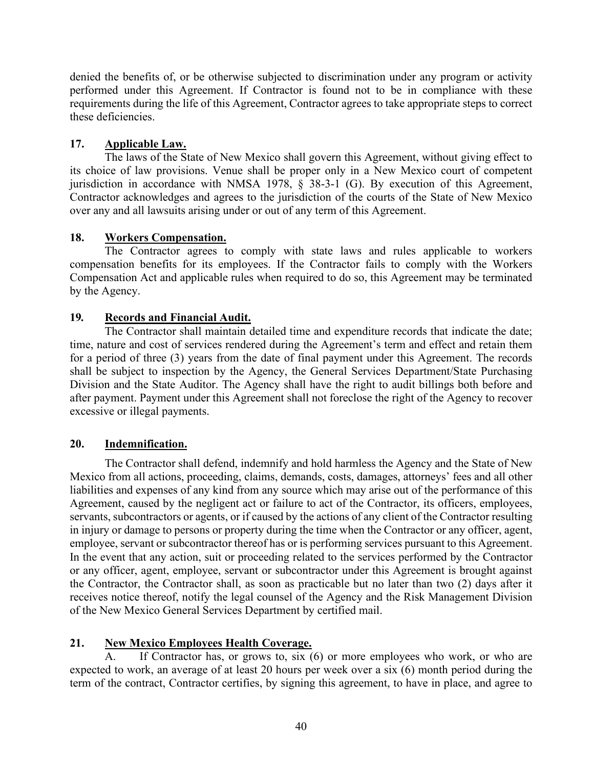denied the benefits of, or be otherwise subjected to discrimination under any program or activity performed under this Agreement. If Contractor is found not to be in compliance with these requirements during the life of this Agreement, Contractor agrees to take appropriate steps to correct these deficiencies.

**17. <u>Applicable Law.</u>**

The laws of the State of New Mexico shall govern this Agreement, without giving effect to its choice of law provisions. Venue shall be proper only in a New Mexico court of competent jurisdiction in accordance with NMSA 1978, § 38-3-1 (G). By execution of this Agreement, Contractor acknowledges and agrees to the jurisdiction of the courts of the State of New Mexico over any and all lawsuits arising under or out of any term of this Agreement.

**18. <u>Workers Compensation.</u>**

The Contractor agrees to comply with state laws and rules applicable to workers compensation benefits for its employees. If the Contractor fails to comply with the Workers Compensation Act and applicable rules when required to do so, this Agreement may be terminated by the Agency.

**19. <u>Records and Financial Audit.</u>**

The Contractor shall maintain detailed time and expenditure records that indicate the date; time, nature and cost of services rendered during the Agreement's term and effect and retain them for a period of three (3) years from the date of final payment under this Agreement. The records shall be subject to inspection by the Agency, the General Services Department/State Purchasing Division and the State Auditor. The Agency shall have the right to audit billings both before and after payment. Payment under this Agreement shall not foreclose the right of the Agency to recover excessive or illegal payments.

**20. <u>Indemnification.</u>**

The Contractor shall defend, indemnify and hold harmless the Agency and the State of New Mexico from all actions, proceeding, claims, demands, costs, damages, attorneys' fees and all other liabilities and expenses of any kind from any source which may arise out of the performance of this Agreement, caused by the negligent act or failure to act of the Contractor, its officers, employees, servants, subcontractors or agents, or if caused by the actions of any client of the Contractor resulting in injury or damage to persons or property during the time when the Contractor or any officer, agent, employee, servant or subcontractor thereof has or is performing services pursuant to this Agreement. In the event that any action, suit or proceeding related to the services performed by the Contractor or any officer, agent, employee, servant or subcontractor under this Agreement is brought against the Contractor, the Contractor shall, as soon as practicable but no later than two (2) days after it receives notice thereof, notify the legal counsel of the Agency and the Risk Management Division of the New Mexico General Services Department by certified mail.

**21. <u>New Mexico Employees Health Coverage.</u>**

A. If Contractor has, or grows to, six (6) or more employees who work, or who are expected to work, an average of at least 20 hours per week over a six (6) month period during the term of the contract, Contractor certifies, by signing this agreement, to have in place, and agree to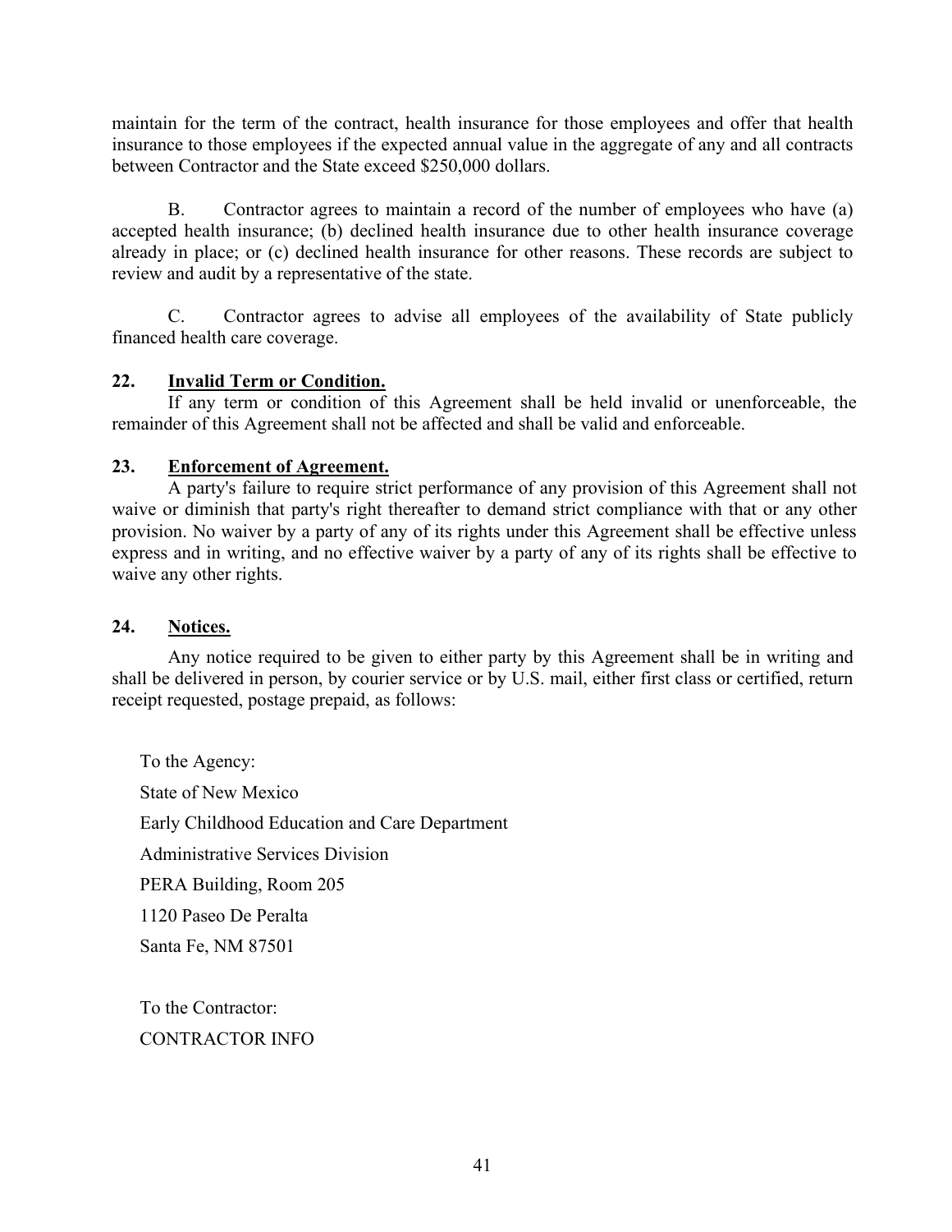maintain for the term of the contract, health insurance for those employees and offer that health insurance to those employees if the expected annual value in the aggregate of any and all contracts between Contractor and the State exceed $250,000 dollars.

B. Contractor agrees to maintain a record of the number of employees who have (a) accepted health insurance; (b) declined health insurance due to other health insurance coverage already in place; or (c) declined health insurance for other reasons. These records are subject to review and audit by a representative of the state.

C. Contractor agrees to advise all employees of the availability of State publicly financed health care coverage.

**22. Invalid Term or Condition.**

If any term or condition of this Agreement shall be held invalid or unenforceable, the remainder of this Agreement shall not be affected and shall be valid and enforceable.

**23. Enforcement of Agreement.**

A party's failure to require strict performance of any provision of this Agreement shall not waive or diminish that party's right thereafter to demand strict compliance with that or any other provision. No waiver by a party of any of its rights under this Agreement shall be effective unless express and in writing, and no effective waiver by a party of any of its rights shall be effective to waive any other rights.

**24. Notices.**

Any notice required to be given to either party by this Agreement shall be in writing and shall be delivered in person, by courier service or by U.S. mail, either first class or certified, return receipt requested, postage prepaid, as follows:

To the Agency:
State of New Mexico
Early Childhood Education and Care Department
Administrative Services Division
PERA Building, Room 205
1120 Paseo De Peralta
Santa Fe, NM 87501

To the Contractor:
CONTRACTOR INFO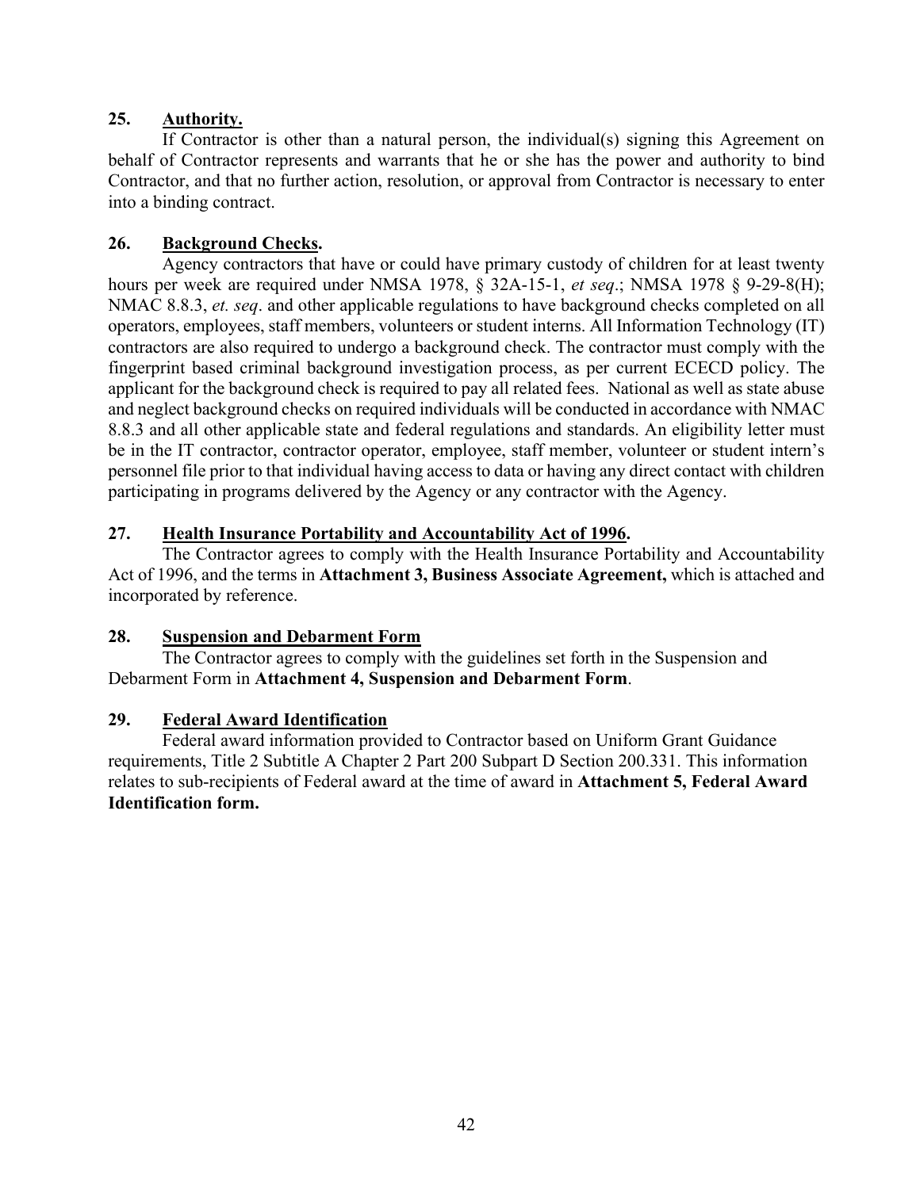**25. Authority.**

If Contractor is other than a natural person, the individual(s) signing this Agreement on behalf of Contractor represents and warrants that he or she has the power and authority to bind Contractor, and that no further action, resolution, or approval from Contractor is necessary to enter into a binding contract.

**26. Background Checks.**

Agency contractors that have or could have primary custody of children for at least twenty hours per week are required under NMSA 1978, § 32A-15-1, *et seq*.; NMSA 1978 § 9-29-8(H); NMAC 8.8.3, *et. seq*. and other applicable regulations to have background checks completed on all operators, employees, staff members, volunteers or student interns. All Information Technology (IT) contractors are also required to undergo a background check. The contractor must comply with the fingerprint based criminal background investigation process, as per current ECECD policy. The applicant for the background check is required to pay all related fees. National as well as state abuse and neglect background checks on required individuals will be conducted in accordance with NMAC 8.8.3 and all other applicable state and federal regulations and standards. An eligibility letter must be in the IT contractor, contractor operator, employee, staff member, volunteer or student intern's personnel file prior to that individual having access to data or having any direct contact with children participating in programs delivered by the Agency or any contractor with the Agency.

**27. Health Insurance Portability and Accountability Act of 1996.**

The Contractor agrees to comply with the Health Insurance Portability and Accountability Act of 1996, and the terms in **Attachment 3, Business Associate Agreement,** which is attached and incorporated by reference.

**28. Suspension and Debarment Form**

The Contractor agrees to comply with the guidelines set forth in the Suspension and Debarment Form in **Attachment 4, Suspension and Debarment Form**.

**29. Federal Award Identification**

Federal award information provided to Contractor based on Uniform Grant Guidance requirements, Title 2 Subtitle A Chapter 2 Part 200 Subpart D Section 200.331. This information relates to sub-recipients of Federal award at the time of award in **Attachment 5, Federal Award Identification form.**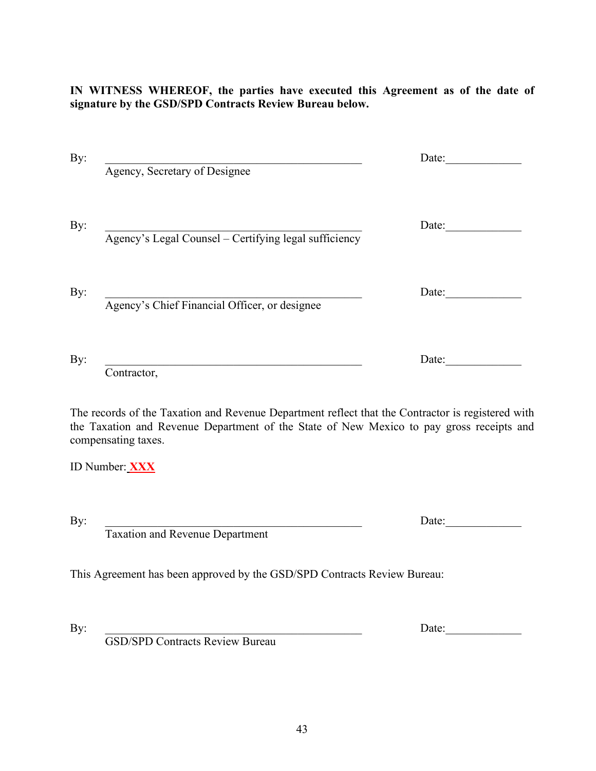**IN WITNESS WHEREOF, the parties have executed this Agreement as of the date of signature by the GSD/SPD Contracts Review Bureau below.**

By: \_\_\_\_\_\_\_\_\_\_\_\_\_\_\_\_\_\_\_\_\_\_\_\_\_\_\_\_\_\_\_\_\_\_\_\_\_\_\_\_ Date: \_\_\_\_\_\_\_\_\_\_\_\_
Agency, Secretary of Designee

By: \_\_\_\_\_\_\_\_\_\_\_\_\_\_\_\_\_\_\_\_\_\_\_\_\_\_\_\_\_\_\_\_\_\_\_\_\_\_\_\_ Date: \_\_\_\_\_\_\_\_\_\_\_\_
Agency's Legal Counsel – Certifying legal sufficiency

By: \_\_\_\_\_\_\_\_\_\_\_\_\_\_\_\_\_\_\_\_\_\_\_\_\_\_\_\_\_\_\_\_\_\_\_\_\_\_\_\_ Date: \_\_\_\_\_\_\_\_\_\_\_\_
Agency's Chief Financial Officer, or designee

By: \_\_\_\_\_\_\_\_\_\_\_\_\_\_\_\_\_\_\_\_\_\_\_\_\_\_\_\_\_\_\_\_\_\_\_\_\_\_\_\_ Date: \_\_\_\_\_\_\_\_\_\_\_\_
Contractor,

The records of the Taxation and Revenue Department reflect that the Contractor is registered with the Taxation and Revenue Department of the State of New Mexico to pay gross receipts and compensating taxes.

ID Number: **XXX**

By: \_\_\_\_\_\_\_\_\_\_\_\_\_\_\_\_\_\_\_\_\_\_\_\_\_\_\_\_\_\_\_\_\_\_\_\_\_\_\_\_ Date: \_\_\_\_\_\_\_\_\_\_\_\_
Taxation and Revenue Department

This Agreement has been approved by the GSD/SPD Contracts Review Bureau:

By: \_\_\_\_\_\_\_\_\_\_\_\_\_\_\_\_\_\_\_\_\_\_\_\_\_\_\_\_\_\_\_\_\_\_\_\_\_\_\_\_ Date: \_\_\_\_\_\_\_\_\_\_\_\_
GSD/SPD Contracts Review Bureau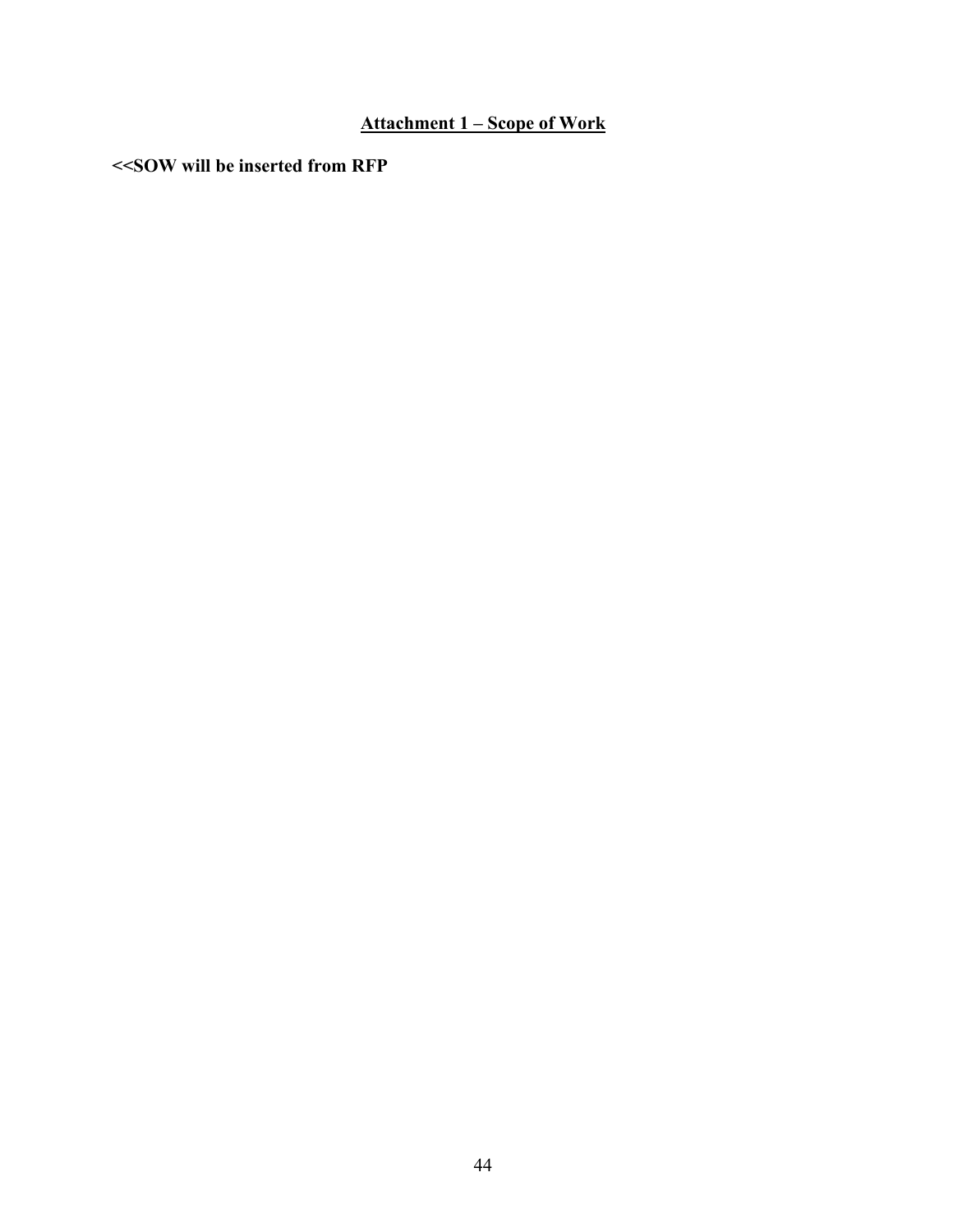## Attachment 1 – Scope of Work

**<<SOW will be inserted from RFP**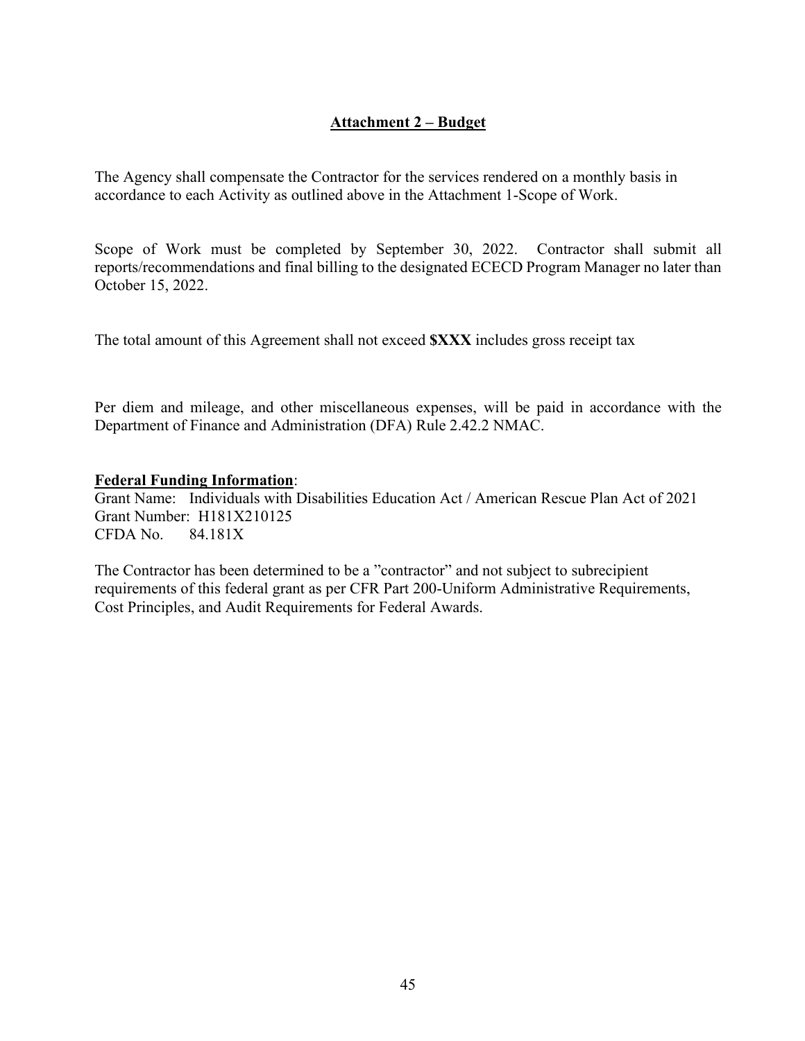## Attachment 2 – Budget

The Agency shall compensate the Contractor for the services rendered on a monthly basis in accordance to each Activity as outlined above in the Attachment 1-Scope of Work.

Scope of Work must be completed by September 30, 2022. Contractor shall submit all reports/recommendations and final billing to the designated ECECD Program Manager no later than October 15, 2022.

The total amount of this Agreement shall not exceed **$XXX** includes gross receipt tax

Per diem and mileage, and other miscellaneous expenses, will be paid in accordance with the Department of Finance and Administration (DFA) Rule 2.42.2 NMAC.

**Federal Funding Information**:
Grant Name: Individuals with Disabilities Education Act / American Rescue Plan Act of 2021
Grant Number: H181X210125
CFDA No. 84.181X

The Contractor has been determined to be a ”contractor” and not subject to subrecipient requirements of this federal grant as per CFR Part 200-Uniform Administrative Requirements, Cost Principles, and Audit Requirements for Federal Awards.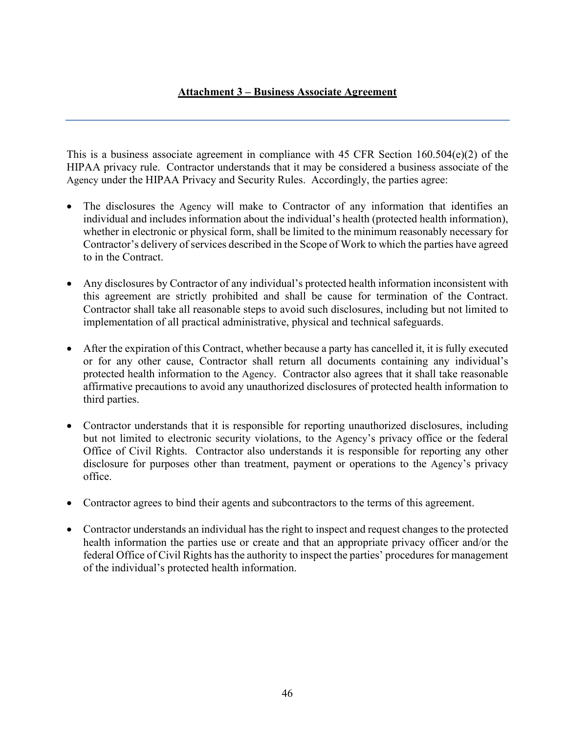## Attachment 3 – Business Associate Agreement

This is a business associate agreement in compliance with 45 CFR Section 160.504(e)(2) of the HIPAA privacy rule. Contractor understands that it may be considered a business associate of the Agency under the HIPAA Privacy and Security Rules. Accordingly, the parties agree:

- The disclosures the Agency will make to Contractor of any information that identifies an individual and includes information about the individual's health (protected health information), whether in electronic or physical form, shall be limited to the minimum reasonably necessary for Contractor's delivery of services described in the Scope of Work to which the parties have agreed to in the Contract.

- Any disclosures by Contractor of any individual's protected health information inconsistent with this agreement are strictly prohibited and shall be cause for termination of the Contract. Contractor shall take all reasonable steps to avoid such disclosures, including but not limited to implementation of all practical administrative, physical and technical safeguards.

- After the expiration of this Contract, whether because a party has cancelled it, it is fully executed or for any other cause, Contractor shall return all documents containing any individual's protected health information to the Agency. Contractor also agrees that it shall take reasonable affirmative precautions to avoid any unauthorized disclosures of protected health information to third parties.

- Contractor understands that it is responsible for reporting unauthorized disclosures, including but not limited to electronic security violations, to the Agency's privacy office or the federal Office of Civil Rights. Contractor also understands it is responsible for reporting any other disclosure for purposes other than treatment, payment or operations to the Agency's privacy office.

- Contractor agrees to bind their agents and subcontractors to the terms of this agreement.

- Contractor understands an individual has the right to inspect and request changes to the protected health information the parties use or create and that an appropriate privacy officer and/or the federal Office of Civil Rights has the authority to inspect the parties' procedures for management of the individual's protected health information.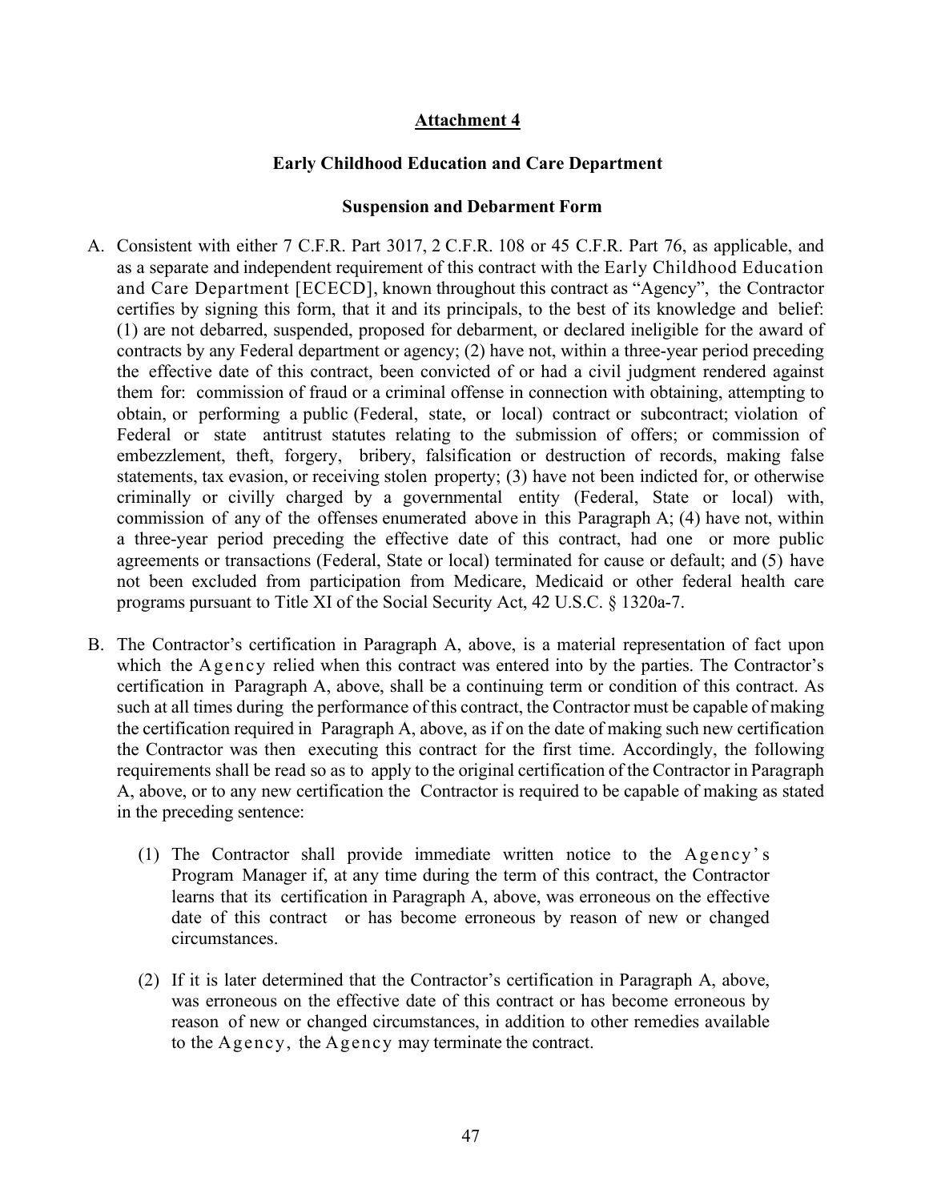**Attachment 4**

**Early Childhood Education and Care Department**

**Suspension and Debarment Form**

A. Consistent with either 7 C.F.R. Part 3017, 2 C.F.R. 108 or 45 C.F.R. Part 76, as applicable, and as a separate and independent requirement of this contract with the Early Childhood Education and Care Department [ECECD], known throughout this contract as "Agency", the Contractor certifies by signing this form, that it and its principals, to the best of its knowledge and belief: (1) are not debarred, suspended, proposed for debarment, or declared ineligible for the award of contracts by any Federal department or agency; (2) have not, within a three-year period preceding the effective date of this contract, been convicted of or had a civil judgment rendered against them for: commission of fraud or a criminal offense in connection with obtaining, attempting to obtain, or performing a public (Federal, state, or local) contract or subcontract; violation of Federal or state antitrust statutes relating to the submission of offers; or commission of embezzlement, theft, forgery, bribery, falsification or destruction of records, making false statements, tax evasion, or receiving stolen property; (3) have not been indicted for, or otherwise criminally or civilly charged by a governmental entity (Federal, State or local) with, commission of any of the offenses enumerated above in this Paragraph A; (4) have not, within a three-year period preceding the effective date of this contract, had one or more public agreements or transactions (Federal, State or local) terminated for cause or default; and (5) have not been excluded from participation from Medicare, Medicaid or other federal health care programs pursuant to Title XI of the Social Security Act, 42 U.S.C. § 1320a-7.

B. The Contractor's certification in Paragraph A, above, is a material representation of fact upon which the Agency relied when this contract was entered into by the parties. The Contractor's certification in Paragraph A, above, shall be a continuing term or condition of this contract. As such at all times during the performance of this contract, the Contractor must be capable of making the certification required in Paragraph A, above, as if on the date of making such new certification the Contractor was then executing this contract for the first time. Accordingly, the following requirements shall be read so as to apply to the original certification of the Contractor in Paragraph A, above, or to any new certification the Contractor is required to be capable of making as stated in the preceding sentence:

   (1) The Contractor shall provide immediate written notice to the Agency's Program Manager if, at any time during the term of this contract, the Contractor learns that its certification in Paragraph A, above, was erroneous on the effective date of this contract or has become erroneous by reason of new or changed circumstances.

   (2) If it is later determined that the Contractor's certification in Paragraph A, above, was erroneous on the effective date of this contract or has become erroneous by reason of new or changed circumstances, in addition to other remedies available to the Agency, the Agency may terminate the contract.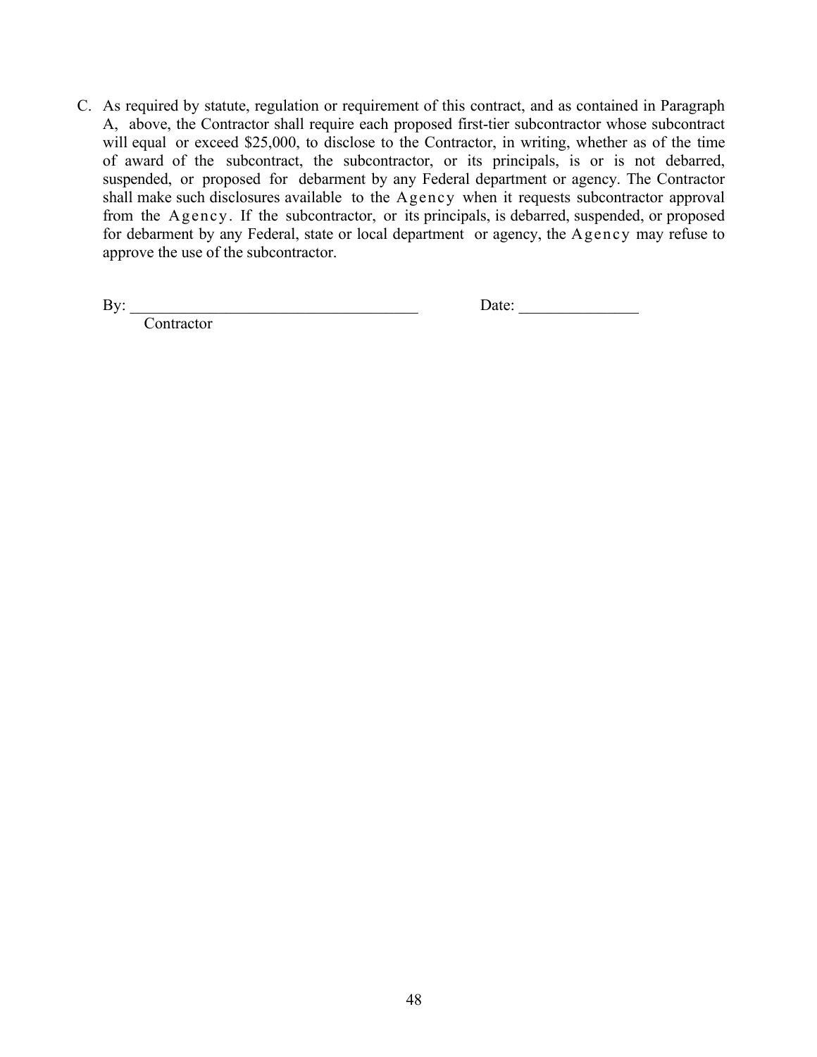C. As required by statute, regulation or requirement of this contract, and as contained in Paragraph A, above, the Contractor shall require each proposed first-tier subcontractor whose subcontract will equal or exceed $25,000, to disclose to the Contractor, in writing, whether as of the time of award of the subcontract, the subcontractor, or its principals, is or is not debarred, suspended, or proposed for debarment by any Federal department or agency. The Contractor shall make such disclosures available to the Agency when it requests subcontractor approval from the Agency. If the subcontractor, or its principals, is debarred, suspended, or proposed for debarment by any Federal, state or local department or agency, the Agency may refuse to approve the use of the subcontractor.

By: ____________________________________ Date: _______________

Contractor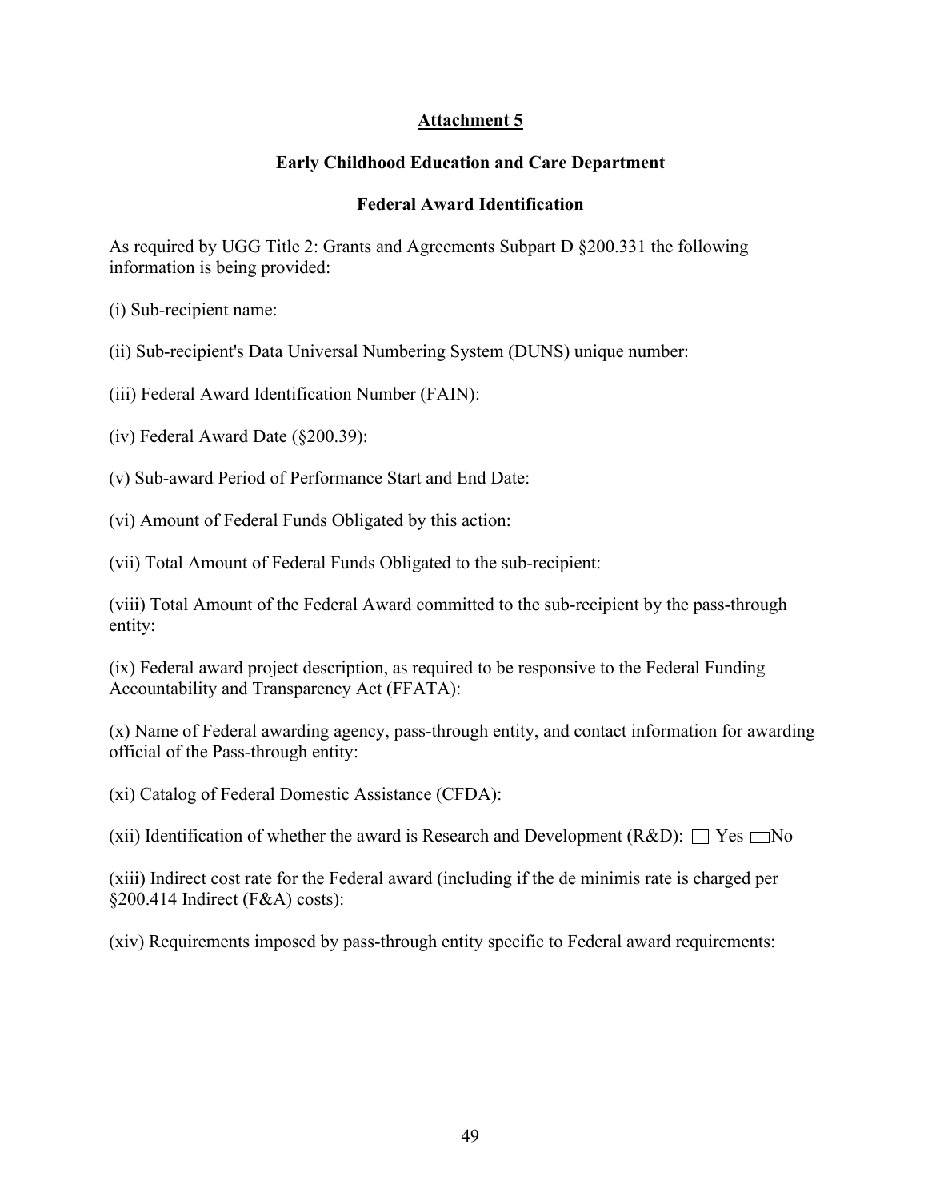# Attachment 5

## Early Childhood Education and Care Department

## Federal Award Identification

As required by UGG Title 2: Grants and Agreements Subpart D §200.331 the following information is being provided:

(i) Sub-recipient name:

(ii) Sub-recipient's Data Universal Numbering System (DUNS) unique number:

(iii) Federal Award Identification Number (FAIN):

(iv) Federal Award Date (§200.39):

(v) Sub-award Period of Performance Start and End Date:

(vi) Amount of Federal Funds Obligated by this action:

(vii) Total Amount of Federal Funds Obligated to the sub-recipient:

(viii) Total Amount of the Federal Award committed to the sub-recipient by the pass-through entity:

(ix) Federal award project description, as required to be responsive to the Federal Funding Accountability and Transparency Act (FFATA):

(x) Name of Federal awarding agency, pass-through entity, and contact information for awarding official of the Pass-through entity:

(xi) Catalog of Federal Domestic Assistance (CFDA):

(xii) Identification of whether the award is Research and Development (R&D): ☐ Yes ☐ No

(xiii) Indirect cost rate for the Federal award (including if the de minimis rate is charged per §200.414 Indirect (F&A) costs):

(xiv) Requirements imposed by pass-through entity specific to Federal award requirements: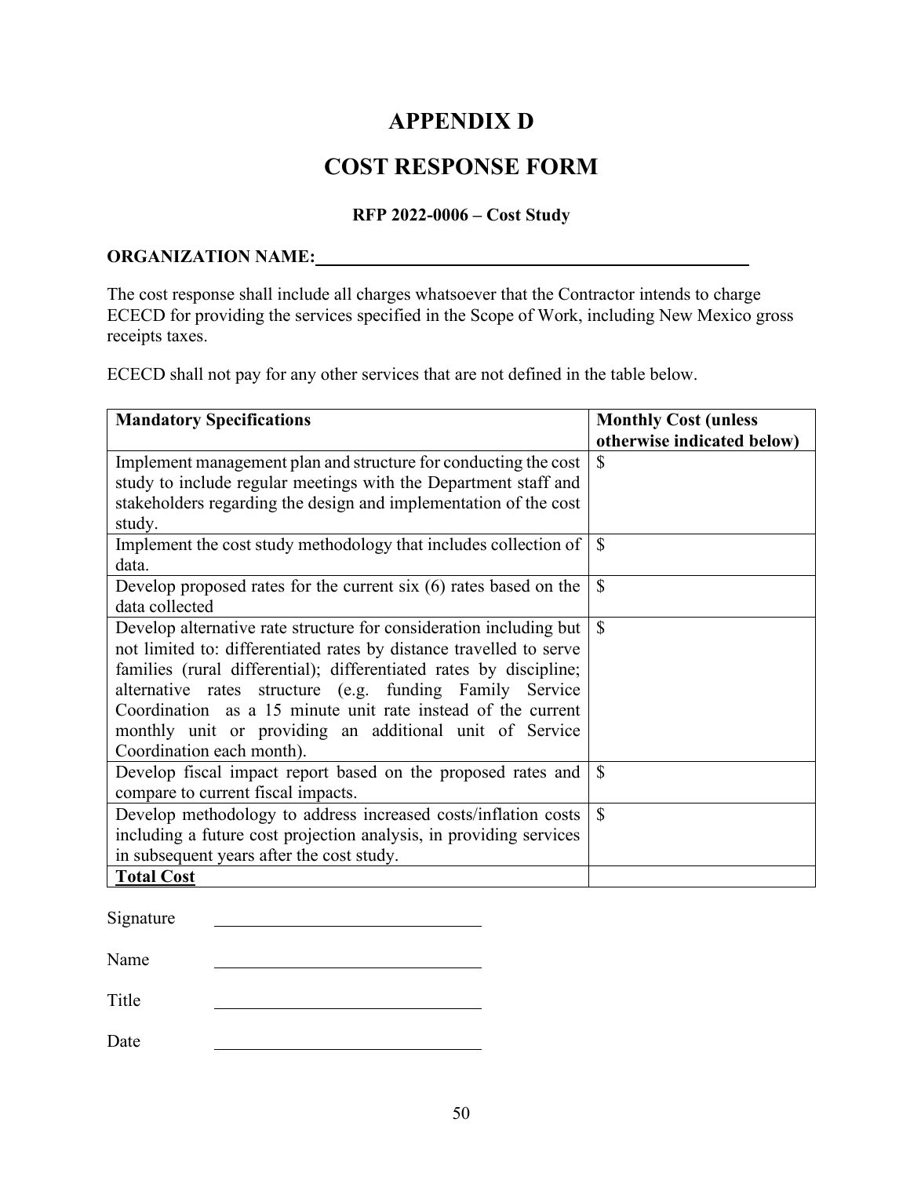# APPENDIX D

# COST RESPONSE FORM

### RFP 2022-0006 – Cost Study

**ORGANIZATION NAME:**\_\_\_\_\_\_\_\_\_\_\_\_\_\_\_\_\_\_\_\_\_\_\_\_\_\_\_\_\_\_\_\_\_\_\_\_\_\_\_\_\_\_\_\_\_\_\_\_

The cost response shall include all charges whatsoever that the Contractor intends to charge ECECD for providing the services specified in the Scope of Work, including New Mexico gross receipts taxes.

ECECD shall not pay for any other services that are not defined in the table below.

| **Mandatory Specifications** | **Monthly Cost (unless otherwise indicated below)** |
|---|---|
| Implement management plan and structure for conducting the cost study to include regular meetings with the Department staff and stakeholders regarding the design and implementation of the cost study. | $ |
| Implement the cost study methodology that includes collection of data. | $ |
| Develop proposed rates for the current six (6) rates based on the data collected | $ |
| Develop alternative rate structure for consideration including but not limited to: differentiated rates by distance travelled to serve families (rural differential); differentiated rates by discipline; alternative rates structure (e.g. funding Family Service Coordination as a 15 minute unit rate instead of the current monthly unit or providing an additional unit of Service Coordination each month). | $ |
| Develop fiscal impact report based on the proposed rates and compare to current fiscal impacts. | $ |
| Develop methodology to address increased costs/inflation costs including a future cost projection analysis, in providing services in subsequent years after the cost study. | $ |
| **<u>Total Cost</u>** | |

Signature \_\_\_\_\_\_\_\_\_\_\_\_\_\_\_\_\_\_\_\_\_\_\_\_\_\_\_\_\_\_

Name \_\_\_\_\_\_\_\_\_\_\_\_\_\_\_\_\_\_\_\_\_\_\_\_\_\_\_\_\_\_

Title \_\_\_\_\_\_\_\_\_\_\_\_\_\_\_\_\_\_\_\_\_\_\_\_\_\_\_\_\_\_

Date \_\_\_\_\_\_\_\_\_\_\_\_\_\_\_\_\_\_\_\_\_\_\_\_\_\_\_\_\_\_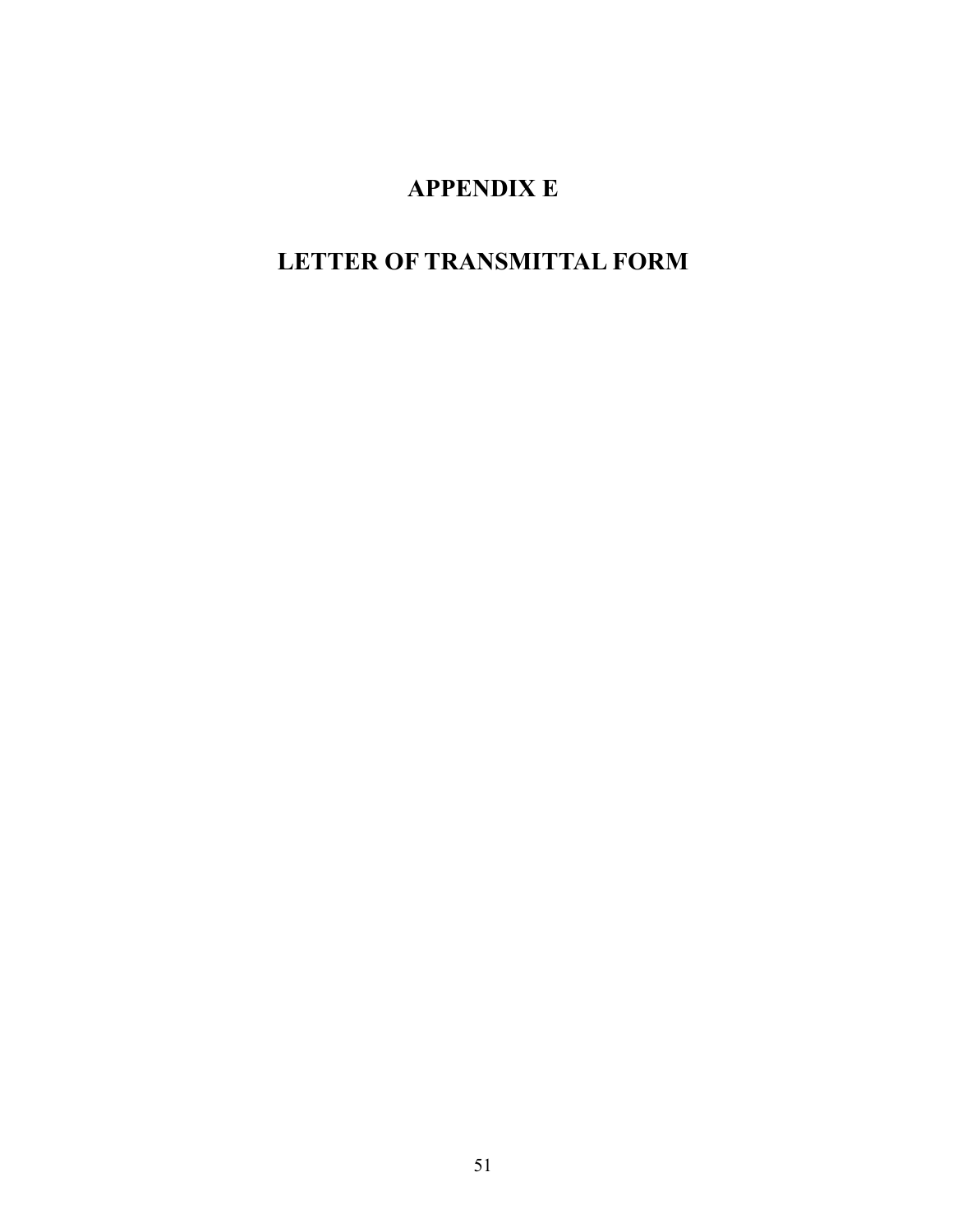# APPENDIX E

# LETTER OF TRANSMITTAL FORM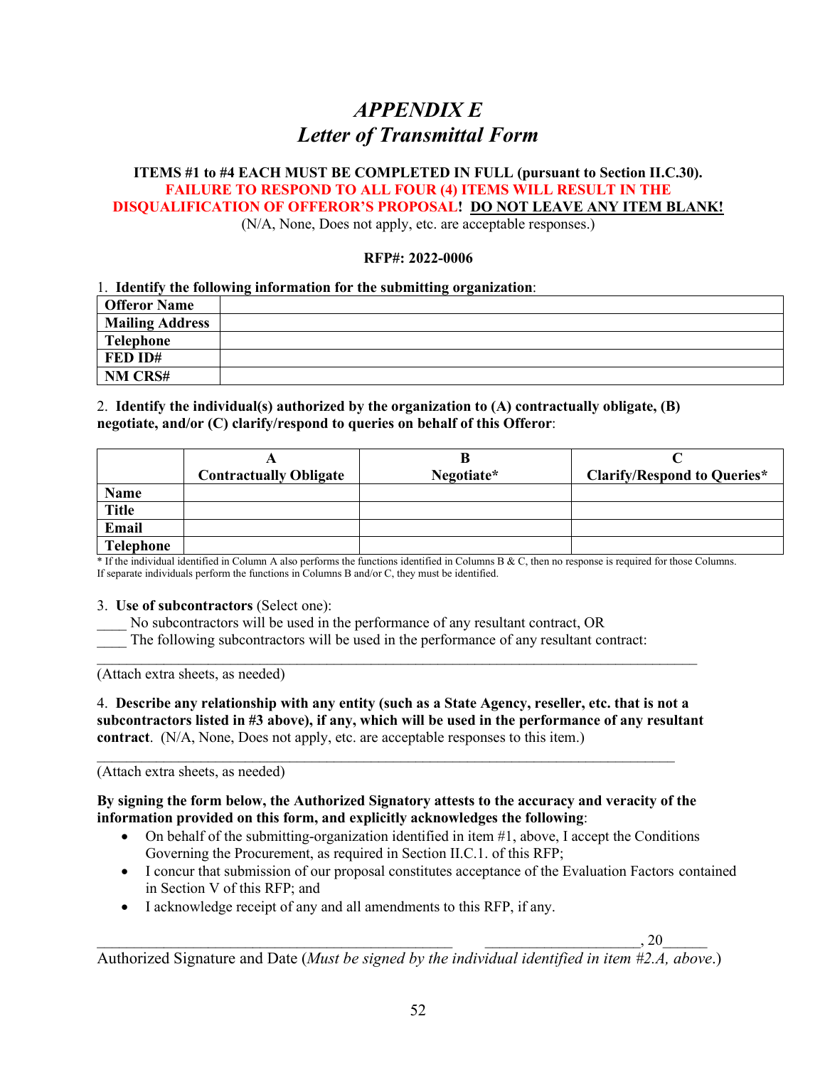# *APPENDIX E*
# *Letter of Transmittal Form*

**ITEMS #1 to #4 EACH MUST BE COMPLETED IN FULL (pursuant to Section II.C.30).**
**FAILURE TO RESPOND TO ALL FOUR (4) ITEMS WILL RESULT IN THE DISQUALIFICATION OF OFFEROR'S PROPOSAL!** **DO NOT LEAVE ANY ITEM BLANK!**
(N/A, None, Does not apply, etc. are acceptable responses.)

**RFP#: 2022-0006**

1. **Identify the following information for the submitting organization**:

| | |
|---|---|
| **Offeror Name** | |
| **Mailing Address** | |
| **Telephone** | |
| **FED ID#** | |
| **NM CRS#** | |

2. **Identify the individual(s) authorized by the organization to (A) contractually obligate, (B) negotiate, and/or (C) clarify/respond to queries on behalf of this Offeror**:

| | A<br>Contractually Obligate | B<br>Negotiate* | C<br>Clarify/Respond to Queries* |
|---|---|---|---|
| **Name** | | | |
| **Title** | | | |
| **Email** | | | |
| **Telephone** | | | |

\* If the individual identified in Column A also performs the functions identified in Columns B & C, then no response is required for those Columns. If separate individuals perform the functions in Columns B and/or C, they must be identified.

3. **Use of subcontractors** (Select one):

____ No subcontractors will be used in the performance of any resultant contract, OR
____ The following subcontractors will be used in the performance of any resultant contract:

_______________________________________________________________________________
(Attach extra sheets, as needed)

4. **Describe any relationship with any entity (such as a State Agency, reseller, etc. that is not a subcontractors listed in #3 above), if any, which will be used in the performance of any resultant contract**. (N/A, None, Does not apply, etc. are acceptable responses to this item.)

_______________________________________________________________________________
(Attach extra sheets, as needed)

**By signing the form below, the Authorized Signatory attests to the accuracy and veracity of the information provided on this form, and explicitly acknowledges the following**:

- On behalf of the submitting-organization identified in item #1, above, I accept the Conditions Governing the Procurement, as required in Section II.C.1. of this RFP;
- I concur that submission of our proposal constitutes acceptance of the Evaluation Factors contained in Section V of this RFP; and
- I acknowledge receipt of any and all amendments to this RFP, if any.

_______________________________________________ ____________________, 20______
Authorized Signature and Date (*Must be signed by the individual identified in item #2.A, above.*)